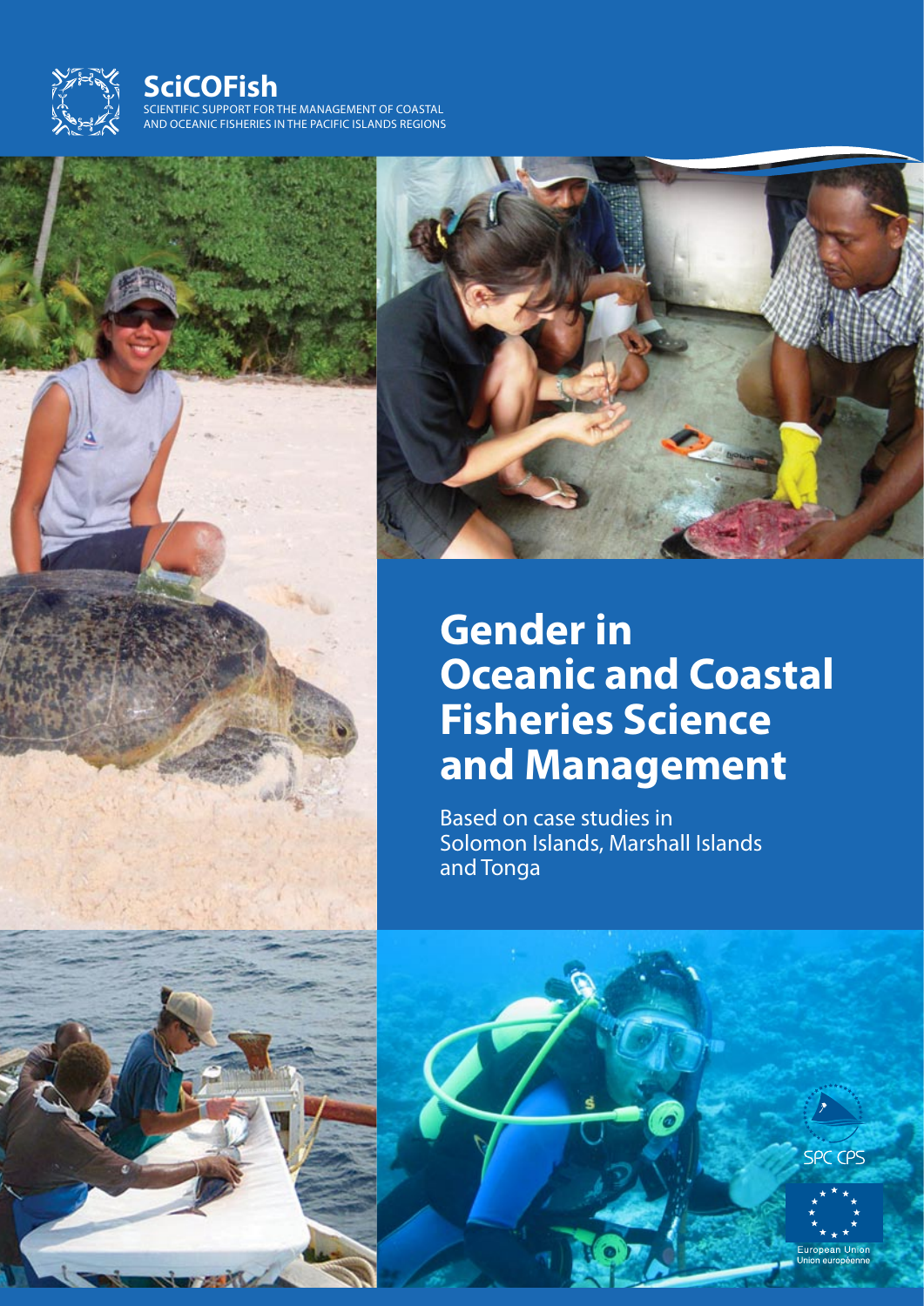**SciCOFish**

SCIENTIFIC SUPPORT FOR THE MANAGEMENT OF COASTAL AND OCEANIC FISHERIES IN THE PACIFIC ISLANDS REGIONS

# Gender in Oceanic and Coastal Fisheries Science and Management

Based on case studies in Solomon Islands, Marshall Islands and Tonga

SPC CPS

European Union
Union européenne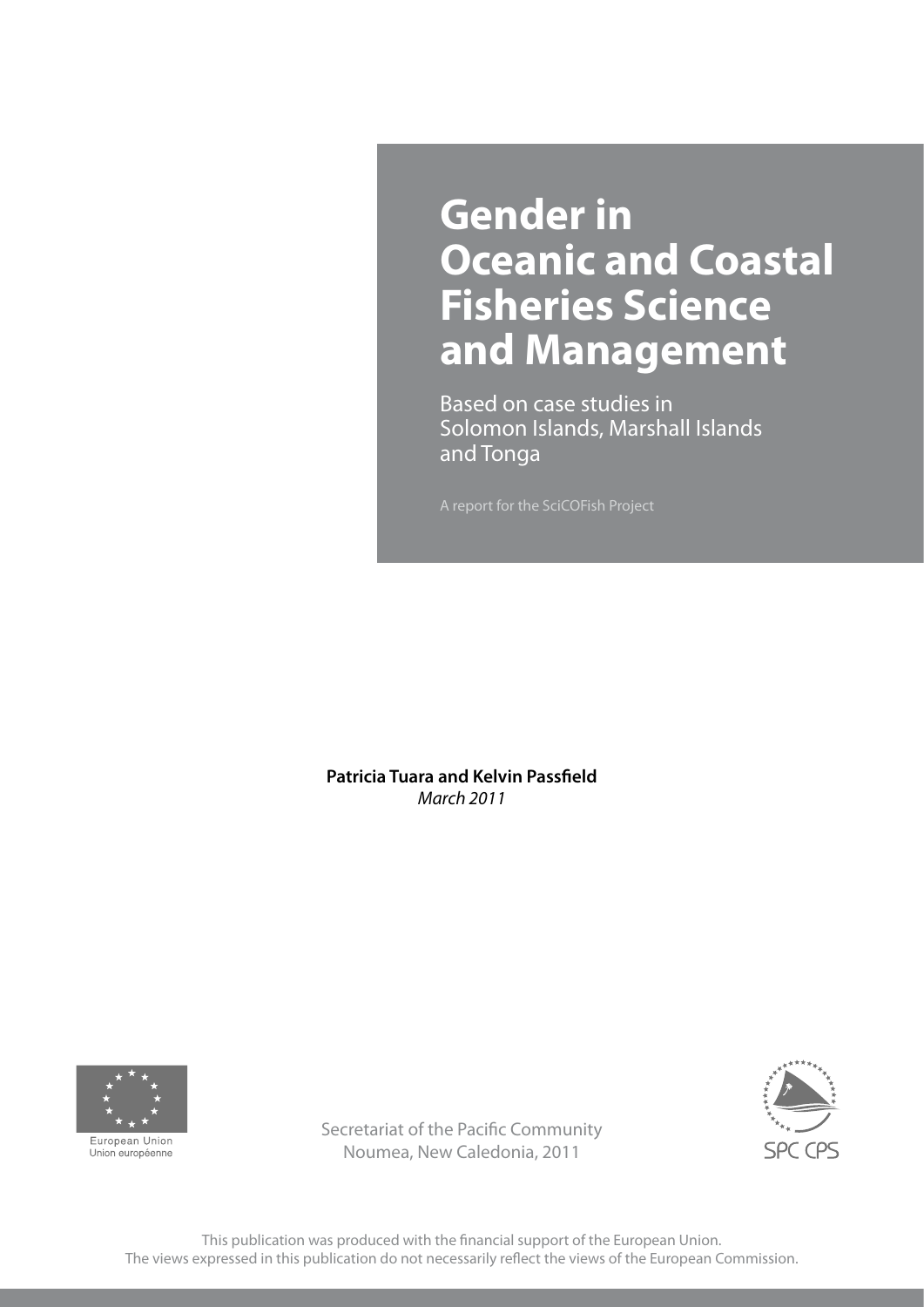# Gender in Oceanic and Coastal Fisheries Science and Management

Based on case studies in Solomon Islands, Marshall Islands and Tonga

A report for the SciCOFish Project

**Patricia Tuara and Kelvin Passfield**
*March 2011*

European Union
Union européenne

Secretariat of the Pacific Community
Noumea, New Caledonia, 2011

SPC CPS

This publication was produced with the financial support of the European Union.
The views expressed in this publication do not necessarily reflect the views of the European Commission.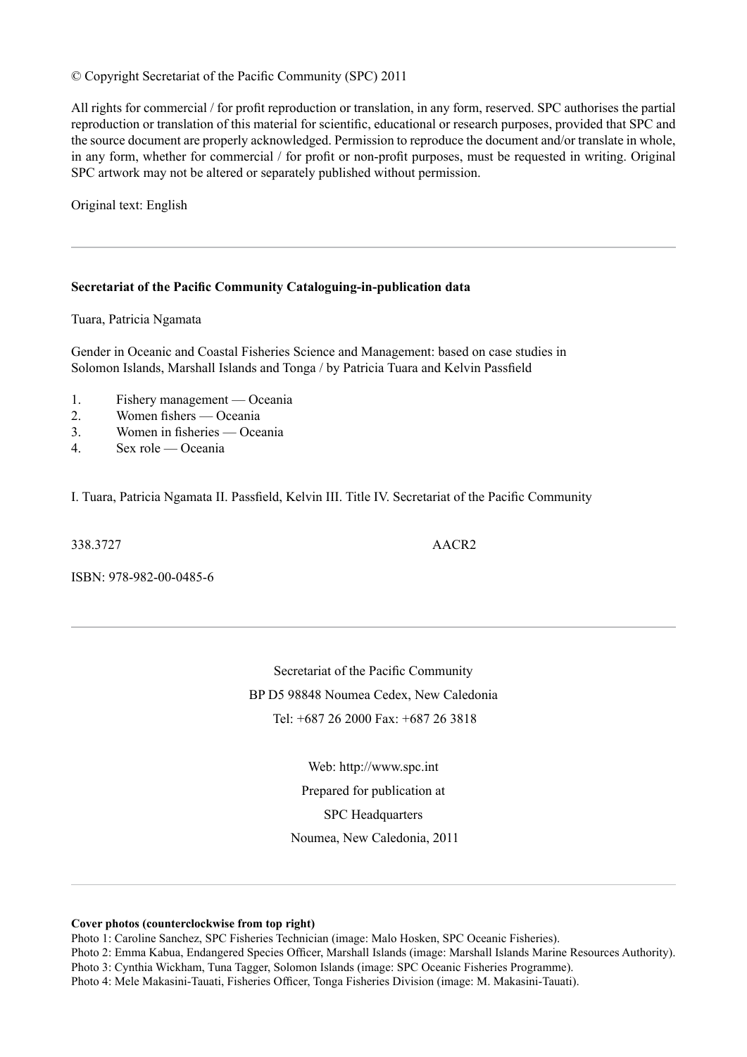© Copyright Secretariat of the Pacific Community (SPC) 2011

All rights for commercial / for profit reproduction or translation, in any form, reserved. SPC authorises the partial reproduction or translation of this material for scientific, educational or research purposes, provided that SPC and the source document are properly acknowledged. Permission to reproduce the document and/or translate in whole, in any form, whether for commercial / for profit or non-profit purposes, must be requested in writing. Original SPC artwork may not be altered or separately published without permission.

Original text: English

---

**Secretariat of the Pacific Community Cataloguing-in-publication data**

Tuara, Patricia Ngamata

Gender in Oceanic and Coastal Fisheries Science and Management: based on case studies in Solomon Islands, Marshall Islands and Tonga / by Patricia Tuara and Kelvin Passfield

1. Fishery management — Oceania
2. Women fishers — Oceania
3. Women in fisheries — Oceania
4. Sex role — Oceania

I. Tuara, Patricia Ngamata II. Passfield, Kelvin III. Title IV. Secretariat of the Pacific Community

338.3727 AACR2

ISBN: 978-982-00-0485-6

---

Secretariat of the Pacific Community

BP D5 98848 Noumea Cedex, New Caledonia

Tel: +687 26 2000 Fax: +687 26 3818

Web: http://www.spc.int

Prepared for publication at

SPC Headquarters

Noumea, New Caledonia, 2011

---

**Cover photos (counterclockwise from top right)**

Photo 1: Caroline Sanchez, SPC Fisheries Technician (image: Malo Hosken, SPC Oceanic Fisheries).

Photo 2: Emma Kabua, Endangered Species Officer, Marshall Islands (image: Marshall Islands Marine Resources Authority).

Photo 3: Cynthia Wickham, Tuna Tagger, Solomon Islands (image: SPC Oceanic Fisheries Programme).

Photo 4: Mele Makasini-Tauati, Fisheries Officer, Tonga Fisheries Division (image: M. Makasini-Tauati).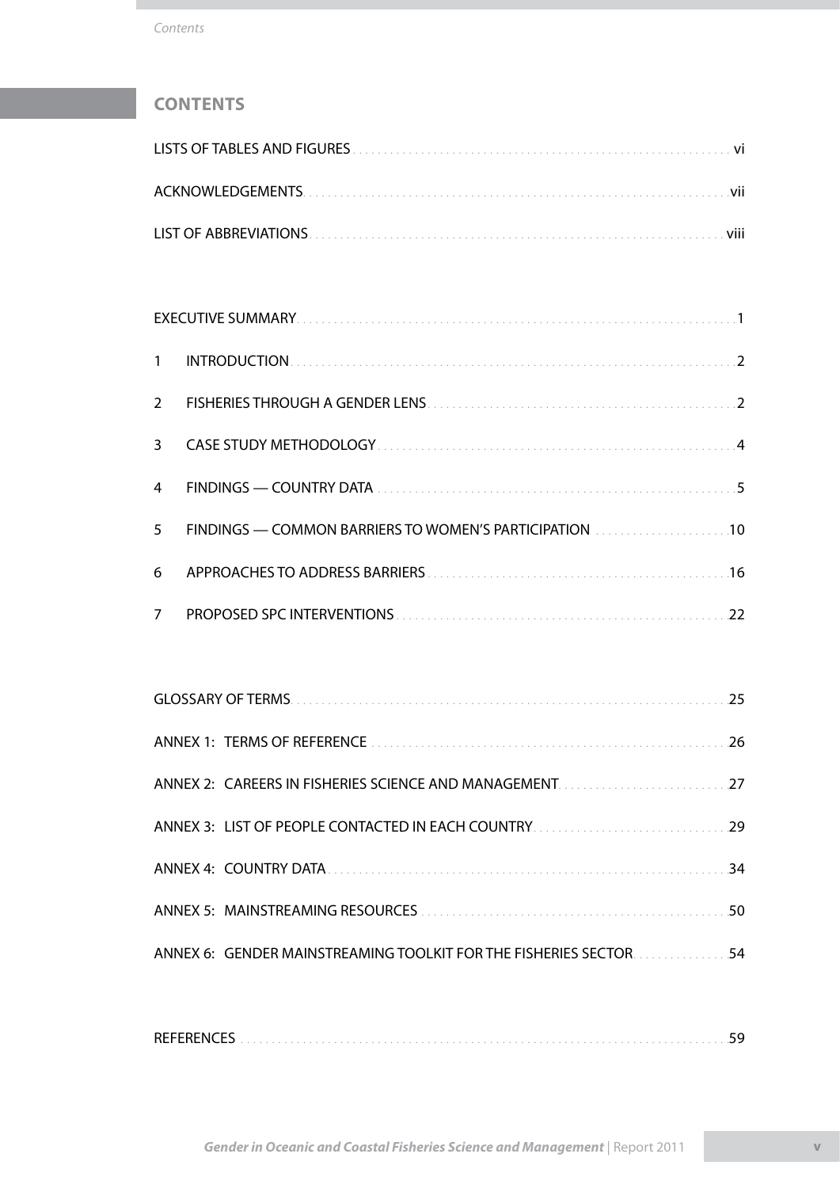# CONTENTS

LISTS OF TABLES AND FIGURES ..... vi

ACKNOWLEDGEMENTS ..... vii

LIST OF ABBREVIATIONS ..... viii

EXECUTIVE SUMMARY ..... 1

1 INTRODUCTION ..... 2

2 FISHERIES THROUGH A GENDER LENS ..... 2

3 CASE STUDY METHODOLOGY ..... 4

4 FINDINGS — COUNTRY DATA ..... 5

5 FINDINGS — COMMON BARRIERS TO WOMEN'S PARTICIPATION ..... 10

6 APPROACHES TO ADDRESS BARRIERS ..... 16

7 PROPOSED SPC INTERVENTIONS ..... 22

GLOSSARY OF TERMS ..... 25

ANNEX 1: TERMS OF REFERENCE ..... 26

ANNEX 2: CAREERS IN FISHERIES SCIENCE AND MANAGEMENT ..... 27

ANNEX 3: LIST OF PEOPLE CONTACTED IN EACH COUNTRY ..... 29

ANNEX 4: COUNTRY DATA ..... 34

ANNEX 5: MAINSTREAMING RESOURCES ..... 50

ANNEX 6: GENDER MAINSTREAMING TOOLKIT FOR THE FISHERIES SECTOR ..... 54

REFERENCES ..... 59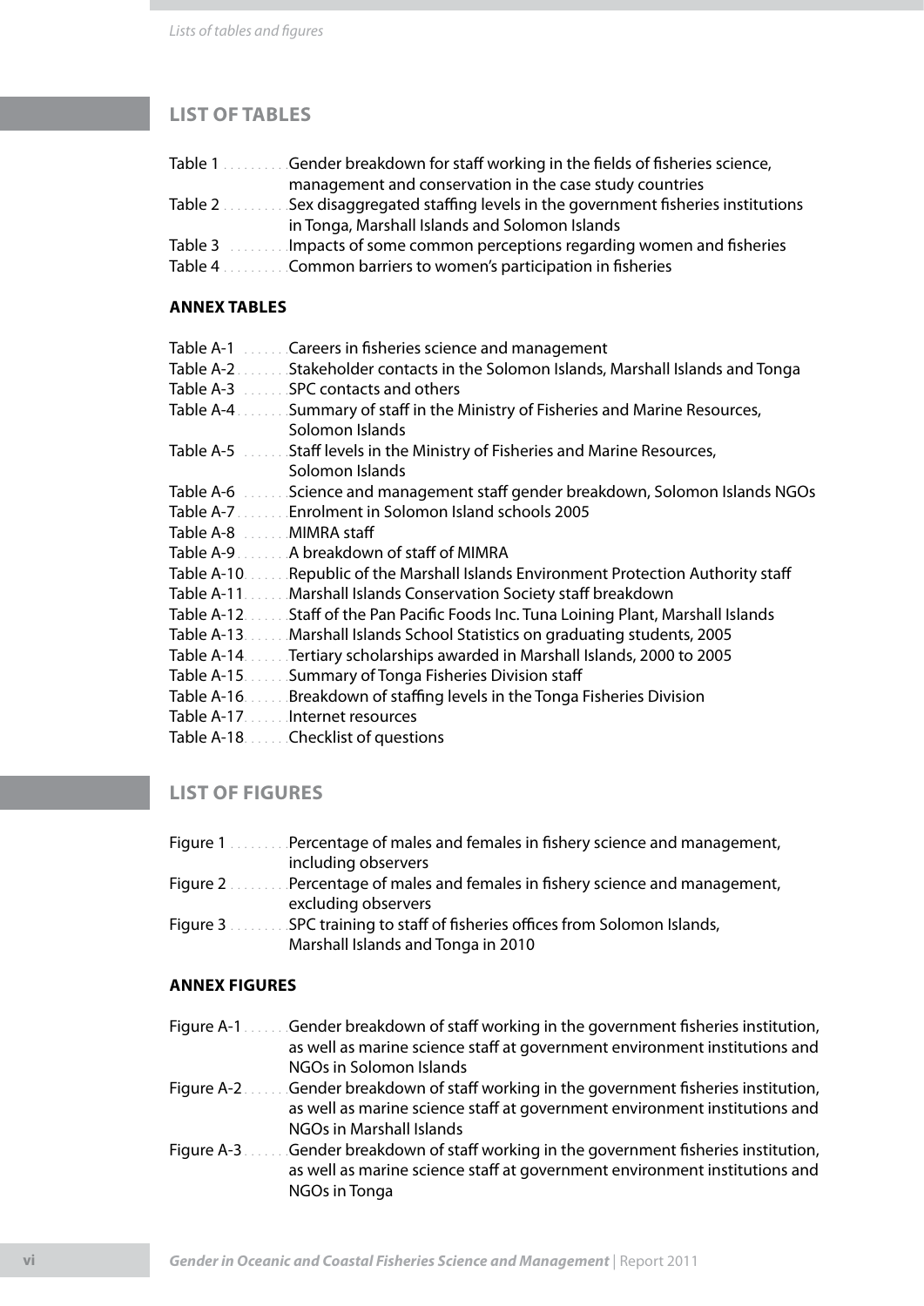## LIST OF TABLES

- Table 1 .......... Gender breakdown for staff working in the fields of fisheries science, management and conservation in the case study countries
- Table 2 .......... Sex disaggregated staffing levels in the government fisheries institutions in Tonga, Marshall Islands and Solomon Islands
- Table 3 .......... Impacts of some common perceptions regarding women and fisheries
- Table 4 .......... Common barriers to women's participation in fisheries

### ANNEX TABLES

- Table A-1 ....... Careers in fisheries science and management
- Table A-2 ....... Stakeholder contacts in the Solomon Islands, Marshall Islands and Tonga
- Table A-3 ....... SPC contacts and others
- Table A-4 ....... Summary of staff in the Ministry of Fisheries and Marine Resources, Solomon Islands
- Table A-5 ....... Staff levels in the Ministry of Fisheries and Marine Resources, Solomon Islands
- Table A-6 ....... Science and management staff gender breakdown, Solomon Islands NGOs
- Table A-7 ....... Enrolment in Solomon Island schools 2005
- Table A-8 ....... MIMRA staff
- Table A-9 ....... A breakdown of staff of MIMRA
- Table A-10 ....... Republic of the Marshall Islands Environment Protection Authority staff
- Table A-11 ....... Marshall Islands Conservation Society staff breakdown
- Table A-12 ....... Staff of the Pan Pacific Foods Inc. Tuna Loining Plant, Marshall Islands
- Table A-13 ....... Marshall Islands School Statistics on graduating students, 2005
- Table A-14 ....... Tertiary scholarships awarded in Marshall Islands, 2000 to 2005
- Table A-15 ....... Summary of Tonga Fisheries Division staff
- Table A-16 ....... Breakdown of staffing levels in the Tonga Fisheries Division
- Table A-17 ....... Internet resources
- Table A-18 ....... Checklist of questions

## LIST OF FIGURES

- Figure 1 .......... Percentage of males and females in fishery science and management, including observers
- Figure 2 .......... Percentage of males and females in fishery science and management, excluding observers
- Figure 3 .......... SPC training to staff of fisheries offices from Solomon Islands, Marshall Islands and Tonga in 2010

### ANNEX FIGURES

- Figure A-1 ....... Gender breakdown of staff working in the government fisheries institution, as well as marine science staff at government environment institutions and NGOs in Solomon Islands
- Figure A-2 ....... Gender breakdown of staff working in the government fisheries institution, as well as marine science staff at government environment institutions and NGOs in Marshall Islands
- Figure A-3 ....... Gender breakdown of staff working in the government fisheries institution, as well as marine science staff at government environment institutions and NGOs in Tonga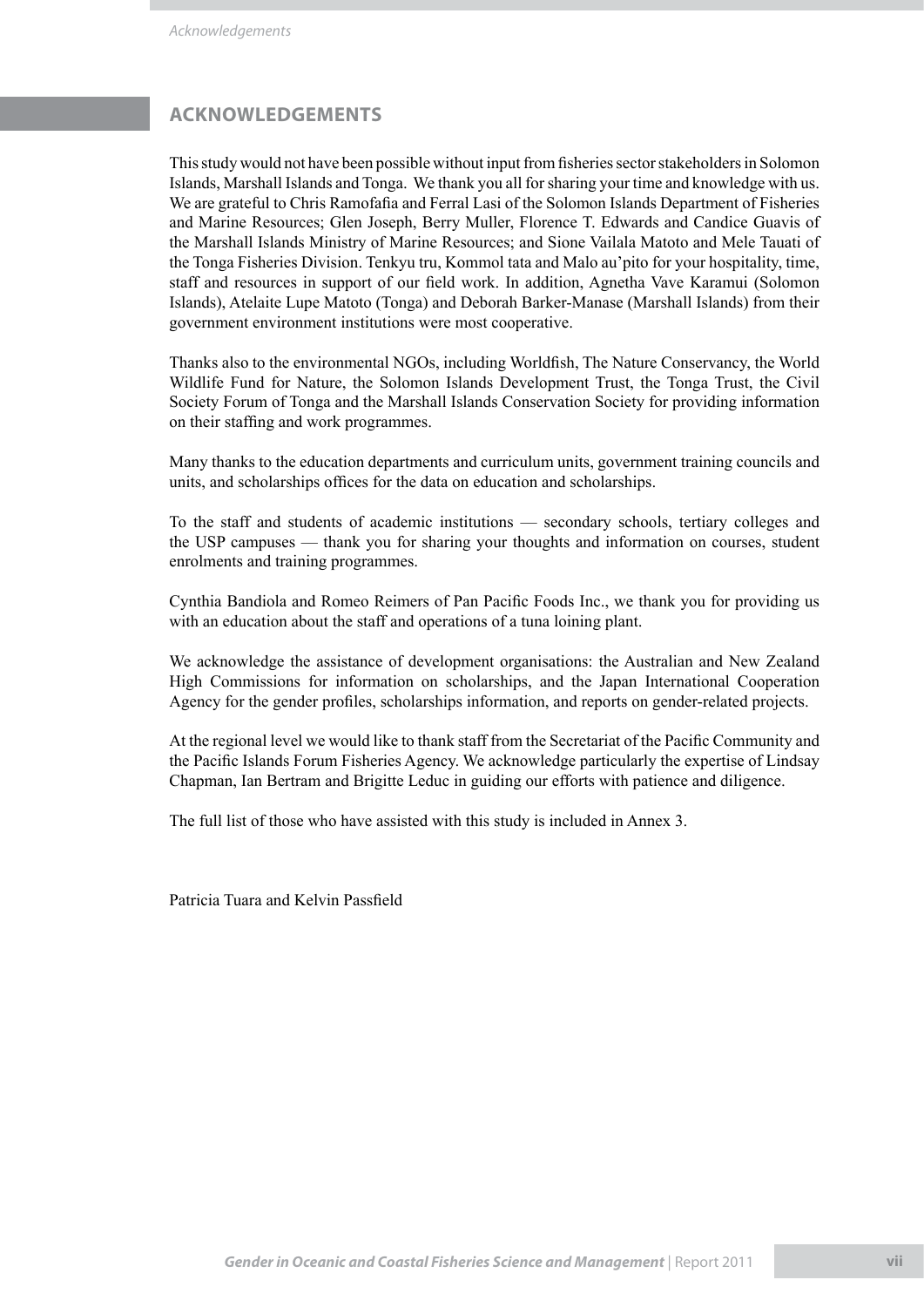# ACKNOWLEDGEMENTS

This study would not have been possible without input from fisheries sector stakeholders in Solomon Islands, Marshall Islands and Tonga. We thank you all for sharing your time and knowledge with us. We are grateful to Chris Ramofafia and Ferral Lasi of the Solomon Islands Department of Fisheries and Marine Resources; Glen Joseph, Berry Muller, Florence T. Edwards and Candice Guavis of the Marshall Islands Ministry of Marine Resources; and Sione Vailala Matoto and Mele Tauati of the Tonga Fisheries Division. Tenkyu tru, Kommol tata and Malo au'pito for your hospitality, time, staff and resources in support of our field work. In addition, Agnetha Vave Karamui (Solomon Islands), Atelaite Lupe Matoto (Tonga) and Deborah Barker-Manase (Marshall Islands) from their government environment institutions were most cooperative.

Thanks also to the environmental NGOs, including Worldfish, The Nature Conservancy, the World Wildlife Fund for Nature, the Solomon Islands Development Trust, the Tonga Trust, the Civil Society Forum of Tonga and the Marshall Islands Conservation Society for providing information on their staffing and work programmes.

Many thanks to the education departments and curriculum units, government training councils and units, and scholarships offices for the data on education and scholarships.

To the staff and students of academic institutions — secondary schools, tertiary colleges and the USP campuses — thank you for sharing your thoughts and information on courses, student enrolments and training programmes.

Cynthia Bandiola and Romeo Reimers of Pan Pacific Foods Inc., we thank you for providing us with an education about the staff and operations of a tuna loining plant.

We acknowledge the assistance of development organisations: the Australian and New Zealand High Commissions for information on scholarships, and the Japan International Cooperation Agency for the gender profiles, scholarships information, and reports on gender-related projects.

At the regional level we would like to thank staff from the Secretariat of the Pacific Community and the Pacific Islands Forum Fisheries Agency. We acknowledge particularly the expertise of Lindsay Chapman, Ian Bertram and Brigitte Leduc in guiding our efforts with patience and diligence.

The full list of those who have assisted with this study is included in Annex 3.

Patricia Tuara and Kelvin Passfield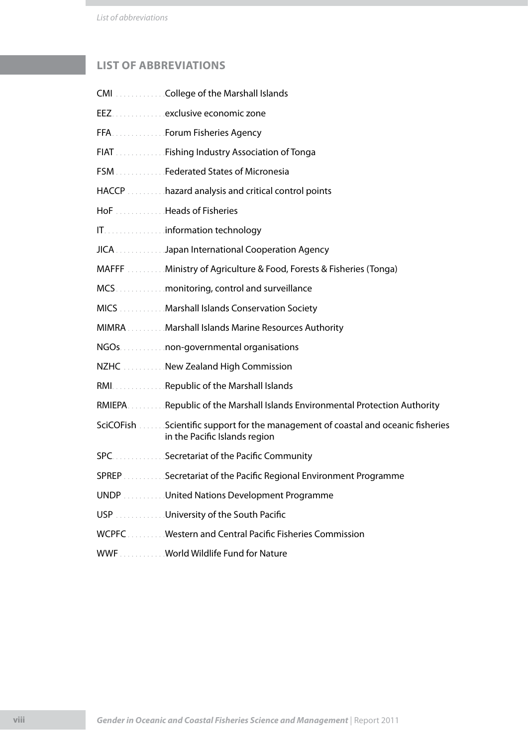## LIST OF ABBREVIATIONS

| | |
|---|---|
| CMI | College of the Marshall Islands |
| EEZ | exclusive economic zone |
| FFA | Forum Fisheries Agency |
| FIAT | Fishing Industry Association of Tonga |
| FSM | Federated States of Micronesia |
| HACCP | hazard analysis and critical control points |
| HoF | Heads of Fisheries |
| IT | information technology |
| JICA | Japan International Cooperation Agency |
| MAFFF | Ministry of Agriculture & Food, Forests & Fisheries (Tonga) |
| MCS | monitoring, control and surveillance |
| MICS | Marshall Islands Conservation Society |
| MIMRA | Marshall Islands Marine Resources Authority |
| NGOs | non-governmental organisations |
| NZHC | New Zealand High Commission |
| RMI | Republic of the Marshall Islands |
| RMIEPA | Republic of the Marshall Islands Environmental Protection Authority |
| SciCOFish | Scientific support for the management of coastal and oceanic fisheries in the Pacific Islands region |
| SPC | Secretariat of the Pacific Community |
| SPREP | Secretariat of the Pacific Regional Environment Programme |
| UNDP | United Nations Development Programme |
| USP | University of the South Pacific |
| WCPFC | Western and Central Pacific Fisheries Commission |
| WWF | World Wildlife Fund for Nature |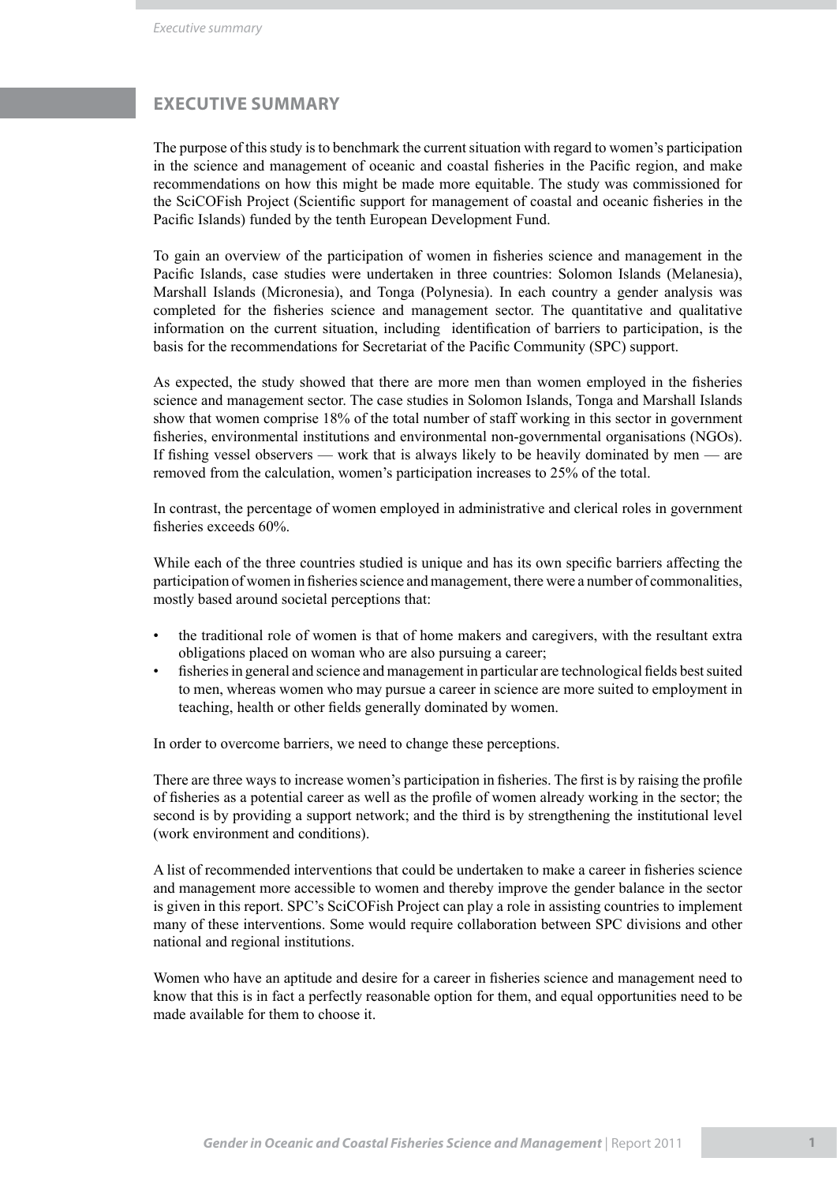# EXECUTIVE SUMMARY

The purpose of this study is to benchmark the current situation with regard to women's participation in the science and management of oceanic and coastal fisheries in the Pacific region, and make recommendations on how this might be made more equitable. The study was commissioned for the SciCOFish Project (Scientific support for management of coastal and oceanic fisheries in the Pacific Islands) funded by the tenth European Development Fund.

To gain an overview of the participation of women in fisheries science and management in the Pacific Islands, case studies were undertaken in three countries: Solomon Islands (Melanesia), Marshall Islands (Micronesia), and Tonga (Polynesia). In each country a gender analysis was completed for the fisheries science and management sector. The quantitative and qualitative information on the current situation, including identification of barriers to participation, is the basis for the recommendations for Secretariat of the Pacific Community (SPC) support.

As expected, the study showed that there are more men than women employed in the fisheries science and management sector. The case studies in Solomon Islands, Tonga and Marshall Islands show that women comprise 18% of the total number of staff working in this sector in government fisheries, environmental institutions and environmental non-governmental organisations (NGOs). If fishing vessel observers — work that is always likely to be heavily dominated by men — are removed from the calculation, women's participation increases to 25% of the total.

In contrast, the percentage of women employed in administrative and clerical roles in government fisheries exceeds 60%.

While each of the three countries studied is unique and has its own specific barriers affecting the participation of women in fisheries science and management, there were a number of commonalities, mostly based around societal perceptions that:

- the traditional role of women is that of home makers and caregivers, with the resultant extra obligations placed on woman who are also pursuing a career;
- fisheries in general and science and management in particular are technological fields best suited to men, whereas women who may pursue a career in science are more suited to employment in teaching, health or other fields generally dominated by women.

In order to overcome barriers, we need to change these perceptions.

There are three ways to increase women's participation in fisheries. The first is by raising the profile of fisheries as a potential career as well as the profile of women already working in the sector; the second is by providing a support network; and the third is by strengthening the institutional level (work environment and conditions).

A list of recommended interventions that could be undertaken to make a career in fisheries science and management more accessible to women and thereby improve the gender balance in the sector is given in this report. SPC's SciCOFish Project can play a role in assisting countries to implement many of these interventions. Some would require collaboration between SPC divisions and other national and regional institutions.

Women who have an aptitude and desire for a career in fisheries science and management need to know that this is in fact a perfectly reasonable option for them, and equal opportunities need to be made available for them to choose it.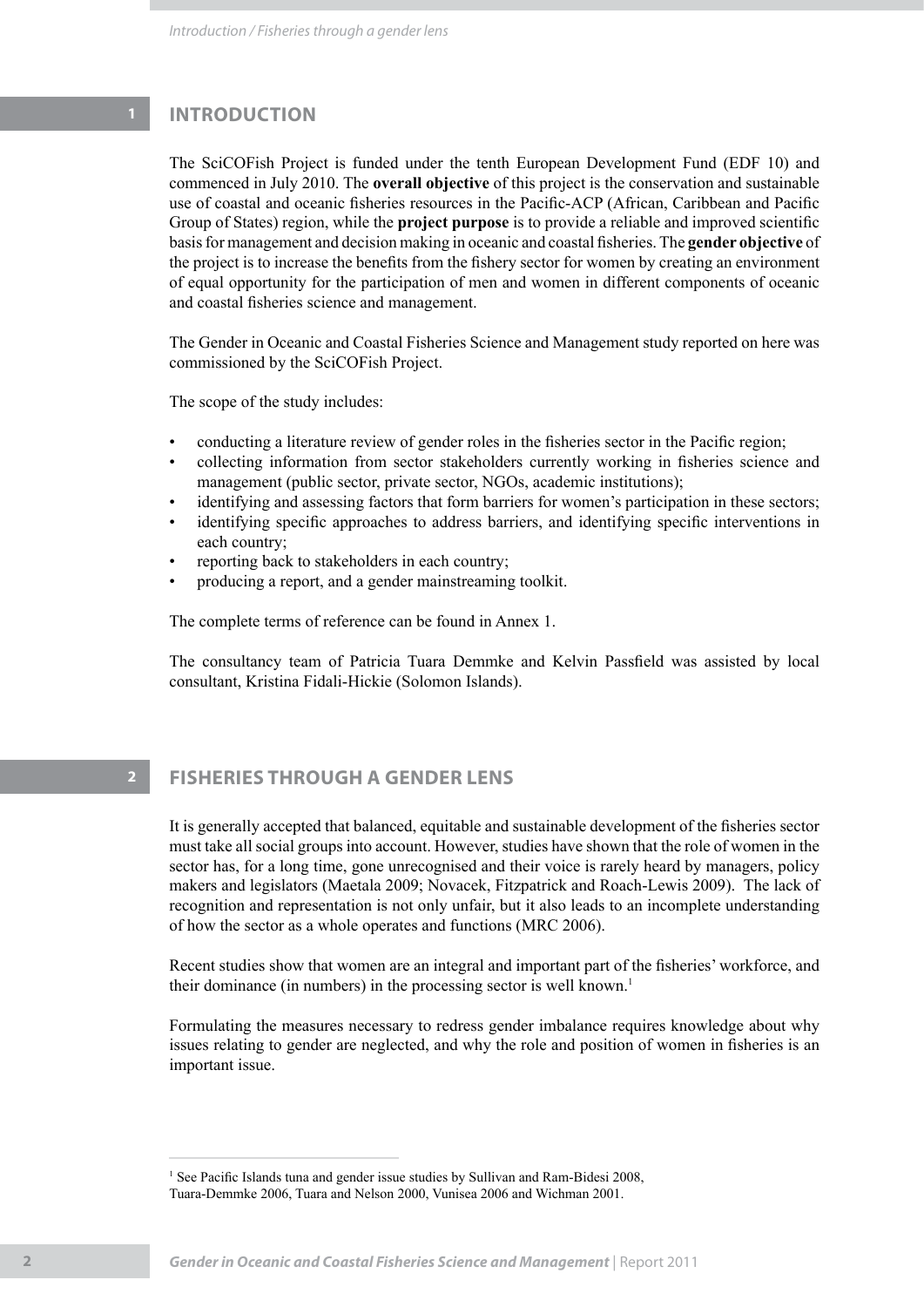# 1 INTRODUCTION

The SciCOFish Project is funded under the tenth European Development Fund (EDF 10) and commenced in July 2010. The **overall objective** of this project is the conservation and sustainable use of coastal and oceanic fisheries resources in the Pacific-ACP (African, Caribbean and Pacific Group of States) region, while the **project purpose** is to provide a reliable and improved scientific basis for management and decision making in oceanic and coastal fisheries. The **gender objective** of the project is to increase the benefits from the fishery sector for women by creating an environment of equal opportunity for the participation of men and women in different components of oceanic and coastal fisheries science and management.

The Gender in Oceanic and Coastal Fisheries Science and Management study reported on here was commissioned by the SciCOFish Project.

The scope of the study includes:

- conducting a literature review of gender roles in the fisheries sector in the Pacific region;
- collecting information from sector stakeholders currently working in fisheries science and management (public sector, private sector, NGOs, academic institutions);
- identifying and assessing factors that form barriers for women's participation in these sectors;
- identifying specific approaches to address barriers, and identifying specific interventions in each country;
- reporting back to stakeholders in each country;
- producing a report, and a gender mainstreaming toolkit.

The complete terms of reference can be found in Annex 1.

The consultancy team of Patricia Tuara Demmke and Kelvin Passfield was assisted by local consultant, Kristina Fidali-Hickie (Solomon Islands).

# 2 FISHERIES THROUGH A GENDER LENS

It is generally accepted that balanced, equitable and sustainable development of the fisheries sector must take all social groups into account. However, studies have shown that the role of women in the sector has, for a long time, gone unrecognised and their voice is rarely heard by managers, policy makers and legislators (Maetala 2009; Novacek, Fitzpatrick and Roach-Lewis 2009). The lack of recognition and representation is not only unfair, but it also leads to an incomplete understanding of how the sector as a whole operates and functions (MRC 2006).

Recent studies show that women are an integral and important part of the fisheries' workforce, and their dominance (in numbers) in the processing sector is well known.[1]

Formulating the measures necessary to redress gender imbalance requires knowledge about why issues relating to gender are neglected, and why the role and position of women in fisheries is an important issue.

[1] See Pacific Islands tuna and gender issue studies by Sullivan and Ram-Bidesi 2008, Tuara-Demmke 2006, Tuara and Nelson 2000, Vunisea 2006 and Wichman 2001.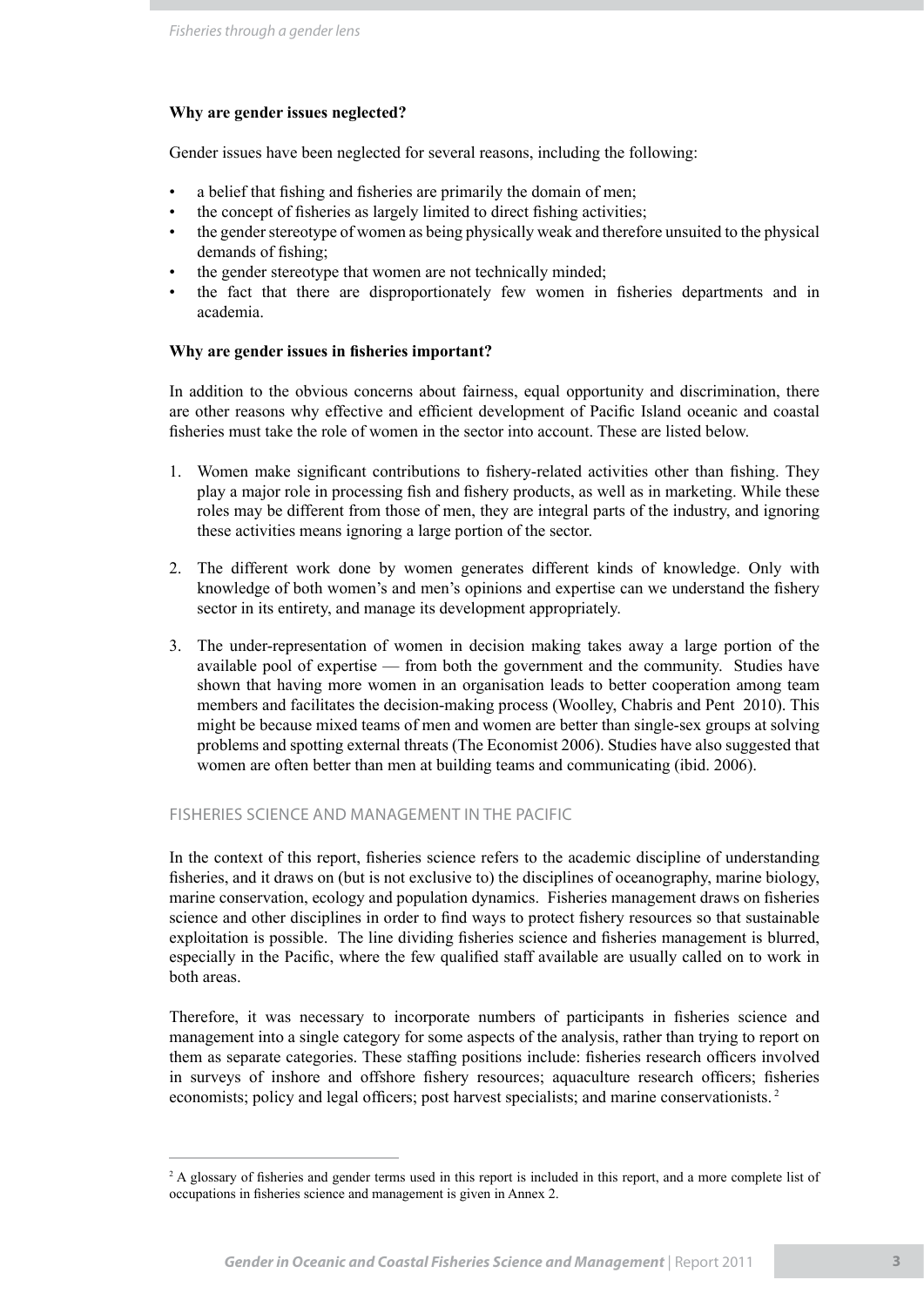**Why are gender issues neglected?**

Gender issues have been neglected for several reasons, including the following:

- a belief that fishing and fisheries are primarily the domain of men;
- the concept of fisheries as largely limited to direct fishing activities;
- the gender stereotype of women as being physically weak and therefore unsuited to the physical demands of fishing;
- the gender stereotype that women are not technically minded;
- the fact that there are disproportionately few women in fisheries departments and in academia.

**Why are gender issues in fisheries important?**

In addition to the obvious concerns about fairness, equal opportunity and discrimination, there are other reasons why effective and efficient development of Pacific Island oceanic and coastal fisheries must take the role of women in the sector into account. These are listed below.

1. Women make significant contributions to fishery-related activities other than fishing. They play a major role in processing fish and fishery products, as well as in marketing. While these roles may be different from those of men, they are integral parts of the industry, and ignoring these activities means ignoring a large portion of the sector.

2. The different work done by women generates different kinds of knowledge. Only with knowledge of both women's and men's opinions and expertise can we understand the fishery sector in its entirety, and manage its development appropriately.

3. The under-representation of women in decision making takes away a large portion of the available pool of expertise — from both the government and the community. Studies have shown that having more women in an organisation leads to better cooperation among team members and facilitates the decision-making process (Woolley, Chabris and Pent 2010). This might be because mixed teams of men and women are better than single-sex groups at solving problems and spotting external threats (The Economist 2006). Studies have also suggested that women are often better than men at building teams and communicating (ibid. 2006).

## FISHERIES SCIENCE AND MANAGEMENT IN THE PACIFIC

In the context of this report, fisheries science refers to the academic discipline of understanding fisheries, and it draws on (but is not exclusive to) the disciplines of oceanography, marine biology, marine conservation, ecology and population dynamics. Fisheries management draws on fisheries science and other disciplines in order to find ways to protect fishery resources so that sustainable exploitation is possible. The line dividing fisheries science and fisheries management is blurred, especially in the Pacific, where the few qualified staff available are usually called on to work in both areas.

Therefore, it was necessary to incorporate numbers of participants in fisheries science and management into a single category for some aspects of the analysis, rather than trying to report on them as separate categories. These staffing positions include: fisheries research officers involved in surveys of inshore and offshore fishery resources; aquaculture research officers; fisheries economists; policy and legal officers; post harvest specialists; and marine conservationists. [2]

[2] A glossary of fisheries and gender terms used in this report is included in this report, and a more complete list of occupations in fisheries science and management is given in Annex 2.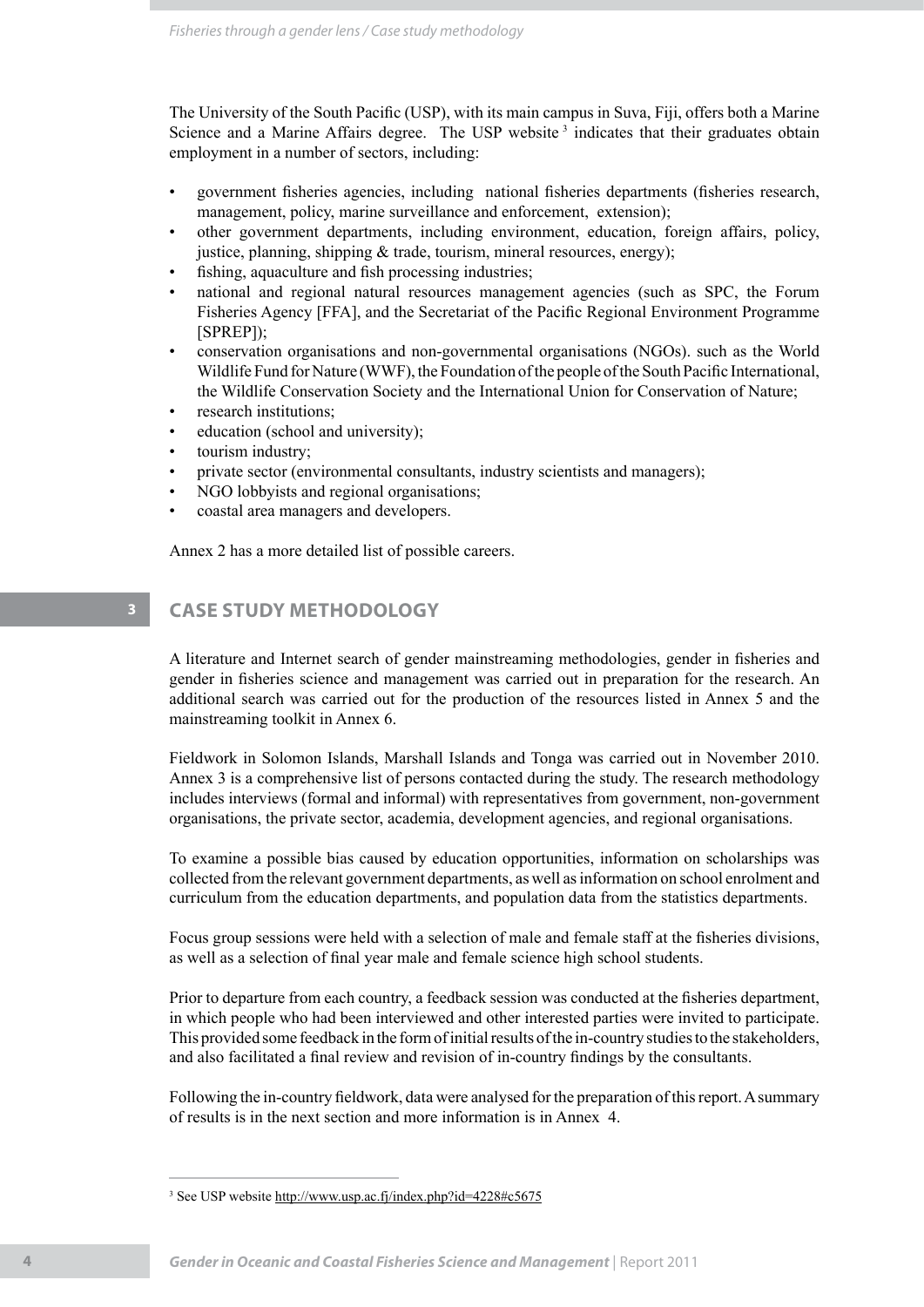The University of the South Pacific (USP), with its main campus in Suva, Fiji, offers both a Marine Science and a Marine Affairs degree. The USP website[3] indicates that their graduates obtain employment in a number of sectors, including:

- government fisheries agencies, including national fisheries departments (fisheries research, management, policy, marine surveillance and enforcement, extension);
- other government departments, including environment, education, foreign affairs, policy, justice, planning, shipping & trade, tourism, mineral resources, energy);
- fishing, aquaculture and fish processing industries;
- national and regional natural resources management agencies (such as SPC, the Forum Fisheries Agency [FFA], and the Secretariat of the Pacific Regional Environment Programme [SPREP]);
- conservation organisations and non-governmental organisations (NGOs). such as the World Wildlife Fund for Nature (WWF), the Foundation of the people of the South Pacific International, the Wildlife Conservation Society and the International Union for Conservation of Nature;
- research institutions;
- education (school and university);
- tourism industry;
- private sector (environmental consultants, industry scientists and managers);
- NGO lobbyists and regional organisations;
- coastal area managers and developers.

Annex 2 has a more detailed list of possible careers.

## 3 CASE STUDY METHODOLOGY

A literature and Internet search of gender mainstreaming methodologies, gender in fisheries and gender in fisheries science and management was carried out in preparation for the research. An additional search was carried out for the production of the resources listed in Annex 5 and the mainstreaming toolkit in Annex 6.

Fieldwork in Solomon Islands, Marshall Islands and Tonga was carried out in November 2010. Annex 3 is a comprehensive list of persons contacted during the study. The research methodology includes interviews (formal and informal) with representatives from government, non-government organisations, the private sector, academia, development agencies, and regional organisations.

To examine a possible bias caused by education opportunities, information on scholarships was collected from the relevant government departments, as well as information on school enrolment and curriculum from the education departments, and population data from the statistics departments.

Focus group sessions were held with a selection of male and female staff at the fisheries divisions, as well as a selection of final year male and female science high school students.

Prior to departure from each country, a feedback session was conducted at the fisheries department, in which people who had been interviewed and other interested parties were invited to participate. This provided some feedback in the form of initial results of the in-country studies to the stakeholders, and also facilitated a final review and revision of in-country findings by the consultants.

Following the in-country fieldwork, data were analysed for the preparation of this report. A summary of results is in the next section and more information is in Annex 4.

[3] See USP website http://www.usp.ac.fj/index.php?id=4228#c5675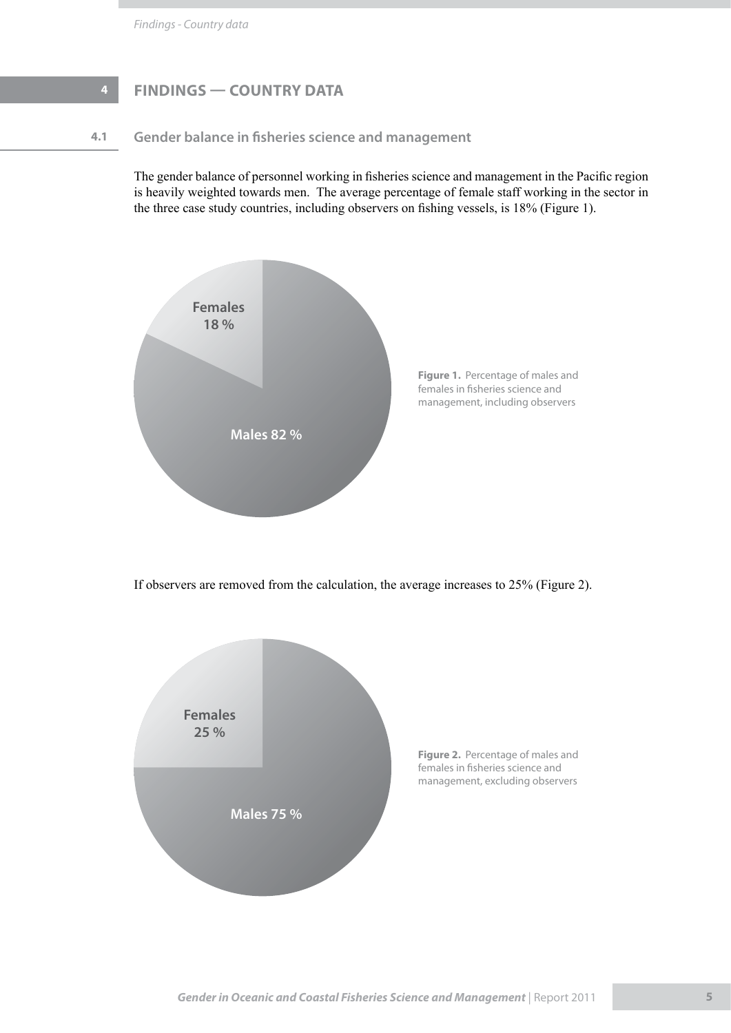# 4 FINDINGS — COUNTRY DATA

## 4.1 Gender balance in fisheries science and management

The gender balance of personnel working in fisheries science and management in the Pacific region is heavily weighted towards men. The average percentage of female staff working in the sector in the three case study countries, including observers on fishing vessels, is 18% (Figure 1).

Females 18 %

Males 82 %

**Figure 1.** Percentage of males and females in fisheries science and management, including observers

If observers are removed from the calculation, the average increases to 25% (Figure 2).

Females 25 %

Males 75 %

**Figure 2.** Percentage of males and females in fisheries science and management, excluding observers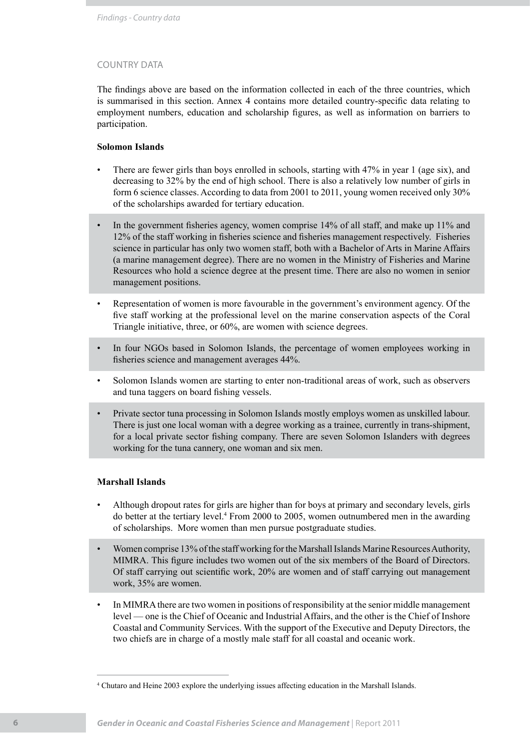## COUNTRY DATA

The findings above are based on the information collected in each of the three countries, which is summarised in this section. Annex 4 contains more detailed country-specific data relating to employment numbers, education and scholarship figures, as well as information on barriers to participation.

### Solomon Islands

- There are fewer girls than boys enrolled in schools, starting with 47% in year 1 (age six), and decreasing to 32% by the end of high school. There is also a relatively low number of girls in form 6 science classes. According to data from 2001 to 2011, young women received only 30% of the scholarships awarded for tertiary education.
- In the government fisheries agency, women comprise 14% of all staff, and make up 11% and 12% of the staff working in fisheries science and fisheries management respectively. Fisheries science in particular has only two women staff, both with a Bachelor of Arts in Marine Affairs (a marine management degree). There are no women in the Ministry of Fisheries and Marine Resources who hold a science degree at the present time. There are also no women in senior management positions.
- Representation of women is more favourable in the government's environment agency. Of the five staff working at the professional level on the marine conservation aspects of the Coral Triangle initiative, three, or 60%, are women with science degrees.
- In four NGOs based in Solomon Islands, the percentage of women employees working in fisheries science and management averages 44%.
- Solomon Islands women are starting to enter non-traditional areas of work, such as observers and tuna taggers on board fishing vessels.
- Private sector tuna processing in Solomon Islands mostly employs women as unskilled labour. There is just one local woman with a degree working as a trainee, currently in trans-shipment, for a local private sector fishing company. There are seven Solomon Islanders with degrees working for the tuna cannery, one woman and six men.

### Marshall Islands

- Although dropout rates for girls are higher than for boys at primary and secondary levels, girls do better at the tertiary level.[4] From 2000 to 2005, women outnumbered men in the awarding of scholarships. More women than men pursue postgraduate studies.
- Women comprise 13% of the staff working for the Marshall Islands Marine Resources Authority, MIMRA. This figure includes two women out of the six members of the Board of Directors. Of staff carrying out scientific work, 20% are women and of staff carrying out management work, 35% are women.
- In MIMRA there are two women in positions of responsibility at the senior middle management level — one is the Chief of Oceanic and Industrial Affairs, and the other is the Chief of Inshore Coastal and Community Services. With the support of the Executive and Deputy Directors, the two chiefs are in charge of a mostly male staff for all coastal and oceanic work.

---

[4] Chutaro and Heine 2003 explore the underlying issues affecting education in the Marshall Islands.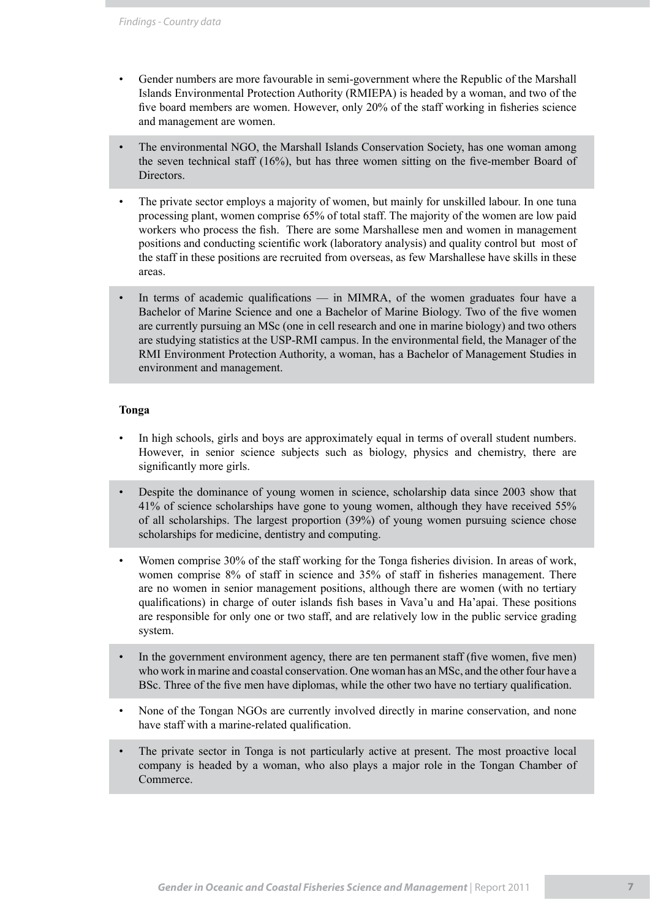- Gender numbers are more favourable in semi-government where the Republic of the Marshall Islands Environmental Protection Authority (RMIEPA) is headed by a woman, and two of the five board members are women. However, only 20% of the staff working in fisheries science and management are women.
- The environmental NGO, the Marshall Islands Conservation Society, has one woman among the seven technical staff (16%), but has three women sitting on the five-member Board of Directors.
- The private sector employs a majority of women, but mainly for unskilled labour. In one tuna processing plant, women comprise 65% of total staff. The majority of the women are low paid workers who process the fish. There are some Marshallese men and women in management positions and conducting scientific work (laboratory analysis) and quality control but most of the staff in these positions are recruited from overseas, as few Marshallese have skills in these areas.
- In terms of academic qualifications — in MIMRA, of the women graduates four have a Bachelor of Marine Science and one a Bachelor of Marine Biology. Two of the five women are currently pursuing an MSc (one in cell research and one in marine biology) and two others are studying statistics at the USP-RMI campus. In the environmental field, the Manager of the RMI Environment Protection Authority, a woman, has a Bachelor of Management Studies in environment and management.

**Tonga**

- In high schools, girls and boys are approximately equal in terms of overall student numbers. However, in senior science subjects such as biology, physics and chemistry, there are significantly more girls.
- Despite the dominance of young women in science, scholarship data since 2003 show that 41% of science scholarships have gone to young women, although they have received 55% of all scholarships. The largest proportion (39%) of young women pursuing science chose scholarships for medicine, dentistry and computing.
- Women comprise 30% of the staff working for the Tonga fisheries division. In areas of work, women comprise 8% of staff in science and 35% of staff in fisheries management. There are no women in senior management positions, although there are women (with no tertiary qualifications) in charge of outer islands fish bases in Vava'u and Ha'apai. These positions are responsible for only one or two staff, and are relatively low in the public service grading system.
- In the government environment agency, there are ten permanent staff (five women, five men) who work in marine and coastal conservation. One woman has an MSc, and the other four have a BSc. Three of the five men have diplomas, while the other two have no tertiary qualification.
- None of the Tongan NGOs are currently involved directly in marine conservation, and none have staff with a marine-related qualification.
- The private sector in Tonga is not particularly active at present. The most proactive local company is headed by a woman, who also plays a major role in the Tongan Chamber of Commerce.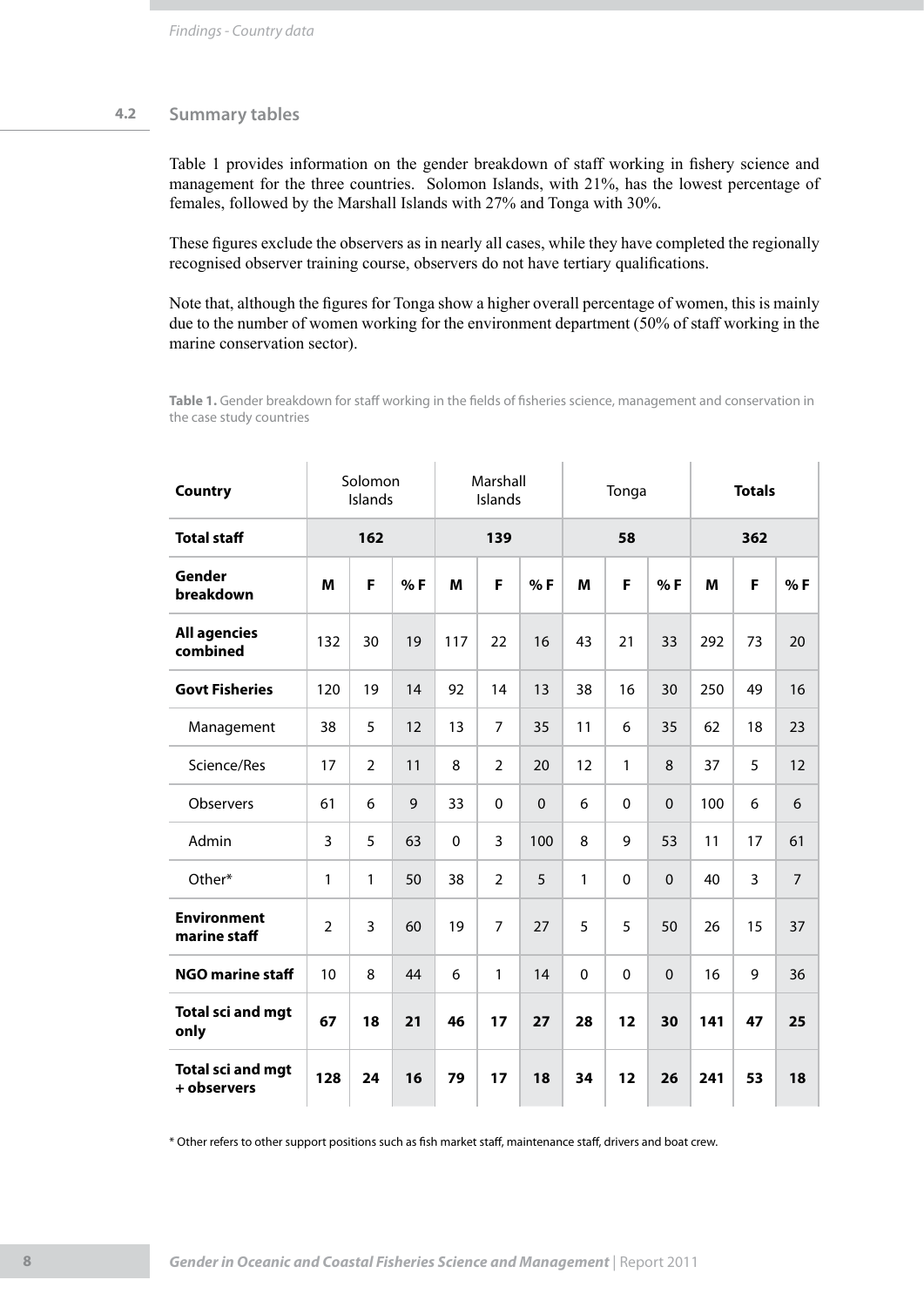## 4.2 Summary tables

Table 1 provides information on the gender breakdown of staff working in fishery science and management for the three countries. Solomon Islands, with 21%, has the lowest percentage of females, followed by the Marshall Islands with 27% and Tonga with 30%.

These figures exclude the observers as in nearly all cases, while they have completed the regionally recognised observer training course, observers do not have tertiary qualifications.

Note that, although the figures for Tonga show a higher overall percentage of women, this is mainly due to the number of women working for the environment department (50% of staff working in the marine conservation sector).

**Table 1.** Gender breakdown for staff working in the fields of fisheries science, management and conservation in the case study countries

| Country | Solomon Islands | | | Marshall Islands | | | Tonga | | | Totals | | |
|---|---|---|---|---|---|---|---|---|---|---|---|---|
| **Total staff** | **162** | | | **139** | | | **58** | | | **362** | | |
| **Gender breakdown** | **M** | **F** | **% F** | **M** | **F** | **% F** | **M** | **F** | **% F** | **M** | **F** | **% F** |
| **All agencies combined** | 132 | 30 | 19 | 117 | 22 | 16 | 43 | 21 | 33 | 292 | 73 | 20 |
| **Govt Fisheries** | 120 | 19 | 14 | 92 | 14 | 13 | 38 | 16 | 30 | 250 | 49 | 16 |
| Management | 38 | 5 | 12 | 13 | 7 | 35 | 11 | 6 | 35 | 62 | 18 | 23 |
| Science/Res | 17 | 2 | 11 | 8 | 2 | 20 | 12 | 1 | 8 | 37 | 5 | 12 |
| Observers | 61 | 6 | 9 | 33 | 0 | 0 | 6 | 0 | 0 | 100 | 6 | 6 |
| Admin | 3 | 5 | 63 | 0 | 3 | 100 | 8 | 9 | 53 | 11 | 17 | 61 |
| Other* | 1 | 1 | 50 | 38 | 2 | 5 | 1 | 0 | 0 | 40 | 3 | 7 |
| **Environment marine staff** | 2 | 3 | 60 | 19 | 7 | 27 | 5 | 5 | 50 | 26 | 15 | 37 |
| **NGO marine staff** | 10 | 8 | 44 | 6 | 1 | 14 | 0 | 0 | 0 | 16 | 9 | 36 |
| **Total sci and mgt only** | **67** | **18** | **21** | **46** | **17** | **27** | **28** | **12** | **30** | **141** | **47** | **25** |
| **Total sci and mgt + observers** | **128** | **24** | **16** | **79** | **17** | **18** | **34** | **12** | **26** | **241** | **53** | **18** |

\* Other refers to other support positions such as fish market staff, maintenance staff, drivers and boat crew.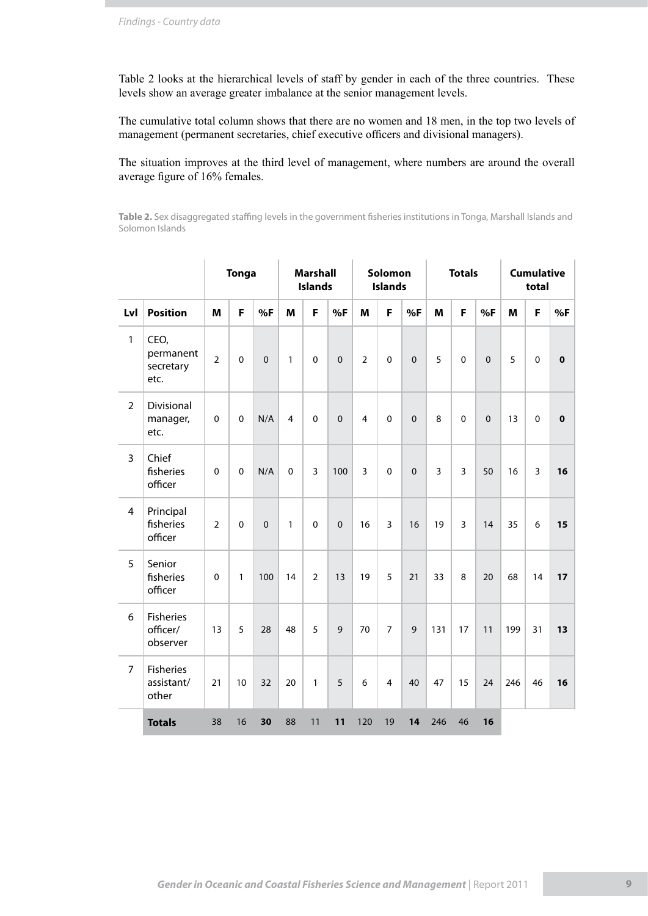Table 2 looks at the hierarchical levels of staff by gender in each of the three countries. These levels show an average greater imbalance at the senior management levels.

The cumulative total column shows that there are no women and 18 men, in the top two levels of management (permanent secretaries, chief executive officers and divisional managers).

The situation improves at the third level of management, where numbers are around the overall average figure of 16% females.

**Table 2.** Sex disaggregated staffing levels in the government fisheries institutions in Tonga, Marshall Islands and Solomon Islands

| | | Tonga | | | Marshall Islands | | | Solomon Islands | | | Totals | | | Cumulative total | | |
|---|---|---|---|---|---|---|---|---|---|---|---|---|---|---|---|---|
| **Lvl** | **Position** | **M** | **F** | **%F** | **M** | **F** | **%F** | **M** | **F** | **%F** | **M** | **F** | **%F** | **M** | **F** | **%F** |
| 1 | CEO, permanent secretary etc. | 2 | 0 | 0 | 1 | 0 | 0 | 2 | 0 | 0 | 5 | 0 | 0 | 5 | 0 | **0** |
| 2 | Divisional manager, etc. | 0 | 0 | N/A | 4 | 0 | 0 | 4 | 0 | 0 | 8 | 0 | 0 | 13 | 0 | **0** |
| 3 | Chief fisheries officer | 0 | 0 | N/A | 0 | 3 | 100 | 3 | 0 | 0 | 3 | 3 | 50 | 16 | 3 | **16** |
| 4 | Principal fisheries officer | 2 | 0 | 0 | 1 | 0 | 0 | 16 | 3 | 16 | 19 | 3 | 14 | 35 | 6 | **15** |
| 5 | Senior fisheries officer | 0 | 1 | 100 | 14 | 2 | 13 | 19 | 5 | 21 | 33 | 8 | 20 | 68 | 14 | **17** |
| 6 | Fisheries officer/ observer | 13 | 5 | 28 | 48 | 5 | 9 | 70 | 7 | 9 | 131 | 17 | 11 | 199 | 31 | **13** |
| 7 | Fisheries assistant/ other | 21 | 10 | 32 | 20 | 1 | 5 | 6 | 4 | 40 | 47 | 15 | 24 | 246 | 46 | **16** |
| | **Totals** | 38 | 16 | **30** | 88 | 11 | **11** | 120 | 19 | **14** | 246 | 46 | **16** | | | |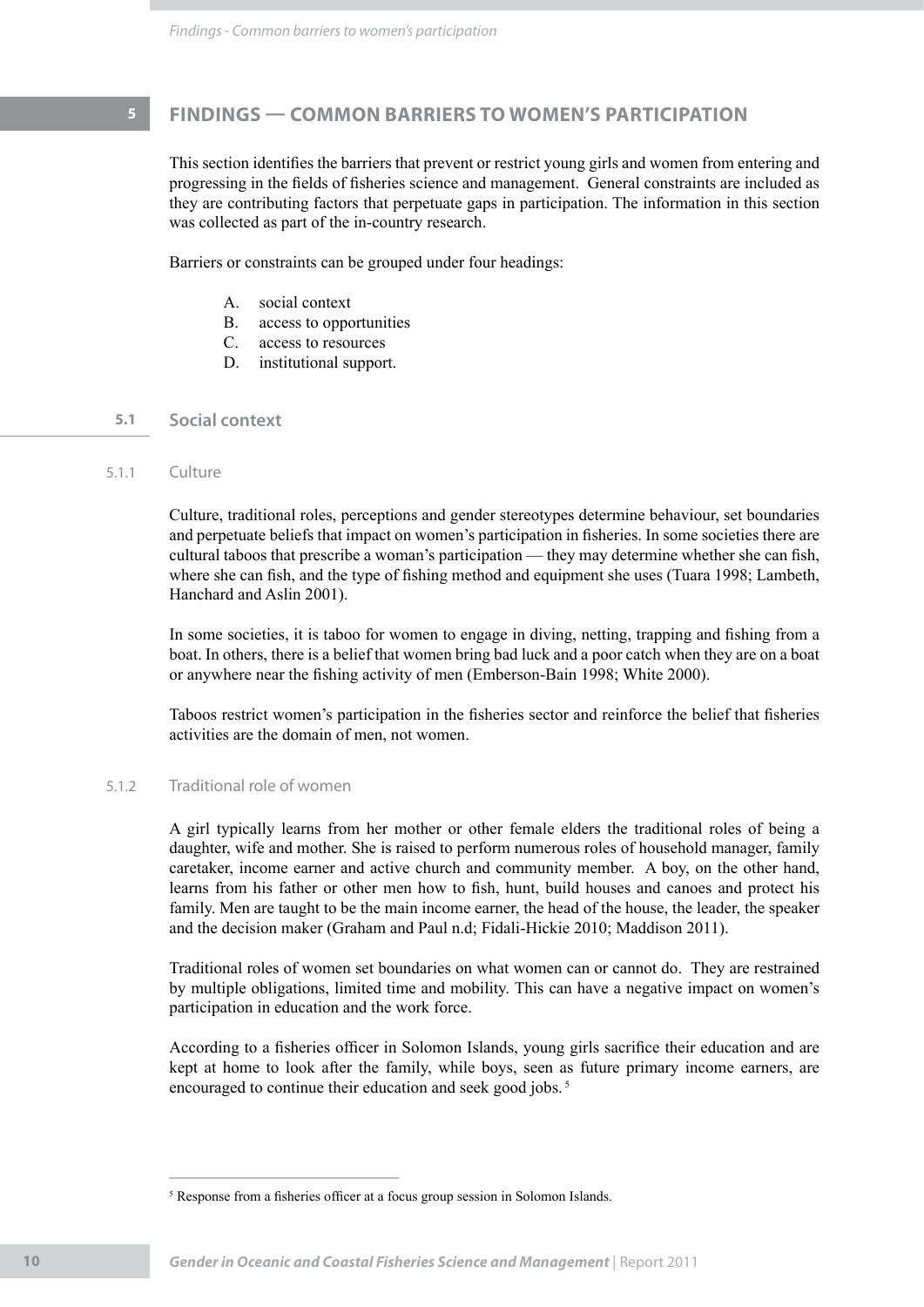# 5 FINDINGS — COMMON BARRIERS TO WOMEN'S PARTICIPATION

This section identifies the barriers that prevent or restrict young girls and women from entering and progressing in the fields of fisheries science and management. General constraints are included as they are contributing factors that perpetuate gaps in participation. The information in this section was collected as part of the in-country research.

Barriers or constraints can be grouped under four headings:

A. social context
B. access to opportunities
C. access to resources
D. institutional support.

## 5.1 Social context

### 5.1.1 Culture

Culture, traditional roles, perceptions and gender stereotypes determine behaviour, set boundaries and perpetuate beliefs that impact on women's participation in fisheries. In some societies there are cultural taboos that prescribe a woman's participation — they may determine whether she can fish, where she can fish, and the type of fishing method and equipment she uses (Tuara 1998; Lambeth, Hanchard and Aslin 2001).

In some societies, it is taboo for women to engage in diving, netting, trapping and fishing from a boat. In others, there is a belief that women bring bad luck and a poor catch when they are on a boat or anywhere near the fishing activity of men (Emberson-Bain 1998; White 2000).

Taboos restrict women's participation in the fisheries sector and reinforce the belief that fisheries activities are the domain of men, not women.

### 5.1.2 Traditional role of women

A girl typically learns from her mother or other female elders the traditional roles of being a daughter, wife and mother. She is raised to perform numerous roles of household manager, family caretaker, income earner and active church and community member. A boy, on the other hand, learns from his father or other men how to fish, hunt, build houses and canoes and protect his family. Men are taught to be the main income earner, the head of the house, the leader, the speaker and the decision maker (Graham and Paul n.d; Fidali-Hickie 2010; Maddison 2011).

Traditional roles of women set boundaries on what women can or cannot do. They are restrained by multiple obligations, limited time and mobility. This can have a negative impact on women's participation in education and the work force.

According to a fisheries officer in Solomon Islands, young girls sacrifice their education and are kept at home to look after the family, while boys, seen as future primary income earners, are encouraged to continue their education and seek good jobs. [5]

[5] Response from a fisheries officer at a focus group session in Solomon Islands.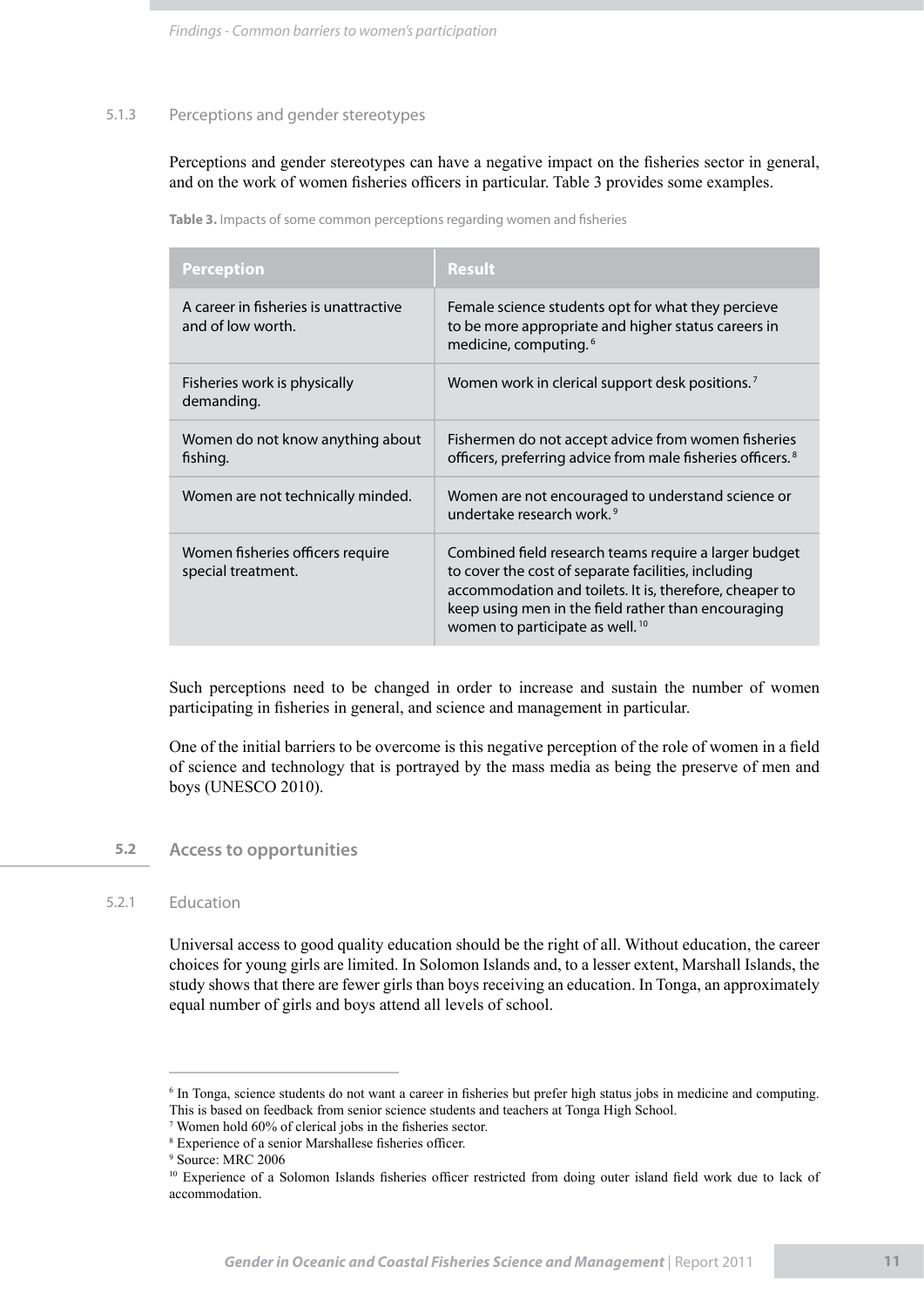### 5.1.3 Perceptions and gender stereotypes

Perceptions and gender stereotypes can have a negative impact on the fisheries sector in general, and on the work of women fisheries officers in particular. Table 3 provides some examples.

**Table 3.** Impacts of some common perceptions regarding women and fisheries

| Perception | Result |
|---|---|
| A career in fisheries is unattractive and of low worth. | Female science students opt for what they percieve to be more appropriate and higher status careers in medicine, computing.[6] |
| Fisheries work is physically demanding. | Women work in clerical support desk positions.[7] |
| Women do not know anything about fishing. | Fishermen do not accept advice from women fisheries officers, preferring advice from male fisheries officers.[8] |
| Women are not technically minded. | Women are not encouraged to understand science or undertake research work.[9] |
| Women fisheries officers require special treatment. | Combined field research teams require a larger budget to cover the cost of separate facilities, including accommodation and toilets. It is, therefore, cheaper to keep using men in the field rather than encouraging women to participate as well.[10] |

Such perceptions need to be changed in order to increase and sustain the number of women participating in fisheries in general, and science and management in particular.

One of the initial barriers to be overcome is this negative perception of the role of women in a field of science and technology that is portrayed by the mass media as being the preserve of men and boys (UNESCO 2010).

## 5.2 Access to opportunities

### 5.2.1 Education

Universal access to good quality education should be the right of all. Without education, the career choices for young girls are limited. In Solomon Islands and, to a lesser extent, Marshall Islands, the study shows that there are fewer girls than boys receiving an education. In Tonga, an approximately equal number of girls and boys attend all levels of school.

---

[6] In Tonga, science students do not want a career in fisheries but prefer high status jobs in medicine and computing. This is based on feedback from senior science students and teachers at Tonga High School.

[7] Women hold 60% of clerical jobs in the fisheries sector.

[8] Experience of a senior Marshallese fisheries officer.

[9] Source: MRC 2006

[10] Experience of a Solomon Islands fisheries officer restricted from doing outer island field work due to lack of accommodation.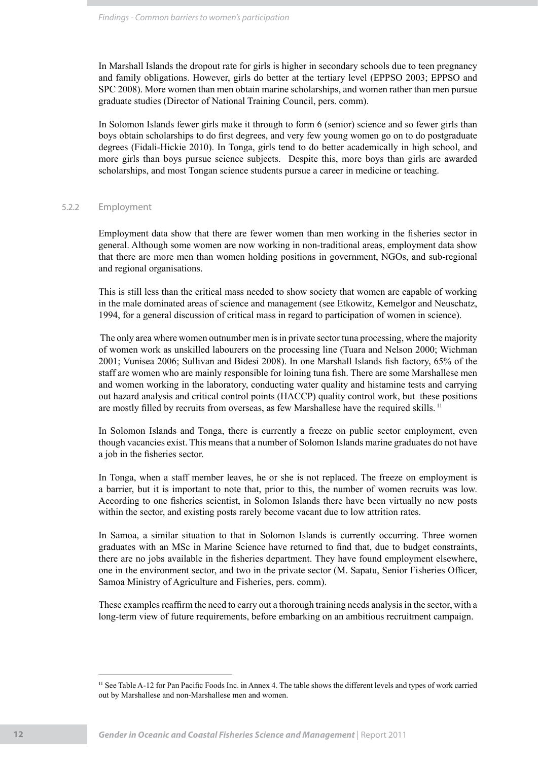In Marshall Islands the dropout rate for girls is higher in secondary schools due to teen pregnancy and family obligations. However, girls do better at the tertiary level (EPPSO 2003; EPPSO and SPC 2008). More women than men obtain marine scholarships, and women rather than men pursue graduate studies (Director of National Training Council, pers. comm).

In Solomon Islands fewer girls make it through to form 6 (senior) science and so fewer girls than boys obtain scholarships to do first degrees, and very few young women go on to do postgraduate degrees (Fidali-Hickie 2010). In Tonga, girls tend to do better academically in high school, and more girls than boys pursue science subjects. Despite this, more boys than girls are awarded scholarships, and most Tongan science students pursue a career in medicine or teaching.

### 5.2.2 Employment

Employment data show that there are fewer women than men working in the fisheries sector in general. Although some women are now working in non-traditional areas, employment data show that there are more men than women holding positions in government, NGOs, and sub-regional and regional organisations.

This is still less than the critical mass needed to show society that women are capable of working in the male dominated areas of science and management (see Etkowitz, Kemelgor and Neuschatz, 1994, for a general discussion of critical mass in regard to participation of women in science).

The only area where women outnumber men is in private sector tuna processing, where the majority of women work as unskilled labourers on the processing line (Tuara and Nelson 2000; Wichman 2001; Vunisea 2006; Sullivan and Bidesi 2008). In one Marshall Islands fish factory, 65% of the staff are women who are mainly responsible for loining tuna fish. There are some Marshallese men and women working in the laboratory, conducting water quality and histamine tests and carrying out hazard analysis and critical control points (HACCP) quality control work, but these positions are mostly filled by recruits from overseas, as few Marshallese have the required skills. [11]

In Solomon Islands and Tonga, there is currently a freeze on public sector employment, even though vacancies exist. This means that a number of Solomon Islands marine graduates do not have a job in the fisheries sector.

In Tonga, when a staff member leaves, he or she is not replaced. The freeze on employment is a barrier, but it is important to note that, prior to this, the number of women recruits was low. According to one fisheries scientist, in Solomon Islands there have been virtually no new posts within the sector, and existing posts rarely become vacant due to low attrition rates.

In Samoa, a similar situation to that in Solomon Islands is currently occurring. Three women graduates with an MSc in Marine Science have returned to find that, due to budget constraints, there are no jobs available in the fisheries department. They have found employment elsewhere, one in the environment sector, and two in the private sector (M. Sapatu, Senior Fisheries Officer, Samoa Ministry of Agriculture and Fisheries, pers. comm).

These examples reaffirm the need to carry out a thorough training needs analysis in the sector, with a long-term view of future requirements, before embarking on an ambitious recruitment campaign.

---

[11] See Table A-12 for Pan Pacific Foods Inc. in Annex 4. The table shows the different levels and types of work carried out by Marshallese and non-Marshallese men and women.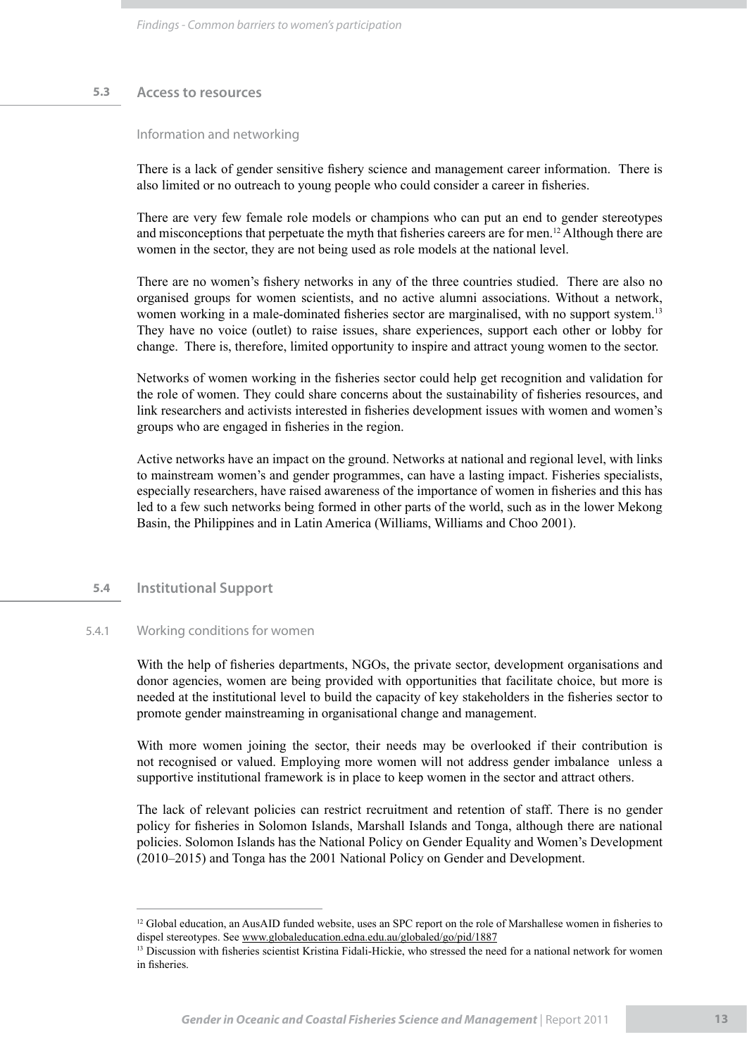## 5.3 Access to resources

### Information and networking

There is a lack of gender sensitive fishery science and management career information. There is also limited or no outreach to young people who could consider a career in fisheries.

There are very few female role models or champions who can put an end to gender stereotypes and misconceptions that perpetuate the myth that fisheries careers are for men.[12] Although there are women in the sector, they are not being used as role models at the national level.

There are no women's fishery networks in any of the three countries studied. There are also no organised groups for women scientists, and no active alumni associations. Without a network, women working in a male-dominated fisheries sector are marginalised, with no support system.[13] They have no voice (outlet) to raise issues, share experiences, support each other or lobby for change. There is, therefore, limited opportunity to inspire and attract young women to the sector.

Networks of women working in the fisheries sector could help get recognition and validation for the role of women. They could share concerns about the sustainability of fisheries resources, and link researchers and activists interested in fisheries development issues with women and women's groups who are engaged in fisheries in the region.

Active networks have an impact on the ground. Networks at national and regional level, with links to mainstream women's and gender programmes, can have a lasting impact. Fisheries specialists, especially researchers, have raised awareness of the importance of women in fisheries and this has led to a few such networks being formed in other parts of the world, such as in the lower Mekong Basin, the Philippines and in Latin America (Williams, Williams and Choo 2001).

## 5.4 Institutional Support

### 5.4.1 Working conditions for women

With the help of fisheries departments, NGOs, the private sector, development organisations and donor agencies, women are being provided with opportunities that facilitate choice, but more is needed at the institutional level to build the capacity of key stakeholders in the fisheries sector to promote gender mainstreaming in organisational change and management.

With more women joining the sector, their needs may be overlooked if their contribution is not recognised or valued. Employing more women will not address gender imbalance unless a supportive institutional framework is in place to keep women in the sector and attract others.

The lack of relevant policies can restrict recruitment and retention of staff. There is no gender policy for fisheries in Solomon Islands, Marshall Islands and Tonga, although there are national policies. Solomon Islands has the National Policy on Gender Equality and Women's Development (2010–2015) and Tonga has the 2001 National Policy on Gender and Development.

---

[12] Global education, an AusAID funded website, uses an SPC report on the role of Marshallese women in fisheries to dispel stereotypes. See www.globaleducation.edna.edu.au/globaled/go/pid/1887

[13] Discussion with fisheries scientist Kristina Fidali-Hickie, who stressed the need for a national network for women in fisheries.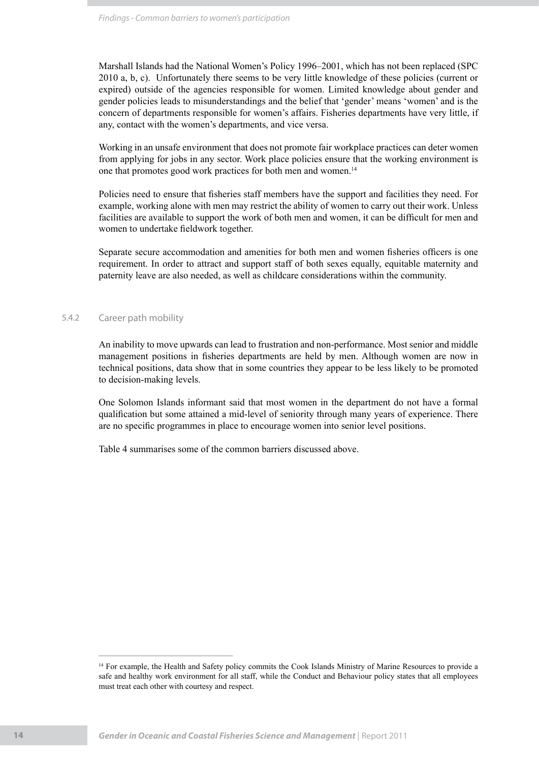Marshall Islands had the National Women's Policy 1996–2001, which has not been replaced (SPC 2010 a, b, c). Unfortunately there seems to be very little knowledge of these policies (current or expired) outside of the agencies responsible for women. Limited knowledge about gender and gender policies leads to misunderstandings and the belief that 'gender' means 'women' and is the concern of departments responsible for women's affairs. Fisheries departments have very little, if any, contact with the women's departments, and vice versa.

Working in an unsafe environment that does not promote fair workplace practices can deter women from applying for jobs in any sector. Work place policies ensure that the working environment is one that promotes good work practices for both men and women.[14]

Policies need to ensure that fisheries staff members have the support and facilities they need. For example, working alone with men may restrict the ability of women to carry out their work. Unless facilities are available to support the work of both men and women, it can be difficult for men and women to undertake fieldwork together.

Separate secure accommodation and amenities for both men and women fisheries officers is one requirement. In order to attract and support staff of both sexes equally, equitable maternity and paternity leave are also needed, as well as childcare considerations within the community.

### 5.4.2 Career path mobility

An inability to move upwards can lead to frustration and non-performance. Most senior and middle management positions in fisheries departments are held by men. Although women are now in technical positions, data show that in some countries they appear to be less likely to be promoted to decision-making levels.

One Solomon Islands informant said that most women in the department do not have a formal qualification but some attained a mid-level of seniority through many years of experience. There are no specific programmes in place to encourage women into senior level positions.

Table 4 summarises some of the common barriers discussed above.

[14] For example, the Health and Safety policy commits the Cook Islands Ministry of Marine Resources to provide a safe and healthy work environment for all staff, while the Conduct and Behaviour policy states that all employees must treat each other with courtesy and respect.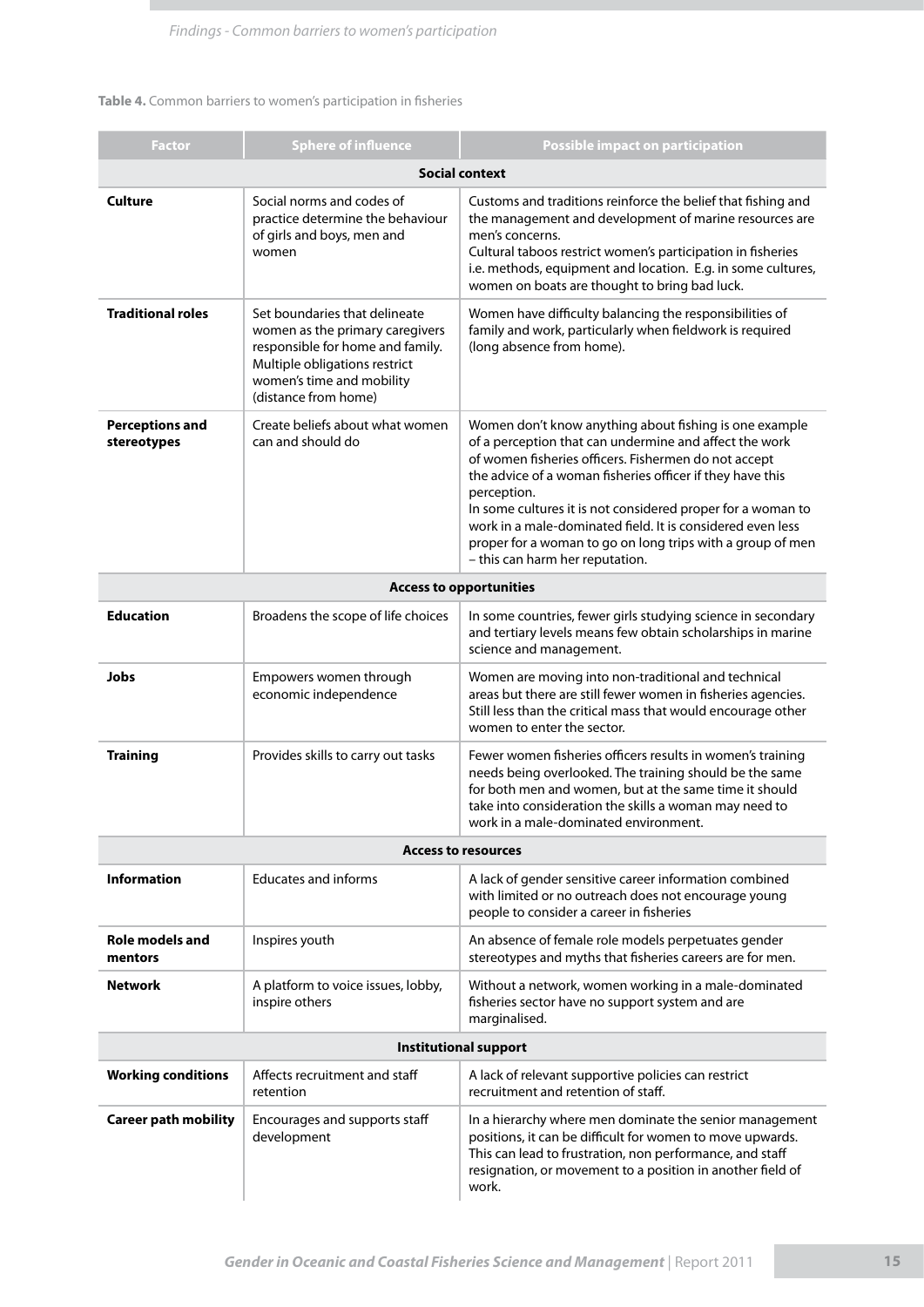**Table 4.** Common barriers to women's participation in fisheries

| Factor | Sphere of influence | Possible impact on participation |
|---|---|---|
| **Social context** | | |
| **Culture** | Social norms and codes of practice determine the behaviour of girls and boys, men and women | Customs and traditions reinforce the belief that fishing and the management and development of marine resources are men's concerns.<br>Cultural taboos restrict women's participation in fisheries i.e. methods, equipment and location. E.g. in some cultures, women on boats are thought to bring bad luck. |
| **Traditional roles** | Set boundaries that delineate women as the primary caregivers responsible for home and family. Multiple obligations restrict women's time and mobility (distance from home) | Women have difficulty balancing the responsibilities of family and work, particularly when fieldwork is required (long absence from home). |
| **Perceptions and stereotypes** | Create beliefs about what women can and should do | Women don't know anything about fishing is one example of a perception that can undermine and affect the work of women fisheries officers. Fishermen do not accept the advice of a woman fisheries officer if they have this perception.<br>In some cultures it is not considered proper for a woman to work in a male-dominated field. It is considered even less proper for a woman to go on long trips with a group of men – this can harm her reputation. |
| **Access to opportunities** | | |
| **Education** | Broadens the scope of life choices | In some countries, fewer girls studying science in secondary and tertiary levels means few obtain scholarships in marine science and management. |
| **Jobs** | Empowers women through economic independence | Women are moving into non-traditional and technical areas but there are still fewer women in fisheries agencies. Still less than the critical mass that would encourage other women to enter the sector. |
| **Training** | Provides skills to carry out tasks | Fewer women fisheries officers results in women's training needs being overlooked. The training should be the same for both men and women, but at the same time it should take into consideration the skills a woman may need to work in a male-dominated environment. |
| **Access to resources** | | |
| **Information** | Educates and informs | A lack of gender sensitive career information combined with limited or no outreach does not encourage young people to consider a career in fisheries |
| **Role models and mentors** | Inspires youth | An absence of female role models perpetuates gender stereotypes and myths that fisheries careers are for men. |
| **Network** | A platform to voice issues, lobby, inspire others | Without a network, women working in a male-dominated fisheries sector have no support system and are marginalised. |
| **Institutional support** | | |
| **Working conditions** | Affects recruitment and staff retention | A lack of relevant supportive policies can restrict recruitment and retention of staff. |
| **Career path mobility** | Encourages and supports staff development | In a hierarchy where men dominate the senior management positions, it can be difficult for women to move upwards. This can lead to frustration, non performance, and staff resignation, or movement to a position in another field of work. |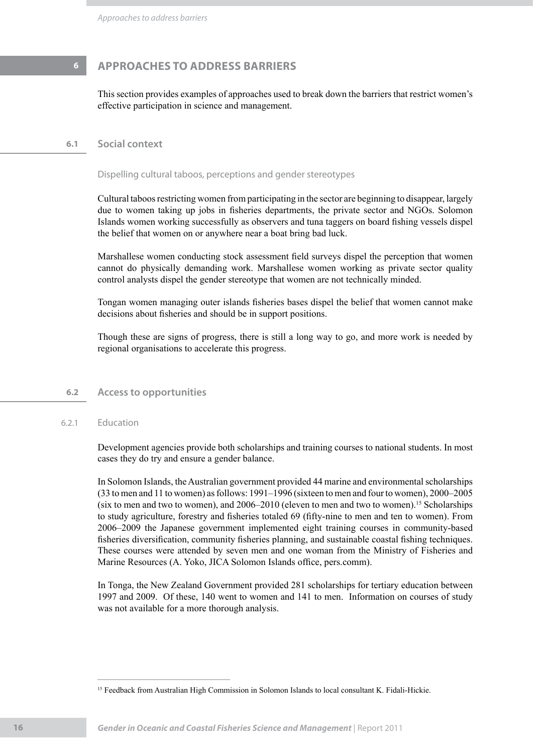# 6 APPROACHES TO ADDRESS BARRIERS

This section provides examples of approaches used to break down the barriers that restrict women's effective participation in science and management.

## 6.1 Social context

### Dispelling cultural taboos, perceptions and gender stereotypes

Cultural taboos restricting women from participating in the sector are beginning to disappear, largely due to women taking up jobs in fisheries departments, the private sector and NGOs. Solomon Islands women working successfully as observers and tuna taggers on board fishing vessels dispel the belief that women on or anywhere near a boat bring bad luck.

Marshallese women conducting stock assessment field surveys dispel the perception that women cannot do physically demanding work. Marshallese women working as private sector quality control analysts dispel the gender stereotype that women are not technically minded.

Tongan women managing outer islands fisheries bases dispel the belief that women cannot make decisions about fisheries and should be in support positions.

Though these are signs of progress, there is still a long way to go, and more work is needed by regional organisations to accelerate this progress.

## 6.2 Access to opportunities

### 6.2.1 Education

Development agencies provide both scholarships and training courses to national students. In most cases they do try and ensure a gender balance.

In Solomon Islands, the Australian government provided 44 marine and environmental scholarships (33 to men and 11 to women) as follows: 1991–1996 (sixteen to men and four to women), 2000–2005 (six to men and two to women), and 2006–2010 (eleven to men and two to women).[15] Scholarships to study agriculture, forestry and fisheries totaled 69 (fifty-nine to men and ten to women). From 2006–2009 the Japanese government implemented eight training courses in community-based fisheries diversification, community fisheries planning, and sustainable coastal fishing techniques. These courses were attended by seven men and one woman from the Ministry of Fisheries and Marine Resources (A. Yoko, JICA Solomon Islands office, pers.comm).

In Tonga, the New Zealand Government provided 281 scholarships for tertiary education between 1997 and 2009. Of these, 140 went to women and 141 to men. Information on courses of study was not available for a more thorough analysis.

---

[15] Feedback from Australian High Commission in Solomon Islands to local consultant K. Fidali-Hickie.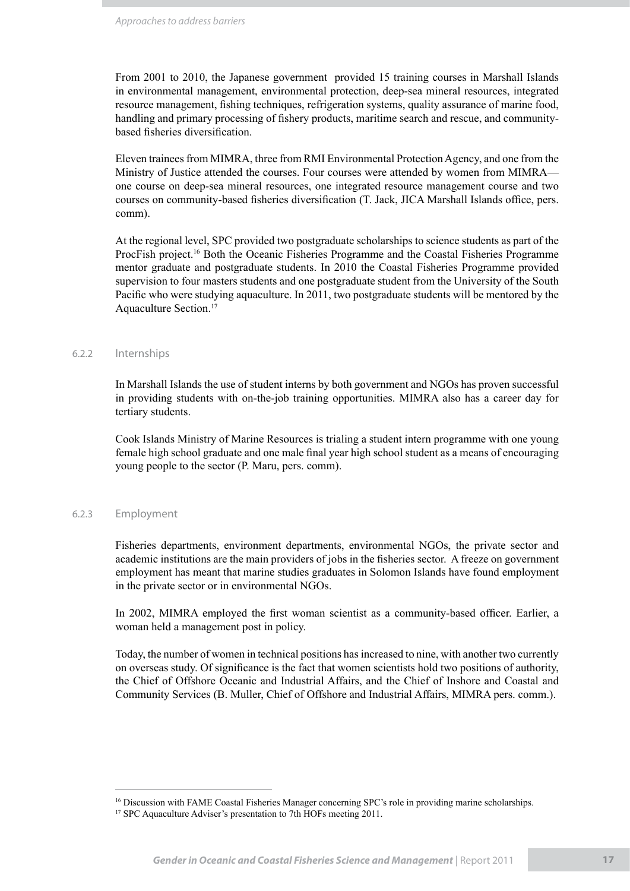From 2001 to 2010, the Japanese government provided 15 training courses in Marshall Islands in environmental management, environmental protection, deep-sea mineral resources, integrated resource management, fishing techniques, refrigeration systems, quality assurance of marine food, handling and primary processing of fishery products, maritime search and rescue, and community-based fisheries diversification.

Eleven trainees from MIMRA, three from RMI Environmental Protection Agency, and one from the Ministry of Justice attended the courses. Four courses were attended by women from MIMRA—one course on deep-sea mineral resources, one integrated resource management course and two courses on community-based fisheries diversification (T. Jack, JICA Marshall Islands office, pers. comm).

At the regional level, SPC provided two postgraduate scholarships to science students as part of the ProcFish project.[16] Both the Oceanic Fisheries Programme and the Coastal Fisheries Programme mentor graduate and postgraduate students. In 2010 the Coastal Fisheries Programme provided supervision to four masters students and one postgraduate student from the University of the South Pacific who were studying aquaculture. In 2011, two postgraduate students will be mentored by the Aquaculture Section.[17]

### 6.2.2 Internships

In Marshall Islands the use of student interns by both government and NGOs has proven successful in providing students with on-the-job training opportunities. MIMRA also has a career day for tertiary students.

Cook Islands Ministry of Marine Resources is trialing a student intern programme with one young female high school graduate and one male final year high school student as a means of encouraging young people to the sector (P. Maru, pers. comm).

### 6.2.3 Employment

Fisheries departments, environment departments, environmental NGOs, the private sector and academic institutions are the main providers of jobs in the fisheries sector. A freeze on government employment has meant that marine studies graduates in Solomon Islands have found employment in the private sector or in environmental NGOs.

In 2002, MIMRA employed the first woman scientist as a community-based officer. Earlier, a woman held a management post in policy.

Today, the number of women in technical positions has increased to nine, with another two currently on overseas study. Of significance is the fact that women scientists hold two positions of authority, the Chief of Offshore Oceanic and Industrial Affairs, and the Chief of Inshore and Coastal and Community Services (B. Muller, Chief of Offshore and Industrial Affairs, MIMRA pers. comm.).

---

[16] Discussion with FAME Coastal Fisheries Manager concerning SPC's role in providing marine scholarships.

[17] SPC Aquaculture Adviser's presentation to 7th HOFs meeting 2011.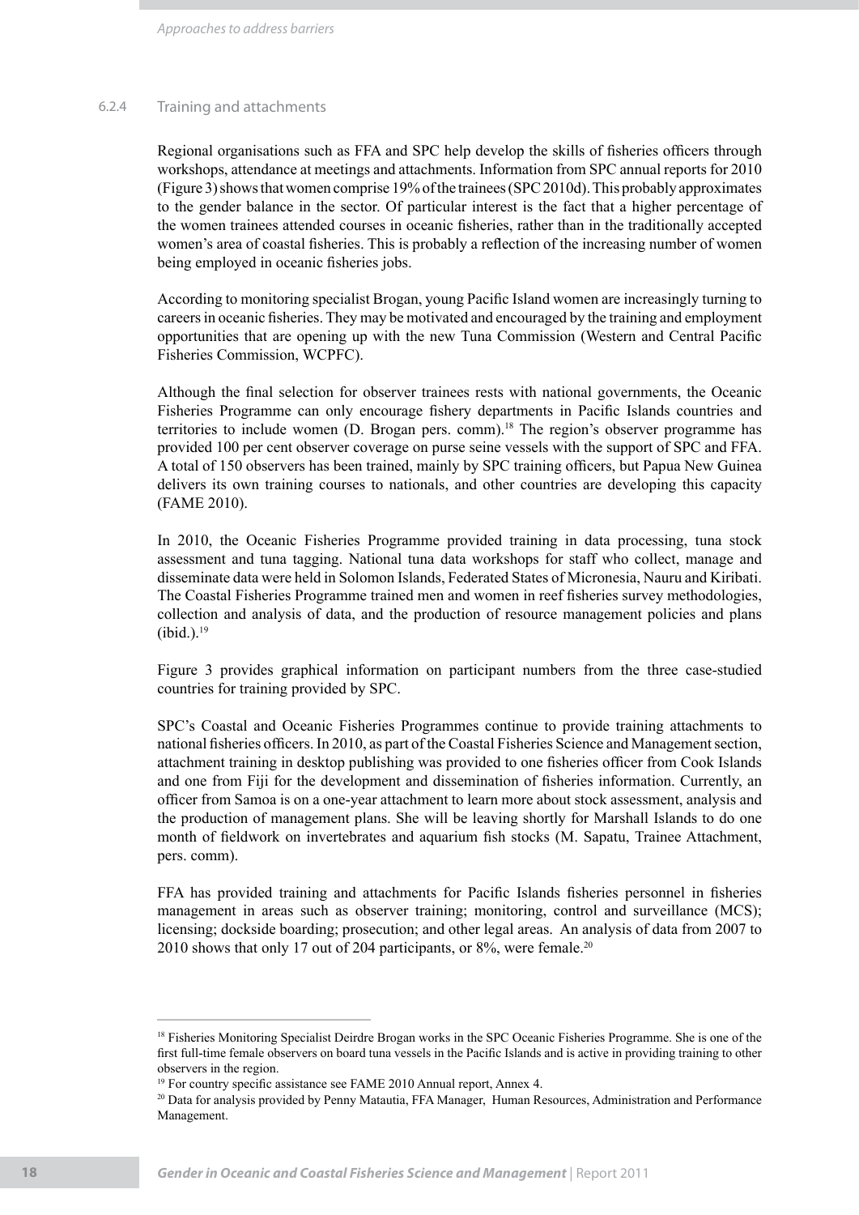### 6.2.4 Training and attachments

Regional organisations such as FFA and SPC help develop the skills of fisheries officers through workshops, attendance at meetings and attachments. Information from SPC annual reports for 2010 (Figure 3) shows that women comprise 19% of the trainees (SPC 2010d). This probably approximates to the gender balance in the sector. Of particular interest is the fact that a higher percentage of the women trainees attended courses in oceanic fisheries, rather than in the traditionally accepted women's area of coastal fisheries. This is probably a reflection of the increasing number of women being employed in oceanic fisheries jobs.

According to monitoring specialist Brogan, young Pacific Island women are increasingly turning to careers in oceanic fisheries. They may be motivated and encouraged by the training and employment opportunities that are opening up with the new Tuna Commission (Western and Central Pacific Fisheries Commission, WCPFC).

Although the final selection for observer trainees rests with national governments, the Oceanic Fisheries Programme can only encourage fishery departments in Pacific Islands countries and territories to include women (D. Brogan pers. comm).[18] The region's observer programme has provided 100 per cent observer coverage on purse seine vessels with the support of SPC and FFA. A total of 150 observers has been trained, mainly by SPC training officers, but Papua New Guinea delivers its own training courses to nationals, and other countries are developing this capacity (FAME 2010).

In 2010, the Oceanic Fisheries Programme provided training in data processing, tuna stock assessment and tuna tagging. National tuna data workshops for staff who collect, manage and disseminate data were held in Solomon Islands, Federated States of Micronesia, Nauru and Kiribati. The Coastal Fisheries Programme trained men and women in reef fisheries survey methodologies, collection and analysis of data, and the production of resource management policies and plans (ibid.).[19]

Figure 3 provides graphical information on participant numbers from the three case-studied countries for training provided by SPC.

SPC's Coastal and Oceanic Fisheries Programmes continue to provide training attachments to national fisheries officers. In 2010, as part of the Coastal Fisheries Science and Management section, attachment training in desktop publishing was provided to one fisheries officer from Cook Islands and one from Fiji for the development and dissemination of fisheries information. Currently, an officer from Samoa is on a one-year attachment to learn more about stock assessment, analysis and the production of management plans. She will be leaving shortly for Marshall Islands to do one month of fieldwork on invertebrates and aquarium fish stocks (M. Sapatu, Trainee Attachment, pers. comm).

FFA has provided training and attachments for Pacific Islands fisheries personnel in fisheries management in areas such as observer training; monitoring, control and surveillance (MCS); licensing; dockside boarding; prosecution; and other legal areas. An analysis of data from 2007 to 2010 shows that only 17 out of 204 participants, or 8%, were female.[20]

---

[18] Fisheries Monitoring Specialist Deirdre Brogan works in the SPC Oceanic Fisheries Programme. She is one of the first full-time female observers on board tuna vessels in the Pacific Islands and is active in providing training to other observers in the region.

[19] For country specific assistance see FAME 2010 Annual report, Annex 4.

[20] Data for analysis provided by Penny Matautia, FFA Manager, Human Resources, Administration and Performance Management.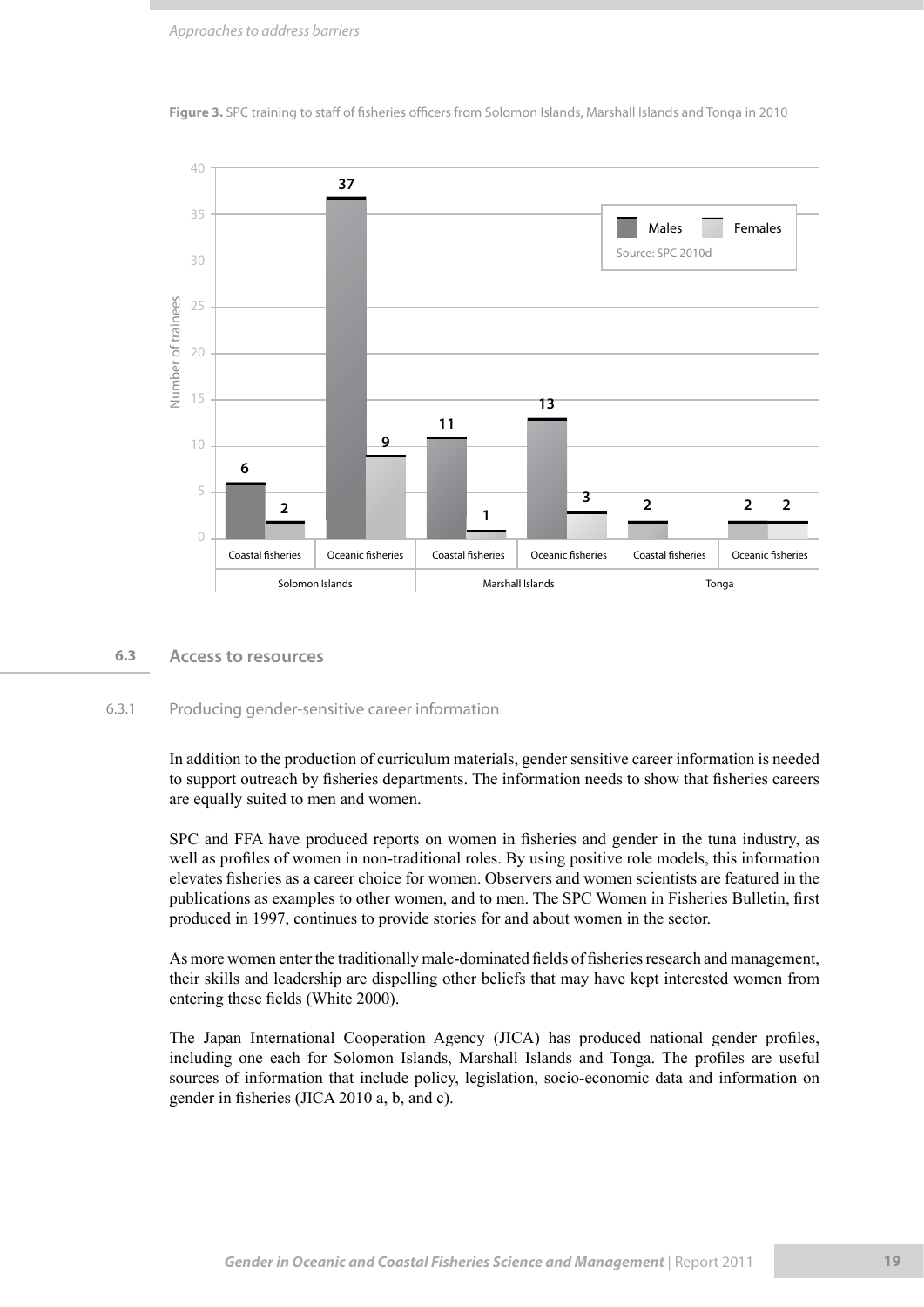**Figure 3.** SPC training to staff of fisheries officers from Solomon Islands, Marshall Islands and Tonga in 2010

| Country | Fishery | Males | Females |
|---|---|---|---|
| Solomon Islands | Coastal fisheries | 6 | 2 |
| | Oceanic fisheries | 37 | 9 |
| Marshall Islands | Coastal fisheries | 11 | 1 |
| | Oceanic fisheries | 13 | 3 |
| Tonga | Coastal fisheries | 2 | |
| | Oceanic fisheries | 2 | 2 |

Source: SPC 2010d

## 6.3 Access to resources

### 6.3.1 Producing gender-sensitive career information

In addition to the production of curriculum materials, gender sensitive career information is needed to support outreach by fisheries departments. The information needs to show that fisheries careers are equally suited to men and women.

SPC and FFA have produced reports on women in fisheries and gender in the tuna industry, as well as profiles of women in non-traditional roles. By using positive role models, this information elevates fisheries as a career choice for women. Observers and women scientists are featured in the publications as examples to other women, and to men. The SPC Women in Fisheries Bulletin, first produced in 1997, continues to provide stories for and about women in the sector.

As more women enter the traditionally male-dominated fields of fisheries research and management, their skills and leadership are dispelling other beliefs that may have kept interested women from entering these fields (White 2000).

The Japan International Cooperation Agency (JICA) has produced national gender profiles, including one each for Solomon Islands, Marshall Islands and Tonga. The profiles are useful sources of information that include policy, legislation, socio-economic data and information on gender in fisheries (JICA 2010 a, b, and c).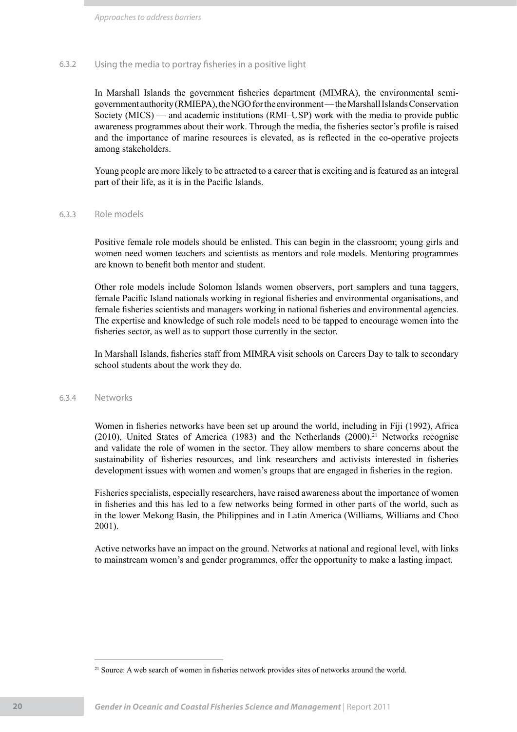### 6.3.2 Using the media to portray fisheries in a positive light

In Marshall Islands the government fisheries department (MIMRA), the environmental semi-government authority (RMIEPA), the NGO for the environment — the Marshall Islands Conservation Society (MICS) — and academic institutions (RMI–USP) work with the media to provide public awareness programmes about their work. Through the media, the fisheries sector's profile is raised and the importance of marine resources is elevated, as is reflected in the co-operative projects among stakeholders.

Young people are more likely to be attracted to a career that is exciting and is featured as an integral part of their life, as it is in the Pacific Islands.

### 6.3.3 Role models

Positive female role models should be enlisted. This can begin in the classroom; young girls and women need women teachers and scientists as mentors and role models. Mentoring programmes are known to benefit both mentor and student.

Other role models include Solomon Islands women observers, port samplers and tuna taggers, female Pacific Island nationals working in regional fisheries and environmental organisations, and female fisheries scientists and managers working in national fisheries and environmental agencies. The expertise and knowledge of such role models need to be tapped to encourage women into the fisheries sector, as well as to support those currently in the sector.

In Marshall Islands, fisheries staff from MIMRA visit schools on Careers Day to talk to secondary school students about the work they do.

### 6.3.4 Networks

Women in fisheries networks have been set up around the world, including in Fiji (1992), Africa (2010), United States of America (1983) and the Netherlands (2000).[21] Networks recognise and validate the role of women in the sector. They allow members to share concerns about the sustainability of fisheries resources, and link researchers and activists interested in fisheries development issues with women and women's groups that are engaged in fisheries in the region.

Fisheries specialists, especially researchers, have raised awareness about the importance of women in fisheries and this has led to a few networks being formed in other parts of the world, such as in the lower Mekong Basin, the Philippines and in Latin America (Williams, Williams and Choo 2001).

Active networks have an impact on the ground. Networks at national and regional level, with links to mainstream women's and gender programmes, offer the opportunity to make a lasting impact.

---

[21] Source: A web search of women in fisheries network provides sites of networks around the world.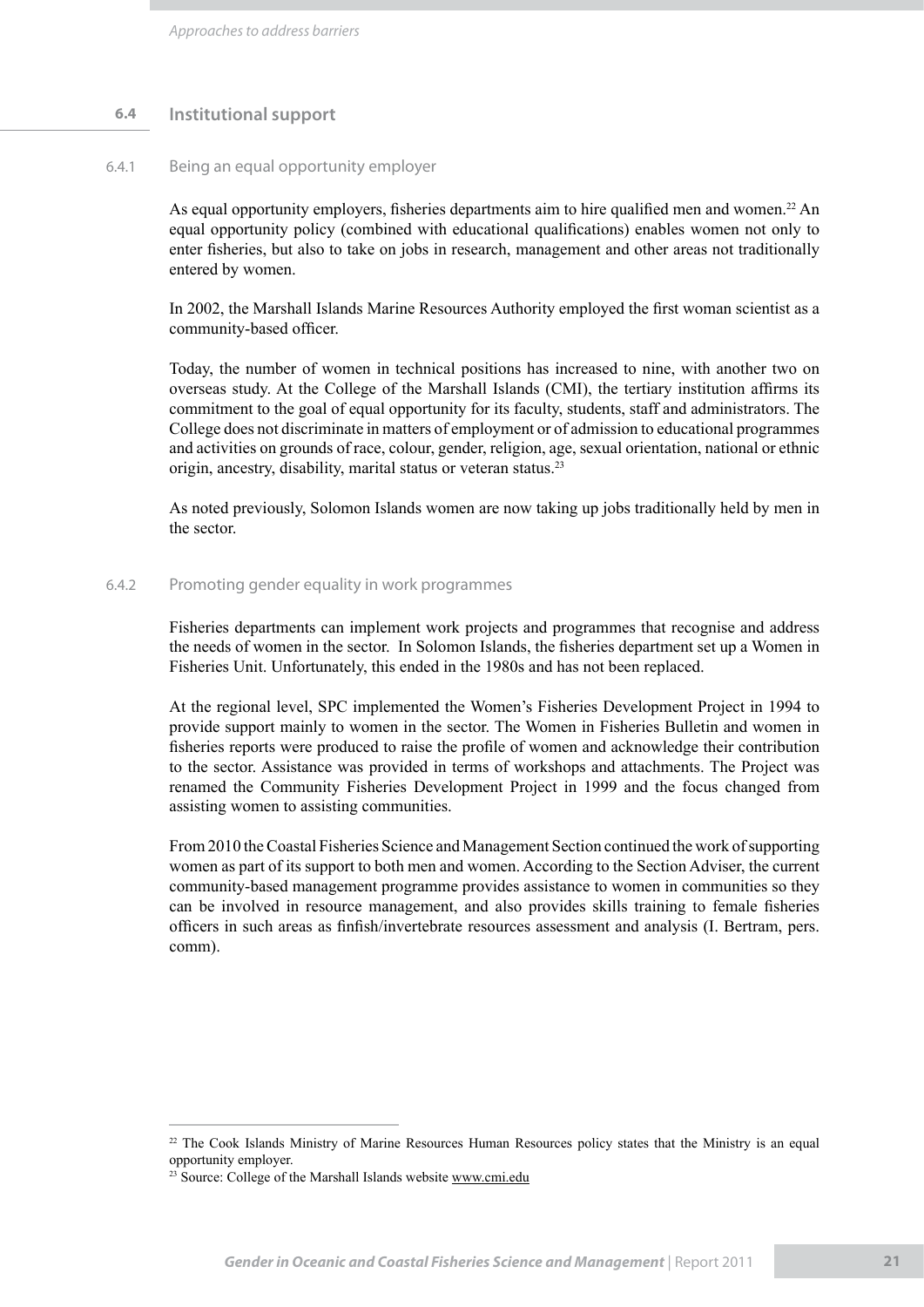## 6.4 Institutional support

### 6.4.1 Being an equal opportunity employer

As equal opportunity employers, fisheries departments aim to hire qualified men and women.[22] An equal opportunity policy (combined with educational qualifications) enables women not only to enter fisheries, but also to take on jobs in research, management and other areas not traditionally entered by women.

In 2002, the Marshall Islands Marine Resources Authority employed the first woman scientist as a community-based officer.

Today, the number of women in technical positions has increased to nine, with another two on overseas study. At the College of the Marshall Islands (CMI), the tertiary institution affirms its commitment to the goal of equal opportunity for its faculty, students, staff and administrators. The College does not discriminate in matters of employment or of admission to educational programmes and activities on grounds of race, colour, gender, religion, age, sexual orientation, national or ethnic origin, ancestry, disability, marital status or veteran status.[23]

As noted previously, Solomon Islands women are now taking up jobs traditionally held by men in the sector.

### 6.4.2 Promoting gender equality in work programmes

Fisheries departments can implement work projects and programmes that recognise and address the needs of women in the sector. In Solomon Islands, the fisheries department set up a Women in Fisheries Unit. Unfortunately, this ended in the 1980s and has not been replaced.

At the regional level, SPC implemented the Women's Fisheries Development Project in 1994 to provide support mainly to women in the sector. The Women in Fisheries Bulletin and women in fisheries reports were produced to raise the profile of women and acknowledge their contribution to the sector. Assistance was provided in terms of workshops and attachments. The Project was renamed the Community Fisheries Development Project in 1999 and the focus changed from assisting women to assisting communities.

From 2010 the Coastal Fisheries Science and Management Section continued the work of supporting women as part of its support to both men and women. According to the Section Adviser, the current community-based management programme provides assistance to women in communities so they can be involved in resource management, and also provides skills training to female fisheries officers in such areas as finfish/invertebrate resources assessment and analysis (I. Bertram, pers. comm).

---

[22] The Cook Islands Ministry of Marine Resources Human Resources policy states that the Ministry is an equal opportunity employer.

[23] Source: College of the Marshall Islands website www.cmi.edu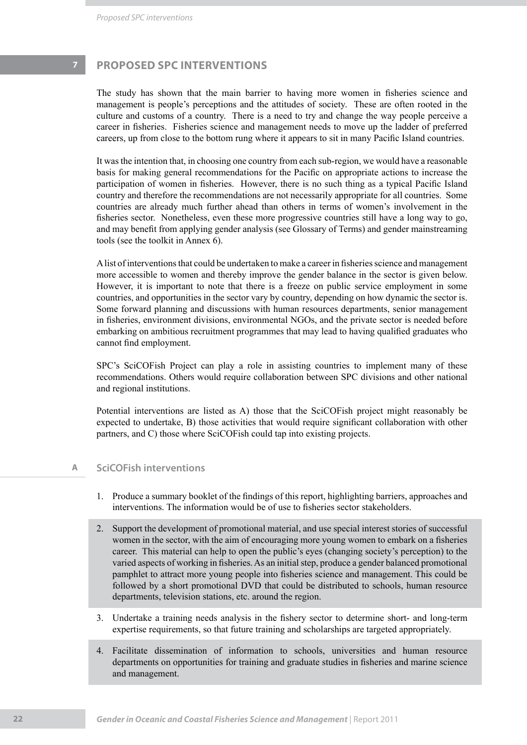# 7 PROPOSED SPC INTERVENTIONS

The study has shown that the main barrier to having more women in fisheries science and management is people's perceptions and the attitudes of society. These are often rooted in the culture and customs of a country. There is a need to try and change the way people perceive a career in fisheries. Fisheries science and management needs to move up the ladder of preferred careers, up from close to the bottom rung where it appears to sit in many Pacific Island countries.

It was the intention that, in choosing one country from each sub-region, we would have a reasonable basis for making general recommendations for the Pacific on appropriate actions to increase the participation of women in fisheries. However, there is no such thing as a typical Pacific Island country and therefore the recommendations are not necessarily appropriate for all countries. Some countries are already much further ahead than others in terms of women's involvement in the fisheries sector. Nonetheless, even these more progressive countries still have a long way to go, and may benefit from applying gender analysis (see Glossary of Terms) and gender mainstreaming tools (see the toolkit in Annex 6).

A list of interventions that could be undertaken to make a career in fisheries science and management more accessible to women and thereby improve the gender balance in the sector is given below. However, it is important to note that there is a freeze on public service employment in some countries, and opportunities in the sector vary by country, depending on how dynamic the sector is. Some forward planning and discussions with human resources departments, senior management in fisheries, environment divisions, environmental NGOs, and the private sector is needed before embarking on ambitious recruitment programmes that may lead to having qualified graduates who cannot find employment.

SPC's SciCOFish Project can play a role in assisting countries to implement many of these recommendations. Others would require collaboration between SPC divisions and other national and regional institutions.

Potential interventions are listed as A) those that the SciCOFish project might reasonably be expected to undertake, B) those activities that would require significant collaboration with other partners, and C) those where SciCOFish could tap into existing projects.

## A SciCOFish interventions

1. Produce a summary booklet of the findings of this report, highlighting barriers, approaches and interventions. The information would be of use to fisheries sector stakeholders.
2. Support the development of promotional material, and use special interest stories of successful women in the sector, with the aim of encouraging more young women to embark on a fisheries career. This material can help to open the public's eyes (changing society's perception) to the varied aspects of working in fisheries. As an initial step, produce a gender balanced promotional pamphlet to attract more young people into fisheries science and management. This could be followed by a short promotional DVD that could be distributed to schools, human resource departments, television stations, etc. around the region.
3. Undertake a training needs analysis in the fishery sector to determine short- and long-term expertise requirements, so that future training and scholarships are targeted appropriately.
4. Facilitate dissemination of information to schools, universities and human resource departments on opportunities for training and graduate studies in fisheries and marine science and management.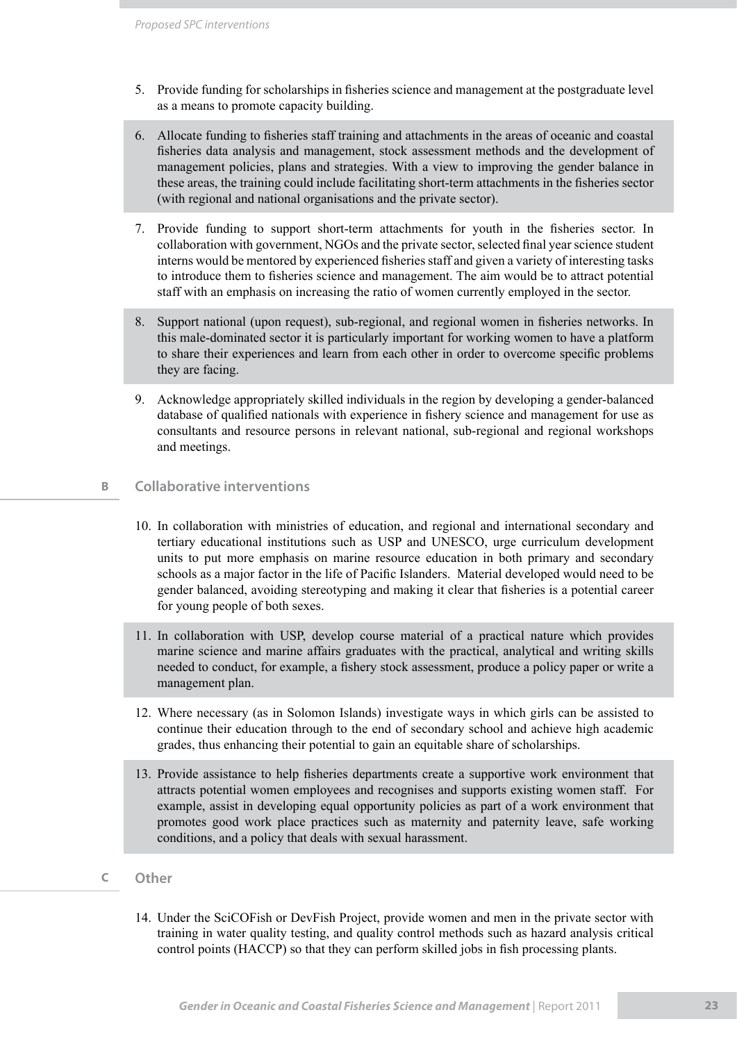5. Provide funding for scholarships in fisheries science and management at the postgraduate level as a means to promote capacity building.

6. Allocate funding to fisheries staff training and attachments in the areas of oceanic and coastal fisheries data analysis and management, stock assessment methods and the development of management policies, plans and strategies. With a view to improving the gender balance in these areas, the training could include facilitating short-term attachments in the fisheries sector (with regional and national organisations and the private sector).

7. Provide funding to support short-term attachments for youth in the fisheries sector. In collaboration with government, NGOs and the private sector, selected final year science student interns would be mentored by experienced fisheries staff and given a variety of interesting tasks to introduce them to fisheries science and management. The aim would be to attract potential staff with an emphasis on increasing the ratio of women currently employed in the sector.

8. Support national (upon request), sub-regional, and regional women in fisheries networks. In this male-dominated sector it is particularly important for working women to have a platform to share their experiences and learn from each other in order to overcome specific problems they are facing.

9. Acknowledge appropriately skilled individuals in the region by developing a gender-balanced database of qualified nationals with experience in fishery science and management for use as consultants and resource persons in relevant national, sub-regional and regional workshops and meetings.

## B Collaborative interventions

10. In collaboration with ministries of education, and regional and international secondary and tertiary educational institutions such as USP and UNESCO, urge curriculum development units to put more emphasis on marine resource education in both primary and secondary schools as a major factor in the life of Pacific Islanders. Material developed would need to be gender balanced, avoiding stereotyping and making it clear that fisheries is a potential career for young people of both sexes.

11. In collaboration with USP, develop course material of a practical nature which provides marine science and marine affairs graduates with the practical, analytical and writing skills needed to conduct, for example, a fishery stock assessment, produce a policy paper or write a management plan.

12. Where necessary (as in Solomon Islands) investigate ways in which girls can be assisted to continue their education through to the end of secondary school and achieve high academic grades, thus enhancing their potential to gain an equitable share of scholarships.

13. Provide assistance to help fisheries departments create a supportive work environment that attracts potential women employees and recognises and supports existing women staff. For example, assist in developing equal opportunity policies as part of a work environment that promotes good work place practices such as maternity and paternity leave, safe working conditions, and a policy that deals with sexual harassment.

## C Other

14. Under the SciCOFish or DevFish Project, provide women and men in the private sector with training in water quality testing, and quality control methods such as hazard analysis critical control points (HACCP) so that they can perform skilled jobs in fish processing plants.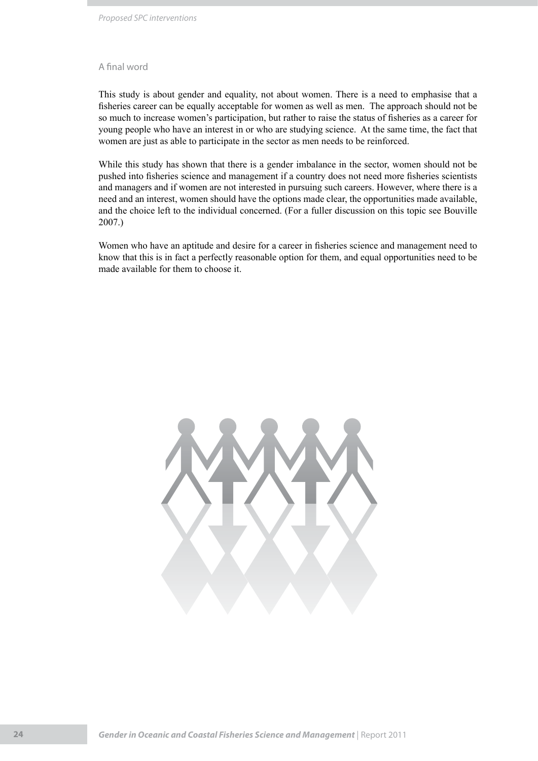## A final word

This study is about gender and equality, not about women. There is a need to emphasise that a fisheries career can be equally acceptable for women as well as men. The approach should not be so much to increase women's participation, but rather to raise the status of fisheries as a career for young people who have an interest in or who are studying science. At the same time, the fact that women are just as able to participate in the sector as men needs to be reinforced.

While this study has shown that there is a gender imbalance in the sector, women should not be pushed into fisheries science and management if a country does not need more fisheries scientists and managers and if women are not interested in pursuing such careers. However, where there is a need and an interest, women should have the options made clear, the opportunities made available, and the choice left to the individual concerned. (For a fuller discussion on this topic see Bouville 2007.)

Women who have an aptitude and desire for a career in fisheries science and management need to know that this is in fact a perfectly reasonable option for them, and equal opportunities need to be made available for them to choose it.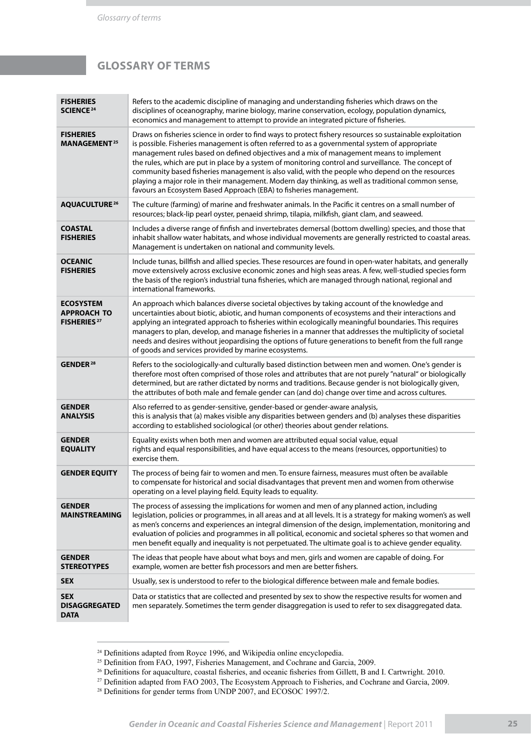## GLOSSARY OF TERMS

| | |
|---|---|
| **FISHERIES SCIENCE**[24] | Refers to the academic discipline of managing and understanding fisheries which draws on the disciplines of oceanography, marine biology, marine conservation, ecology, population dynamics, economics and management to attempt to provide an integrated picture of fisheries. |
| **FISHERIES MANAGEMENT**[25] | Draws on fisheries science in order to find ways to protect fishery resources so sustainable exploitation is possible. Fisheries management is often referred to as a governmental system of appropriate management rules based on defined objectives and a mix of management means to implement the rules, which are put in place by a system of monitoring control and surveillance. The concept of community based fisheries management is also valid, with the people who depend on the resources playing a major role in their management. Modern day thinking, as well as traditional common sense, favours an Ecosystem Based Approach (EBA) to fisheries management. |
| **AQUACULTURE**[26] | The culture (farming) of marine and freshwater animals. In the Pacific it centres on a small number of resources; black-lip pearl oyster, penaeid shrimp, tilapia, milkfish, giant clam, and seaweed. |
| **COASTAL FISHERIES** | Includes a diverse range of finfish and invertebrates demersal (bottom dwelling) species, and those that inhabit shallow water habitats, and whose individual movements are generally restricted to coastal areas. Management is undertaken on national and community levels. |
| **OCEANIC FISHERIES** | Include tunas, billfish and allied species. These resources are found in open-water habitats, and generally move extensively across exclusive economic zones and high seas areas. A few, well-studied species form the basis of the region's industrial tuna fisheries, which are managed through national, regional and international frameworks. |
| **ECOSYSTEM APPROACH TO FISHERIES**[27] | An approach which balances diverse societal objectives by taking account of the knowledge and uncertainties about biotic, abiotic, and human components of ecosystems and their interactions and applying an integrated approach to fisheries within ecologically meaningful boundaries. This requires managers to plan, develop, and manage fisheries in a manner that addresses the multiplicity of societal needs and desires without jeopardising the options of future generations to benefit from the full range of goods and services provided by marine ecosystems. |
| **GENDER**[28] | Refers to the sociologically-and culturally based distinction between men and women. One's gender is therefore most often comprised of those roles and attributes that are not purely "natural" or biologically determined, but are rather dictated by norms and traditions. Because gender is not biologically given, the attributes of both male and female gender can (and do) change over time and across cultures. |
| **GENDER ANALYSIS** | Also referred to as gender-sensitive, gender-based or gender-aware analysis, this is analysis that (a) makes visible any disparities between genders and (b) analyses these disparities according to established sociological (or other) theories about gender relations. |
| **GENDER EQUALITY** | Equality exists when both men and women are attributed equal social value, equal rights and equal responsibilities, and have equal access to the means (resources, opportunities) to exercise them. |
| **GENDER EQUITY** | The process of being fair to women and men. To ensure fairness, measures must often be available to compensate for historical and social disadvantages that prevent men and women from otherwise operating on a level playing field. Equity leads to equality. |
| **GENDER MAINSTREAMING** | The process of assessing the implications for women and men of any planned action, including legislation, policies or programmes, in all areas and at all levels. It is a strategy for making women's as well as men's concerns and experiences an integral dimension of the design, implementation, monitoring and evaluation of policies and programmes in all political, economic and societal spheres so that women and men benefit equally and inequality is not perpetuated. The ultimate goal is to achieve gender equality. |
| **GENDER STEREOTYPES** | The ideas that people have about what boys and men, girls and women are capable of doing. For example, women are better fish processors and men are better fishers. |
| **SEX** | Usually, sex is understood to refer to the biological difference between male and female bodies. |
| **SEX DISAGGREGATED DATA** | Data or statistics that are collected and presented by sex to show the respective results for women and men separately. Sometimes the term gender disaggregation is used to refer to sex disaggregated data. |

[24] Definitions adapted from Royce 1996, and Wikipedia online encyclopedia.

[25] Definition from FAO, 1997, Fisheries Management, and Cochrane and Garcia, 2009.

[26] Definitions for aquaculture, coastal fisheries, and oceanic fisheries from Gillett, B and I. Cartwright. 2010.

[27] Definition adapted from FAO 2003, The Ecosystem Approach to Fisheries, and Cochrane and Garcia, 2009.

[28] Definitions for gender terms from UNDP 2007, and ECOSOC 1997/2.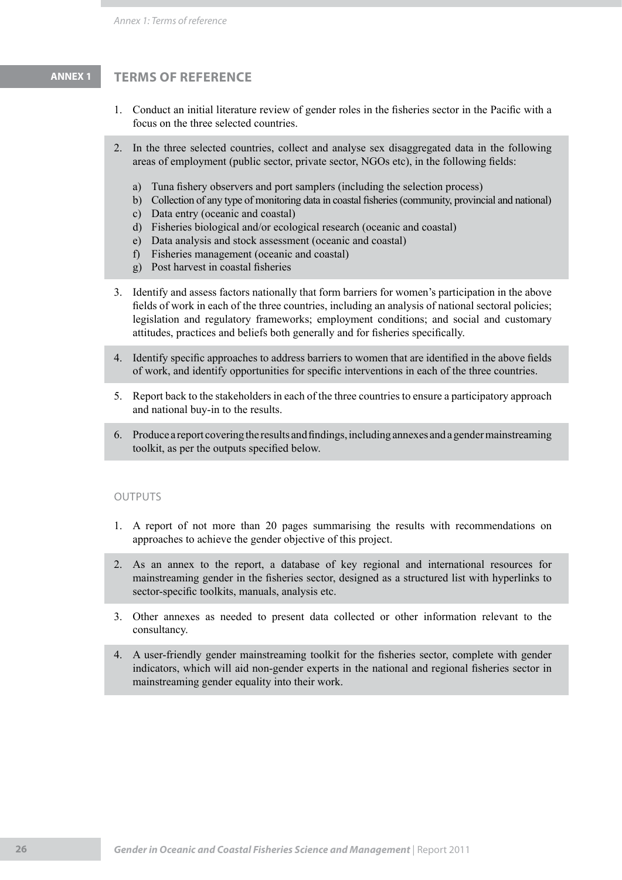# ANNEX 1 TERMS OF REFERENCE

1. Conduct an initial literature review of gender roles in the fisheries sector in the Pacific with a focus on the three selected countries.
2. In the three selected countries, collect and analyse sex disaggregated data in the following areas of employment (public sector, private sector, NGOs etc), in the following fields:
   a) Tuna fishery observers and port samplers (including the selection process)
   b) Collection of any type of monitoring data in coastal fisheries (community, provincial and national)
   c) Data entry (oceanic and coastal)
   d) Fisheries biological and/or ecological research (oceanic and coastal)
   e) Data analysis and stock assessment (oceanic and coastal)
   f) Fisheries management (oceanic and coastal)
   g) Post harvest in coastal fisheries
3. Identify and assess factors nationally that form barriers for women's participation in the above fields of work in each of the three countries, including an analysis of national sectoral policies; legislation and regulatory frameworks; employment conditions; and social and customary attitudes, practices and beliefs both generally and for fisheries specifically.
4. Identify specific approaches to address barriers to women that are identified in the above fields of work, and identify opportunities for specific interventions in each of the three countries.
5. Report back to the stakeholders in each of the three countries to ensure a participatory approach and national buy-in to the results.
6. Produce a report covering the results and findings, including annexes and a gender mainstreaming toolkit, as per the outputs specified below.

## OUTPUTS

1. A report of not more than 20 pages summarising the results with recommendations on approaches to achieve the gender objective of this project.
2. As an annex to the report, a database of key regional and international resources for mainstreaming gender in the fisheries sector, designed as a structured list with hyperlinks to sector-specific toolkits, manuals, analysis etc.
3. Other annexes as needed to present data collected or other information relevant to the consultancy.
4. A user-friendly gender mainstreaming toolkit for the fisheries sector, complete with gender indicators, which will aid non-gender experts in the national and regional fisheries sector in mainstreaming gender equality into their work.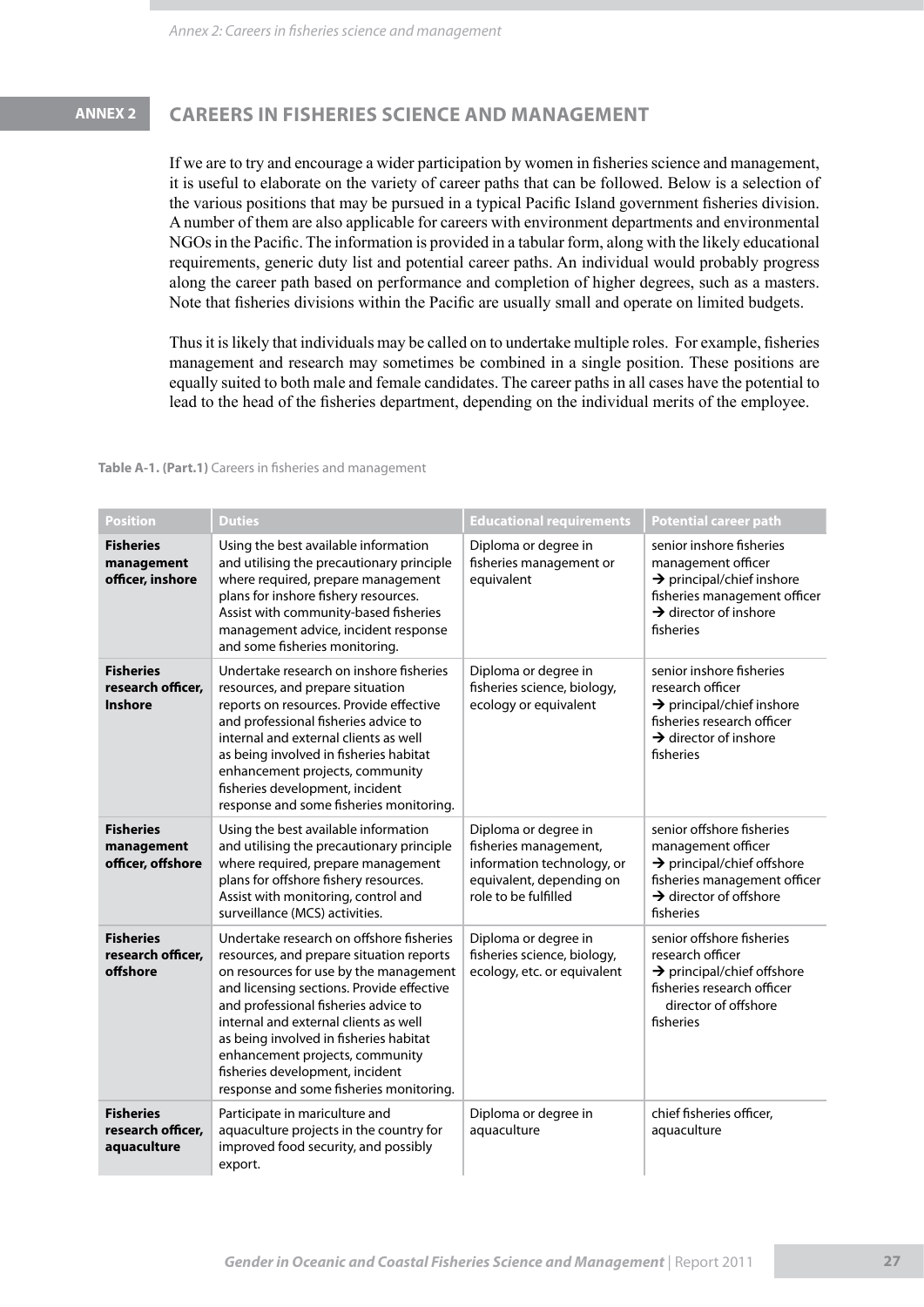## ANNEX 2 CAREERS IN FISHERIES SCIENCE AND MANAGEMENT

If we are to try and encourage a wider participation by women in fisheries science and management, it is useful to elaborate on the variety of career paths that can be followed. Below is a selection of the various positions that may be pursued in a typical Pacific Island government fisheries division. A number of them are also applicable for careers with environment departments and environmental NGOs in the Pacific. The information is provided in a tabular form, along with the likely educational requirements, generic duty list and potential career paths. An individual would probably progress along the career path based on performance and completion of higher degrees, such as a masters. Note that fisheries divisions within the Pacific are usually small and operate on limited budgets.

Thus it is likely that individuals may be called on to undertake multiple roles. For example, fisheries management and research may sometimes be combined in a single position. These positions are equally suited to both male and female candidates. The career paths in all cases have the potential to lead to the head of the fisheries department, depending on the individual merits of the employee.

**Table A-1. (Part.1)** Careers in fisheries and management

| Position | Duties | Educational requirements | Potential career path |
|---|---|---|---|
| **Fisheries management officer, inshore** | Using the best available information and utilising the precautionary principle where required, prepare management plans for inshore fishery resources. Assist with community-based fisheries management advice, incident response and some fisheries monitoring. | Diploma or degree in fisheries management or equivalent | senior inshore fisheries management officer → principal/chief inshore fisheries management officer → director of inshore fisheries |
| **Fisheries research officer, Inshore** | Undertake research on inshore fisheries resources, and prepare situation reports on resources. Provide effective and professional fisheries advice to internal and external clients as well as being involved in fisheries habitat enhancement projects, community fisheries development, incident response and some fisheries monitoring. | Diploma or degree in fisheries science, biology, ecology or equivalent | senior inshore fisheries research officer → principal/chief inshore fisheries research officer → director of inshore fisheries |
| **Fisheries management officer, offshore** | Using the best available information and utilising the precautionary principle where required, prepare management plans for offshore fishery resources. Assist with monitoring, control and surveillance (MCS) activities. | Diploma or degree in fisheries management, information technology, or equivalent, depending on role to be fulfilled | senior offshore fisheries management officer → principal/chief offshore fisheries management officer → director of offshore fisheries |
| **Fisheries research officer, offshore** | Undertake research on offshore fisheries resources, and prepare situation reports on resources for use by the management and licensing sections. Provide effective and professional fisheries advice to internal and external clients as well as being involved in fisheries habitat enhancement projects, community fisheries development, incident response and some fisheries monitoring. | Diploma or degree in fisheries science, biology, ecology, etc. or equivalent | senior offshore fisheries research officer → principal/chief offshore fisheries research officer director of offshore fisheries |
| **Fisheries research officer, aquaculture** | Participate in mariculture and aquaculture projects in the country for improved food security, and possibly export. | Diploma or degree in aquaculture | chief fisheries officer, aquaculture |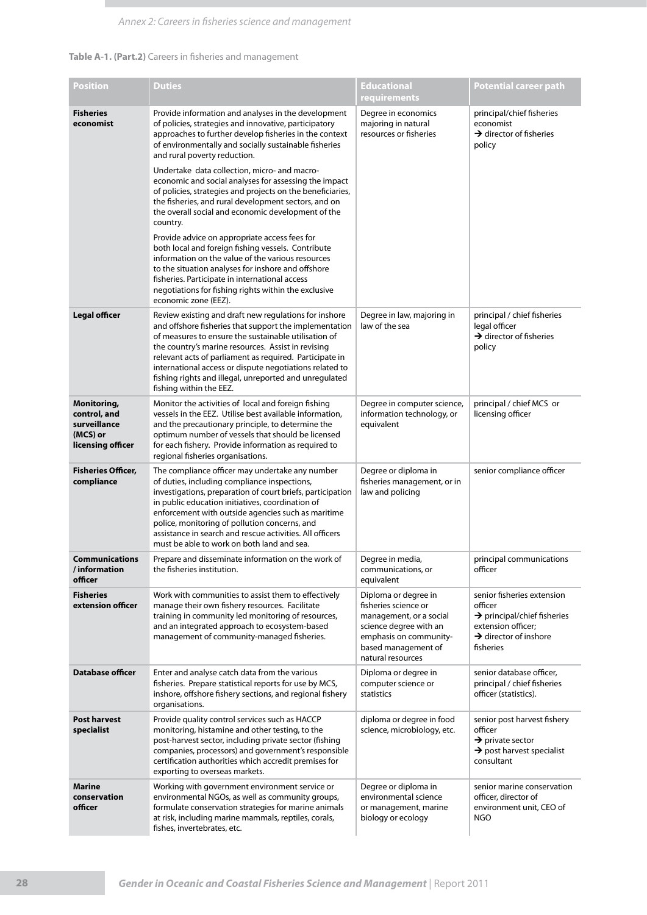**Table A-1. (Part.2)** Careers in fisheries and management

| Position | Duties | Educational requirements | Potential career path |
|---|---|---|---|
| **Fisheries economist** | Provide information and analyses in the development of policies, strategies and innovative, participatory approaches to further develop fisheries in the context of environmentally and socially sustainable fisheries and rural poverty reduction.<br><br>Undertake data collection, micro- and macro-economic and social analyses for assessing the impact of policies, strategies and projects on the beneficiaries, the fisheries, and rural development sectors, and on the overall social and economic development of the country.<br><br>Provide advice on appropriate access fees for both local and foreign fishing vessels. Contribute information on the value of the various resources to the situation analyses for inshore and offshore fisheries. Participate in international access negotiations for fishing rights within the exclusive economic zone (EEZ). | Degree in economics majoring in natural resources or fisheries | principal/chief fisheries economist → director of fisheries policy |
| **Legal officer** | Review existing and draft new regulations for inshore and offshore fisheries that support the implementation of measures to ensure the sustainable utilisation of the country's marine resources. Assist in revising relevant acts of parliament as required. Participate in international access or dispute negotiations related to fishing rights and illegal, unreported and unregulated fishing within the EEZ. | Degree in law, majoring in law of the sea | principal / chief fisheries legal officer → director of fisheries policy |
| **Monitoring, control, and surveillance (MCS) or licensing officer** | Monitor the activities of local and foreign fishing vessels in the EEZ. Utilise best available information, and the precautionary principle, to determine the optimum number of vessels that should be licensed for each fishery. Provide information as required to regional fisheries organisations. | Degree in computer science, information technology, or equivalent | principal / chief MCS or licensing officer |
| **Fisheries Officer, compliance** | The compliance officer may undertake any number of duties, including compliance inspections, investigations, preparation of court briefs, participation in public education initiatives, coordination of enforcement with outside agencies such as maritime police, monitoring of pollution concerns, and assistance in search and rescue activities. All officers must be able to work on both land and sea. | Degree or diploma in fisheries management, or in law and policing | senior compliance officer |
| **Communications / information officer** | Prepare and disseminate information on the work of the fisheries institution. | Degree in media, communications, or equivalent | principal communications officer |
| **Fisheries extension officer** | Work with communities to assist them to effectively manage their own fishery resources. Facilitate training in community led monitoring of resources, and an integrated approach to ecosystem-based management of community-managed fisheries. | Diploma or degree in fisheries science or management, or a social science degree with an emphasis on community-based management of natural resources | senior fisheries extension officer → principal/chief fisheries extension officer; → director of inshore fisheries |
| **Database officer** | Enter and analyse catch data from the various fisheries. Prepare statistical reports for use by MCS, inshore, offshore fishery sections, and regional fishery organisations. | Diploma or degree in computer science or statistics | senior database officer, principal / chief fisheries officer (statistics). |
| **Post harvest specialist** | Provide quality control services such as HACCP monitoring, histamine and other testing, to the post-harvest sector, including private sector (fishing companies, processors) and government's responsible certification authorities which accredit premises for exporting to overseas markets. | diploma or degree in food science, microbiology, etc. | senior post harvest fishery officer → private sector → post harvest specialist consultant |
| **Marine conservation officer** | Working with government environment service or environmental NGOs, as well as community groups, formulate conservation strategies for marine animals at risk, including marine mammals, reptiles, corals, fishes, invertebrates, etc. | Degree or diploma in environmental science or management, marine biology or ecology | senior marine conservation officer, director of environment unit, CEO of NGO |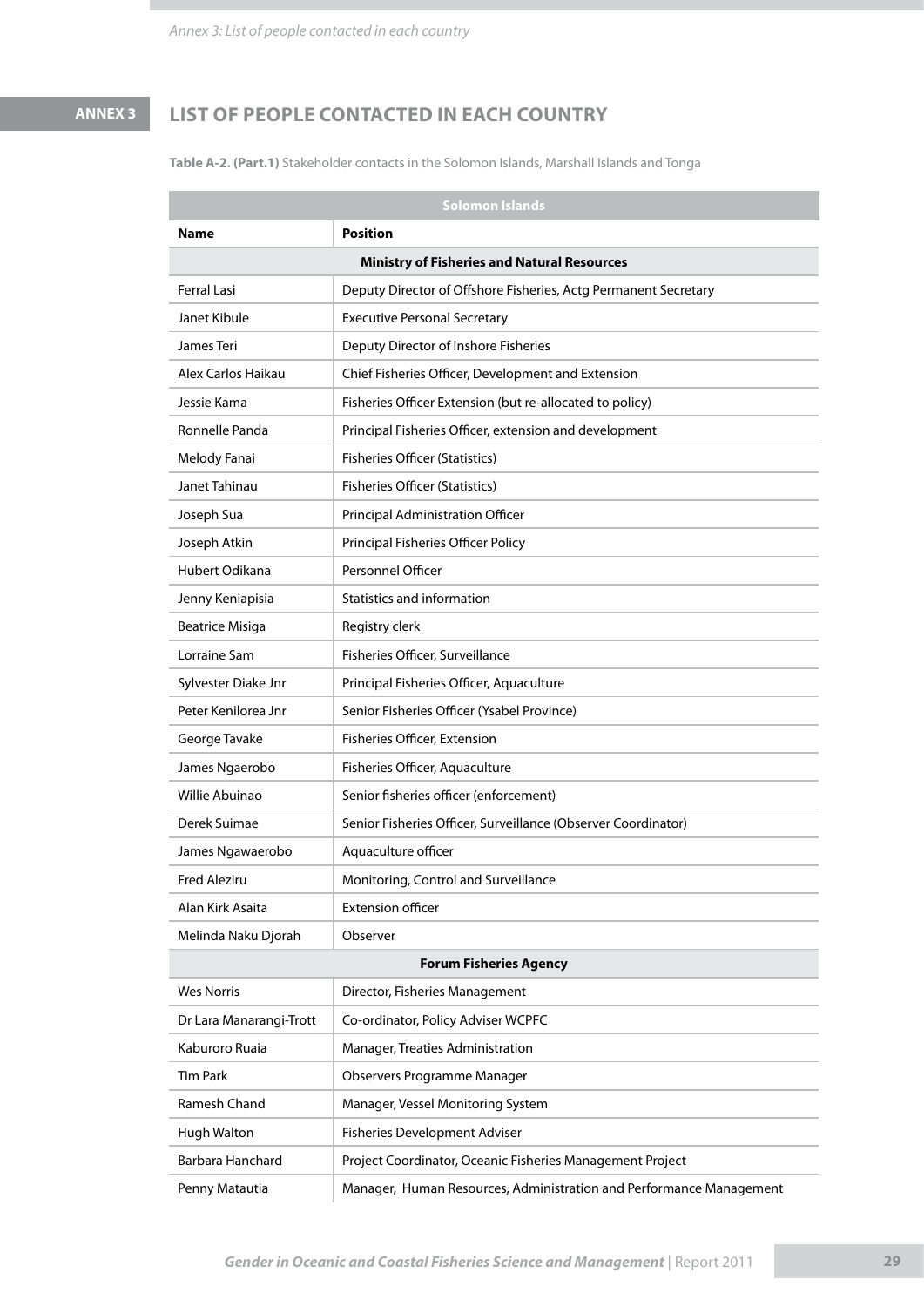# ANNEX 3 LIST OF PEOPLE CONTACTED IN EACH COUNTRY

**Table A-2. (Part.1)** Stakeholder contacts in the Solomon Islands, Marshall Islands and Tonga

| Solomon Islands | |
|---|---|
| **Name** | **Position** |
| **Ministry of Fisheries and Natural Resources** | |
| Ferral Lasi | Deputy Director of Offshore Fisheries, Actg Permanent Secretary |
| Janet Kibule | Executive Personal Secretary |
| James Teri | Deputy Director of Inshore Fisheries |
| Alex Carlos Haikau | Chief Fisheries Officer, Development and Extension |
| Jessie Kama | Fisheries Officer Extension (but re-allocated to policy) |
| Ronnelle Panda | Principal Fisheries Officer, extension and development |
| Melody Fanai | Fisheries Officer (Statistics) |
| Janet Tahinau | Fisheries Officer (Statistics) |
| Joseph Sua | Principal Administration Officer |
| Joseph Atkin | Principal Fisheries Officer Policy |
| Hubert Odikana | Personnel Officer |
| Jenny Keniapisia | Statistics and information |
| Beatrice Misiga | Registry clerk |
| Lorraine Sam | Fisheries Officer, Surveillance |
| Sylvester Diake Jnr | Principal Fisheries Officer, Aquaculture |
| Peter Kenilorea Jnr | Senior Fisheries Officer (Ysabel Province) |
| George Tavake | Fisheries Officer, Extension |
| James Ngaerobo | Fisheries Officer, Aquaculture |
| Willie Abuinao | Senior fisheries officer (enforcement) |
| Derek Suimae | Senior Fisheries Officer, Surveillance (Observer Coordinator) |
| James Ngawaerobo | Aquaculture officer |
| Fred Aleziru | Monitoring, Control and Surveillance |
| Alan Kirk Asaita | Extension officer |
| Melinda Naku Djorah | Observer |
| **Forum Fisheries Agency** | |
| Wes Norris | Director, Fisheries Management |
| Dr Lara Manarangi-Trott | Co-ordinator, Policy Adviser WCPFC |
| Kaburoro Ruaia | Manager, Treaties Administration |
| Tim Park | Observers Programme Manager |
| Ramesh Chand | Manager, Vessel Monitoring System |
| Hugh Walton | Fisheries Development Adviser |
| Barbara Hanchard | Project Coordinator, Oceanic Fisheries Management Project |
| Penny Mataautia | Manager, Human Resources, Administration and Performance Management |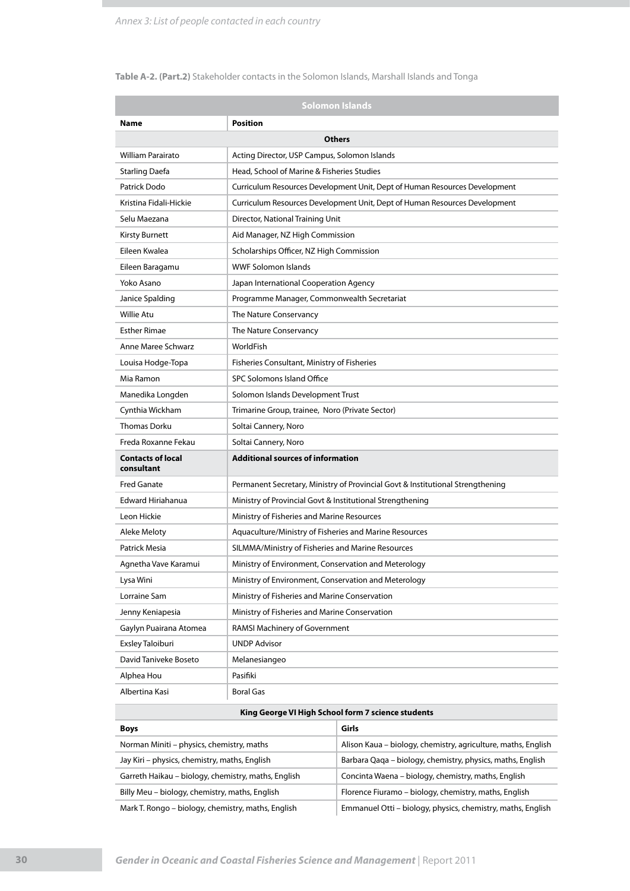**Table A-2. (Part.2)** Stakeholder contacts in the Solomon Islands, Marshall Islands and Tonga

| Solomon Islands | |
|---|---|
| **Name** | **Position** |
| **Others** | |
| William Parairato | Acting Director, USP Campus, Solomon Islands |
| Starling Daefa | Head, School of Marine & Fisheries Studies |
| Patrick Dodo | Curriculum Resources Development Unit, Dept of Human Resources Development |
| Kristina Fidali-Hickie | Curriculum Resources Development Unit, Dept of Human Resources Development |
| Selu Maezana | Director, National Training Unit |
| Kirsty Burnett | Aid Manager, NZ High Commission |
| Eileen Kwalea | Scholarships Officer, NZ High Commission |
| Eileen Baragamu | WWF Solomon Islands |
| Yoko Asano | Japan International Cooperation Agency |
| Janice Spalding | Programme Manager, Commonwealth Secretariat |
| Willie Atu | The Nature Conservancy |
| Esther Rimae | The Nature Conservancy |
| Anne Maree Schwarz | WorldFish |
| Louisa Hodge-Topa | Fisheries Consultant, Ministry of Fisheries |
| Mia Ramon | SPC Solomons Island Office |
| Manedika Longden | Solomon Islands Development Trust |
| Cynthia Wickham | Trimarine Group, trainee, Noro (Private Sector) |
| Thomas Dorku | Soltai Cannery, Noro |
| Freda Roxanne Fekau | Soltai Cannery, Noro |
| **Contacts of local consultant** | **Additional sources of information** |
| Fred Ganate | Permanent Secretary, Ministry of Provincial Govt & Institutional Strengthening |
| Edward Hiriahanua | Ministry of Provincial Govt & Institutional Strengthening |
| Leon Hickie | Ministry of Fisheries and Marine Resources |
| Aleke Meloty | Aquaculture/Ministry of Fisheries and Marine Resources |
| Patrick Mesia | SILMMA/Ministry of Fisheries and Marine Resources |
| Agnetha Vave Karamui | Ministry of Environment, Conservation and Meterology |
| Lysa Wini | Ministry of Environment, Conservation and Meterology |
| Lorraine Sam | Ministry of Fisheries and Marine Conservation |
| Jenny Keniapesia | Ministry of Fisheries and Marine Conservation |
| Gaylyn Puairana Atomea | RAMSI Machinery of Government |
| Exsley Taloiburi | UNDP Advisor |
| David Taniveke Boseto | Melanesiangeo |
| Alphea Hou | Pasifiki |
| Albertina Kasi | Boral Gas |

| King George VI High School form 7 science students | |
|---|---|
| **Boys** | **Girls** |
| Norman Miniti – physics, chemistry, maths | Alison Kaua – biology, chemistry, agriculture, maths, English |
| Jay Kiri – physics, chemistry, maths, English | Barbara Qaqa – biology, chemistry, physics, maths, English |
| Garreth Haikau – biology, chemistry, maths, English | Concinta Waena – biology, chemistry, maths, English |
| Billy Meu – biology, chemistry, maths, English | Florence Fiuramo – biology, chemistry, maths, English |
| Mark T. Rongo – biology, chemistry, maths, English | Emmanuel Otti – biology, physics, chemistry, maths, English |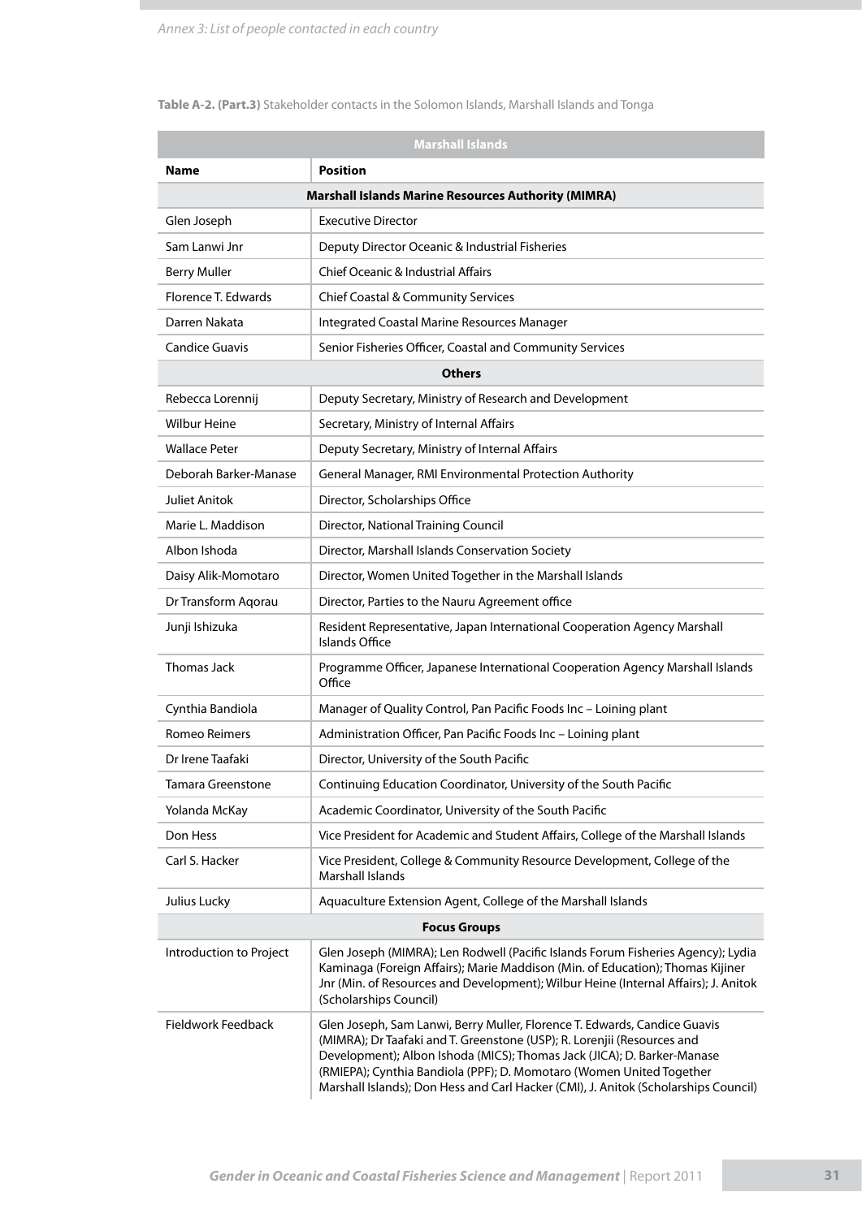**Table A-2. (Part.3)** Stakeholder contacts in the Solomon Islands, Marshall Islands and Tonga

| Marshall Islands | |
|---|---|
| **Name** | **Position** |
| **Marshall Islands Marine Resources Authority (MIMRA)** | |
| Glen Joseph | Executive Director |
| Sam Lanwi Jnr | Deputy Director Oceanic & Industrial Fisheries |
| Berry Muller | Chief Oceanic & Industrial Affairs |
| Florence T. Edwards | Chief Coastal & Community Services |
| Darren Nakata | Integrated Coastal Marine Resources Manager |
| Candice Guavis | Senior Fisheries Officer, Coastal and Community Services |
| **Others** | |
| Rebecca Lorennij | Deputy Secretary, Ministry of Research and Development |
| Wilbur Heine | Secretary, Ministry of Internal Affairs |
| Wallace Peter | Deputy Secretary, Ministry of Internal Affairs |
| Deborah Barker-Manase | General Manager, RMI Environmental Protection Authority |
| Juliet Anitok | Director, Scholarships Office |
| Marie L. Maddison | Director, National Training Council |
| Albon Ishoda | Director, Marshall Islands Conservation Society |
| Daisy Alik-Momotaro | Director, Women United Together in the Marshall Islands |
| Dr Transform Aqorau | Director, Parties to the Nauru Agreement office |
| Junji Ishizuka | Resident Representative, Japan International Cooperation Agency Marshall Islands Office |
| Thomas Jack | Programme Officer, Japanese International Cooperation Agency Marshall Islands Office |
| Cynthia Bandiola | Manager of Quality Control, Pan Pacific Foods Inc – Loining plant |
| Romeo Reimers | Administration Officer, Pan Pacific Foods Inc – Loining plant |
| Dr Irene Taafaki | Director, University of the South Pacific |
| Tamara Greenstone | Continuing Education Coordinator, University of the South Pacific |
| Yolanda McKay | Academic Coordinator, University of the South Pacific |
| Don Hess | Vice President for Academic and Student Affairs, College of the Marshall Islands |
| Carl S. Hacker | Vice President, College & Community Resource Development, College of the Marshall Islands |
| Julius Lucky | Aquaculture Extension Agent, College of the Marshall Islands |
| **Focus Groups** | |
| Introduction to Project | Glen Joseph (MIMRA); Len Rodwell (Pacific Islands Forum Fisheries Agency); Lydia Kaminaga (Foreign Affairs); Marie Maddison (Min. of Education); Thomas Kijiner Jnr (Min. of Resources and Development); Wilbur Heine (Internal Affairs); J. Anitok (Scholarships Council) |
| Fieldwork Feedback | Glen Joseph, Sam Lanwi, Berry Muller, Florence T. Edwards, Candice Guavis (MIMRA); Dr Taafaki and T. Greenstone (USP); R. Lorenjii (Resources and Development); Albon Ishoda (MICS); Thomas Jack (JICA); D. Barker-Manase (RMIEPA); Cynthia Bandiola (PPF); D. Momotaro (Women United Together Marshall Islands); Don Hess and Carl Hacker (CMI), J. Anitok (Scholarships Council) |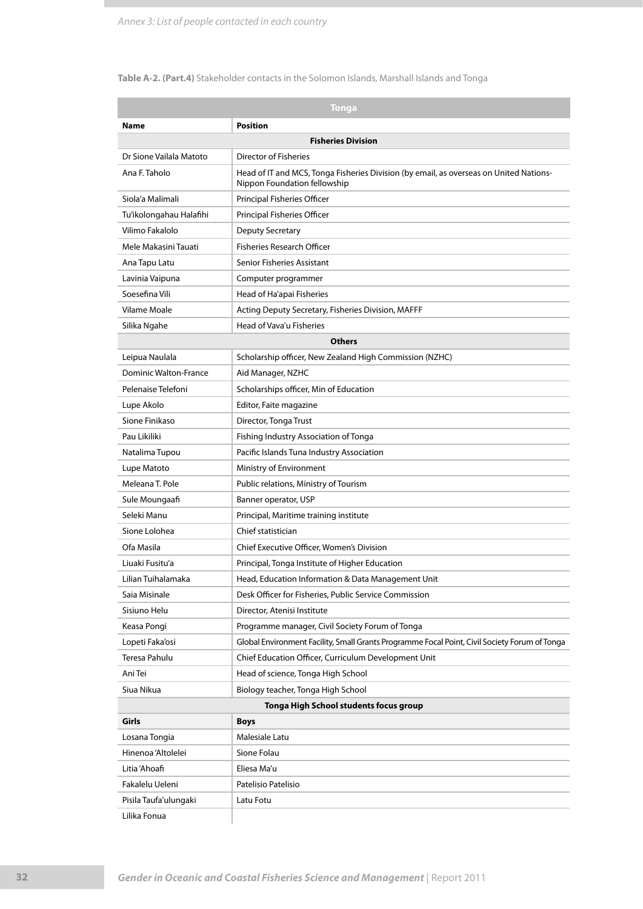**Table A-2. (Part.4)** Stakeholder contacts in the Solomon Islands, Marshall Islands and Tonga

| Tonga | |
|---|---|
| **Name** | **Position** |
| **Fisheries Division** | |
| Dr Sione Vailala Matoto | Director of Fisheries |
| Ana F. Taholo | Head of IT and MCS, Tonga Fisheries Division (by email, as overseas on United Nations-Nippon Foundation fellowship |
| Siola'a Malimali | Principal Fisheries Officer |
| Tu'ikolongahau Halafihi | Principal Fisheries Officer |
| Vilimo Fakalolo | Deputy Secretary |
| Mele Makasini Tauati | Fisheries Research Officer |
| Ana Tapu Latu | Senior Fisheries Assistant |
| Lavinia Vaipuna | Computer programmer |
| Soesefina Vili | Head of Ha'apai Fisheries |
| Vilame Moale | Acting Deputy Secretary, Fisheries Division, MAFFF |
| Silika Ngahe | Head of Vava'u Fisheries |
| **Others** | |
| Leipua Naulala | Scholarship officer, New Zealand High Commission (NZHC) |
| Dominic Walton-France | Aid Manager, NZHC |
| Pelenaise Telefoni | Scholarships officer, Min of Education |
| Lupe Akolo | Editor, Faite magazine |
| Sione Finikaso | Director, Tonga Trust |
| Pau Likiliki | Fishing Industry Association of Tonga |
| Natalima Tupou | Pacific Islands Tuna Industry Association |
| Lupe Matoto | Ministry of Environment |
| Meleana T. Pole | Public relations, Ministry of Tourism |
| Sule Moungaafi | Banner operator, USP |
| Seleki Manu | Principal, Maritime training institute |
| Sione Lolohea | Chief statistician |
| Ofa Masila | Chief Executive Officer, Women's Division |
| Liuaki Fusitu'a | Principal, Tonga Institute of Higher Education |
| Lilian Tuihalamaka | Head, Education Information & Data Management Unit |
| Saia Misinale | Desk Officer for Fisheries, Public Service Commission |
| Sisiuno Helu | Director, Atenisi Institute |
| Keasa Pongi | Programme manager, Civil Society Forum of Tonga |
| Lopeti Faka'osi | Global Environment Facility, Small Grants Programme Focal Point, Civil Society Forum of Tonga |
| Teresa Pahulu | Chief Education Officer, Curriculum Development Unit |
| Ani Tei | Head of science, Tonga High School |
| Siua Nikua | Biology teacher, Tonga High School |
| **Tonga High School students focus group** | |
| **Girls** | **Boys** |
| Losana Tongia | Malesiale Latu |
| Hinenoa 'Altolelei | Sione Folau |
| Litia 'Ahoafi | Eliesa Ma'u |
| Fakalelu Ueleni | Patelisio Patelisio |
| Pisila Taufa'ulungaki | Latu Fotu |
| Lilika Fonua | |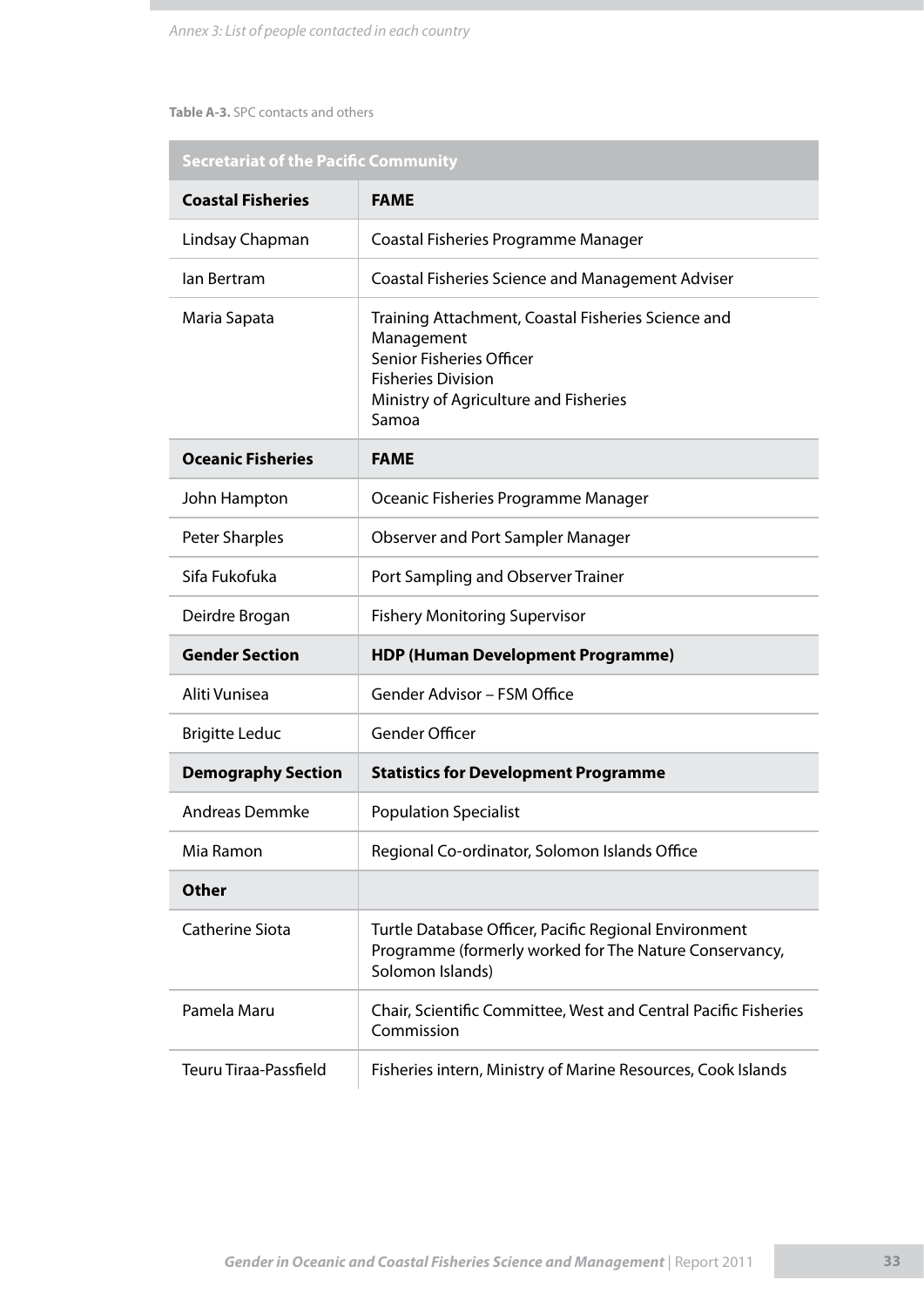**Table A-3.** SPC contacts and others

| Secretariat of the Pacific Community | |
|---|---|
| **Coastal Fisheries** | **FAME** |
| Lindsay Chapman | Coastal Fisheries Programme Manager |
| Ian Bertram | Coastal Fisheries Science and Management Adviser |
| Maria Sapata | Training Attachment, Coastal Fisheries Science and Management<br>Senior Fisheries Officer<br>Fisheries Division<br>Ministry of Agriculture and Fisheries<br>Samoa |
| **Oceanic Fisheries** | **FAME** |
| John Hampton | Oceanic Fisheries Programme Manager |
| Peter Sharples | Observer and Port Sampler Manager |
| Sifa Fukofuka | Port Sampling and Observer Trainer |
| Deirdre Brogan | Fishery Monitoring Supervisor |
| **Gender Section** | **HDP (Human Development Programme)** |
| Aliti Vunisea | Gender Advisor – FSM Office |
| Brigitte Leduc | Gender Officer |
| **Demography Section** | **Statistics for Development Programme** |
| Andreas Demmke | Population Specialist |
| Mia Ramon | Regional Co-ordinator, Solomon Islands Office |
| **Other** | |
| Catherine Siota | Turtle Database Officer, Pacific Regional Environment Programme (formerly worked for The Nature Conservancy, Solomon Islands) |
| Pamela Maru | Chair, Scientific Committee, West and Central Pacific Fisheries Commission |
| Teuru Tiraa-Passfield | Fisheries intern, Ministry of Marine Resources, Cook Islands |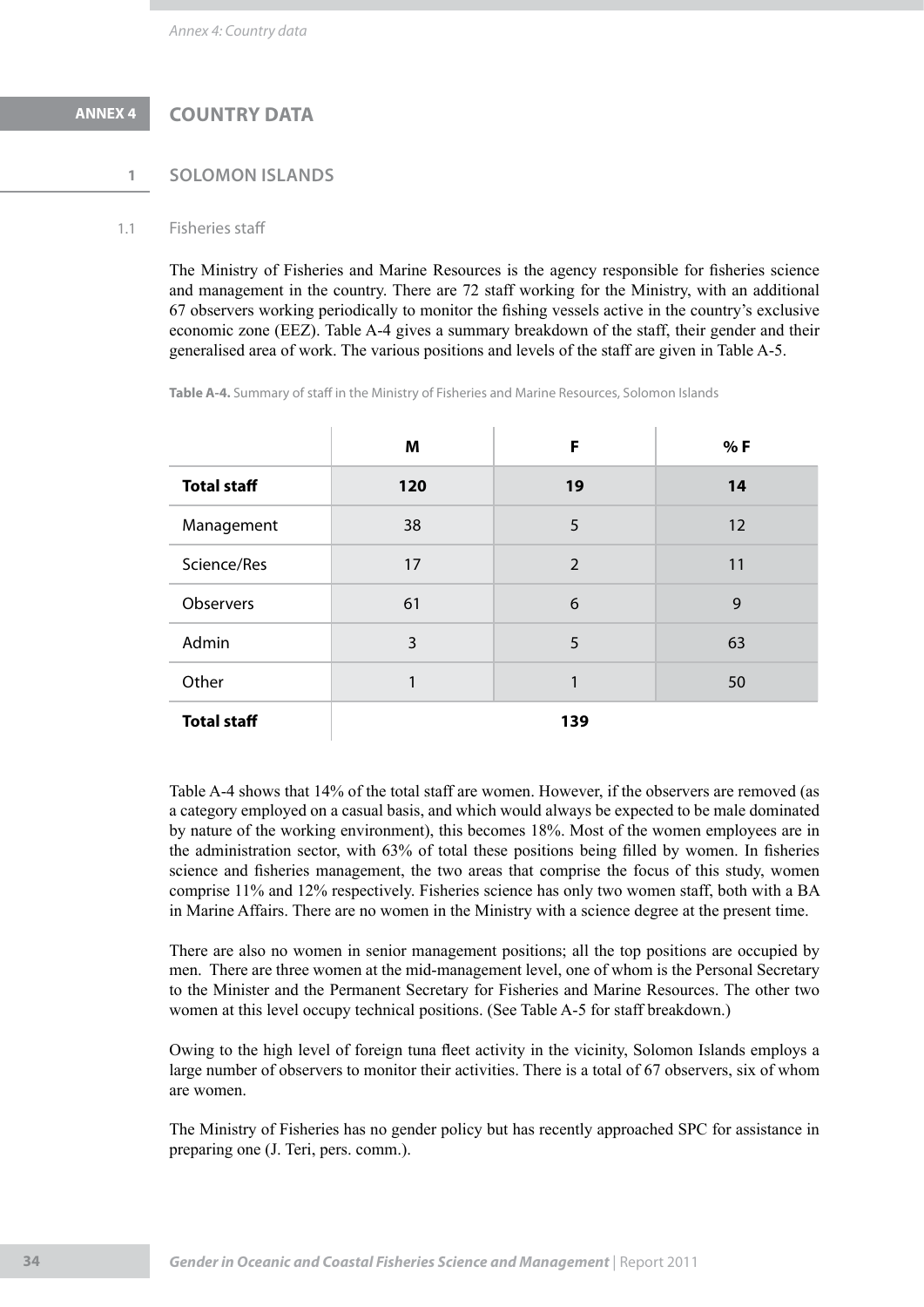# ANNEX 4 COUNTRY DATA

## 1 SOLOMON ISLANDS

### 1.1 Fisheries staff

The Ministry of Fisheries and Marine Resources is the agency responsible for fisheries science and management in the country. There are 72 staff working for the Ministry, with an additional 67 observers working periodically to monitor the fishing vessels active in the country's exclusive economic zone (EEZ). Table A-4 gives a summary breakdown of the staff, their gender and their generalised area of work. The various positions and levels of the staff are given in Table A-5.

**Table A-4.** Summary of staff in the Ministry of Fisheries and Marine Resources, Solomon Islands

| | M | F | % F |
|---|---|---|---|
| **Total staff** | **120** | **19** | **14** |
| Management | 38 | 5 | 12 |
| Science/Res | 17 | 2 | 11 |
| Observers | 61 | 6 | 9 |
| Admin | 3 | 5 | 63 |
| Other | 1 | 1 | 50 |
| **Total staff** | | **139** | |

Table A-4 shows that 14% of the total staff are women. However, if the observers are removed (as a category employed on a casual basis, and which would always be expected to be male dominated by nature of the working environment), this becomes 18%. Most of the women employees are in the administration sector, with 63% of total these positions being filled by women. In fisheries science and fisheries management, the two areas that comprise the focus of this study, women comprise 11% and 12% respectively. Fisheries science has only two women staff, both with a BA in Marine Affairs. There are no women in the Ministry with a science degree at the present time.

There are also no women in senior management positions; all the top positions are occupied by men. There are three women at the mid-management level, one of whom is the Personal Secretary to the Minister and the Permanent Secretary for Fisheries and Marine Resources. The other two women at this level occupy technical positions. (See Table A-5 for staff breakdown.)

Owing to the high level of foreign tuna fleet activity in the vicinity, Solomon Islands employs a large number of observers to monitor their activities. There is a total of 67 observers, six of whom are women.

The Ministry of Fisheries has no gender policy but has recently approached SPC for assistance in preparing one (J. Teri, pers. comm.).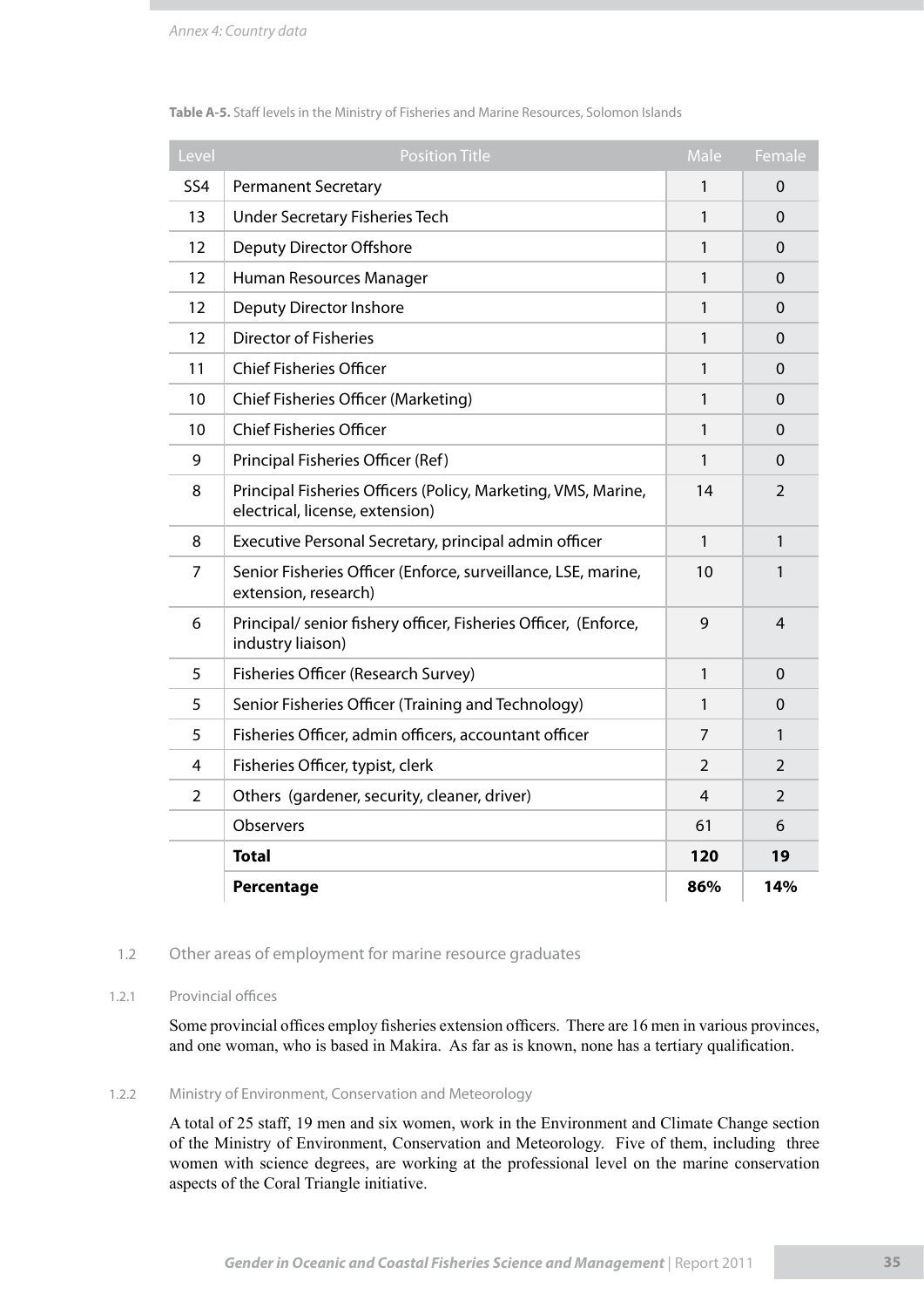**Table A-5.** Staff levels in the Ministry of Fisheries and Marine Resources, Solomon Islands

| Level | Position Title | Male | Female |
|---|---|---|---|
| SS4 | Permanent Secretary | 1 | 0 |
| 13 | Under Secretary Fisheries Tech | 1 | 0 |
| 12 | Deputy Director Offshore | 1 | 0 |
| 12 | Human Resources Manager | 1 | 0 |
| 12 | Deputy Director Inshore | 1 | 0 |
| 12 | Director of Fisheries | 1 | 0 |
| 11 | Chief Fisheries Officer | 1 | 0 |
| 10 | Chief Fisheries Officer (Marketing) | 1 | 0 |
| 10 | Chief Fisheries Officer | 1 | 0 |
| 9 | Principal Fisheries Officer (Ref) | 1 | 0 |
| 8 | Principal Fisheries Officers (Policy, Marketing, VMS, Marine, electrical, license, extension) | 14 | 2 |
| 8 | Executive Personal Secretary, principal admin officer | 1 | 1 |
| 7 | Senior Fisheries Officer (Enforce, surveillance, LSE, marine, extension, research) | 10 | 1 |
| 6 | Principal/ senior fishery officer, Fisheries Officer, (Enforce, industry liaison) | 9 | 4 |
| 5 | Fisheries Officer (Research Survey) | 1 | 0 |
| 5 | Senior Fisheries Officer (Training and Technology) | 1 | 0 |
| 5 | Fisheries Officer, admin officers, accountant officer | 7 | 1 |
| 4 | Fisheries Officer, typist, clerk | 2 | 2 |
| 2 | Others (gardener, security, cleaner, driver) | 4 | 2 |
| | Observers | 61 | 6 |
| | **Total** | **120** | **19** |
| | **Percentage** | **86%** | **14%** |

## 1.2 Other areas of employment for marine resource graduates

### 1.2.1 Provincial offices

Some provincial offices employ fisheries extension officers. There are 16 men in various provinces, and one woman, who is based in Makira. As far as is known, none has a tertiary qualification.

### 1.2.2 Ministry of Environment, Conservation and Meteorology

A total of 25 staff, 19 men and six women, work in the Environment and Climate Change section of the Ministry of Environment, Conservation and Meteorology. Five of them, including three women with science degrees, are working at the professional level on the marine conservation aspects of the Coral Triangle initiative.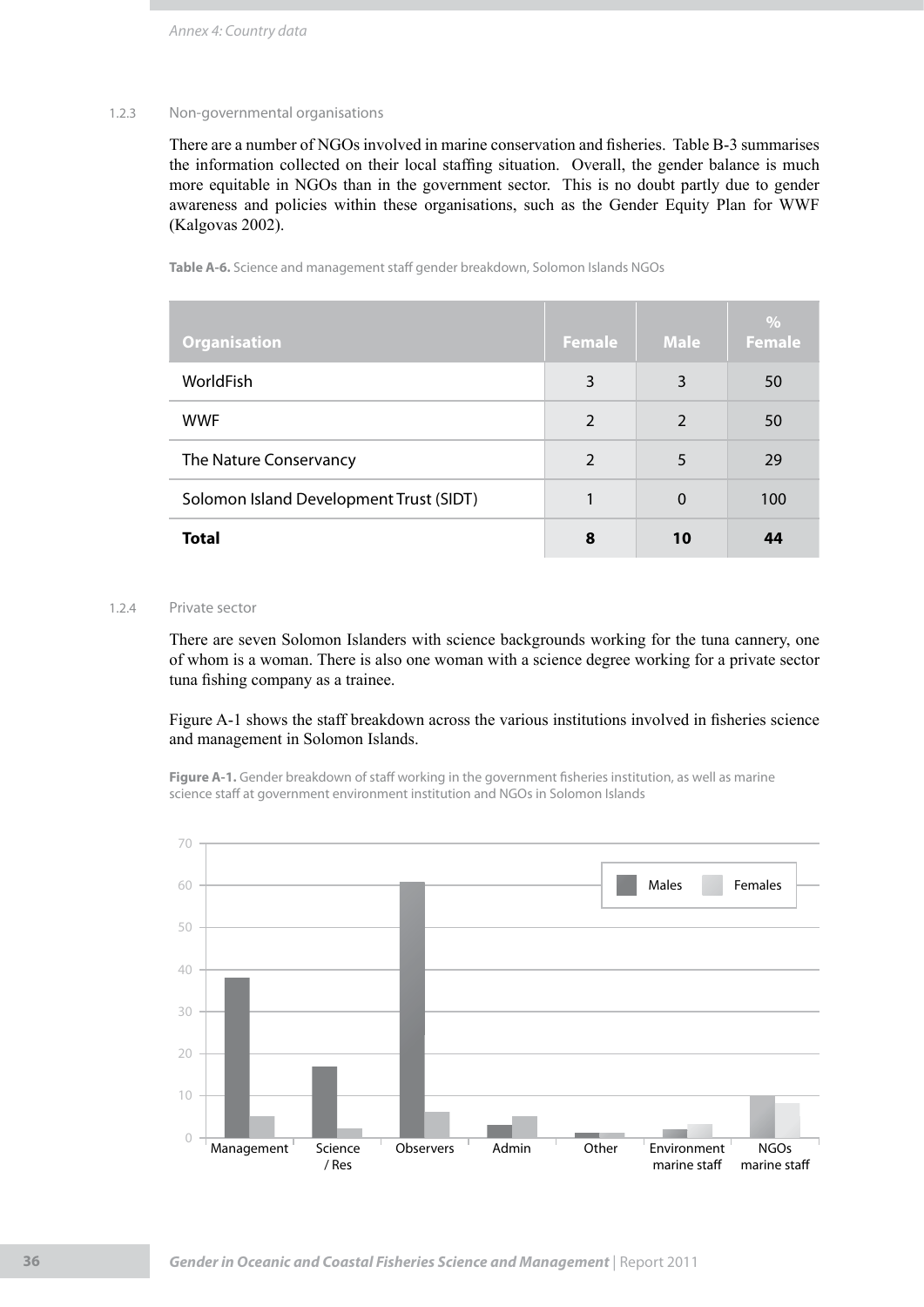### 1.2.3 Non-governmental organisations

There are a number of NGOs involved in marine conservation and fisheries. Table B-3 summarises the information collected on their local staffing situation. Overall, the gender balance is much more equitable in NGOs than in the government sector. This is no doubt partly due to gender awareness and policies within these organisations, such as the Gender Equity Plan for WWF (Kalgovas 2002).

**Table A-6.** Science and management staff gender breakdown, Solomon Islands NGOs

| Organisation | Female | Male | % Female |
|---|---|---|---|
| WorldFish | 3 | 3 | 50 |
| WWF | 2 | 2 | 50 |
| The Nature Conservancy | 2 | 5 | 29 |
| Solomon Island Development Trust (SIDT) | 1 | 0 | 100 |
| **Total** | **8** | **10** | **44** |

### 1.2.4 Private sector

There are seven Solomon Islanders with science backgrounds working for the tuna cannery, one of whom is a woman. There is also one woman with a science degree working for a private sector tuna fishing company as a trainee.

Figure A-1 shows the staff breakdown across the various institutions involved in fisheries science and management in Solomon Islands.

**Figure A-1.** Gender breakdown of staff working in the government fisheries institution, as well as marine science staff at government environment institution and NGOs in Solomon Islands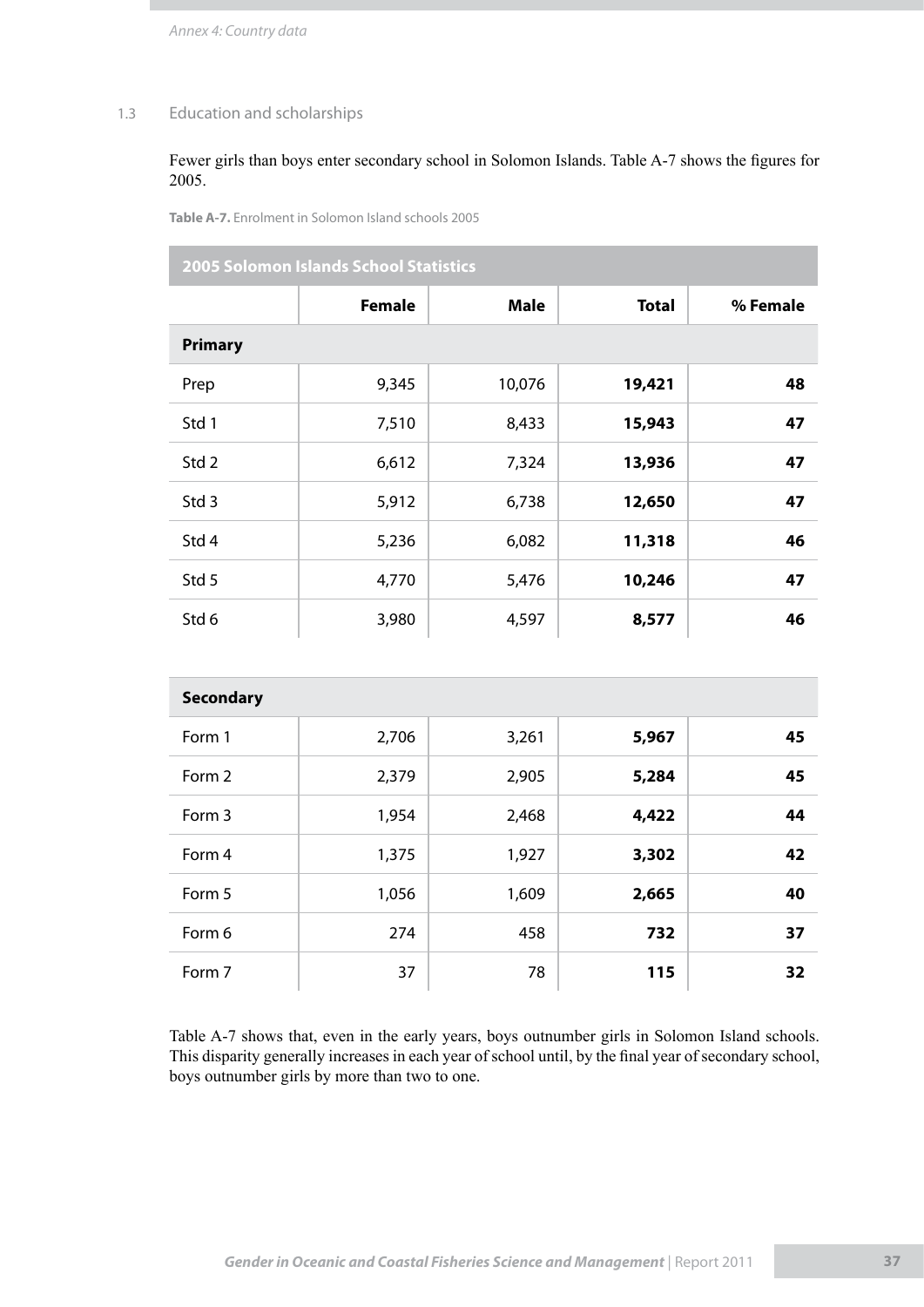### 1.3 Education and scholarships

Fewer girls than boys enter secondary school in Solomon Islands. Table A-7 shows the figures for 2005.

**Table A-7.** Enrolment in Solomon Island schools 2005

| 2005 Solomon Islands School Statistics | | | | |
|---|---|---|---|---|
| | **Female** | **Male** | **Total** | **% Female** |
| **Primary** | | | | |
| Prep | 9,345 | 10,076 | **19,421** | **48** |
| Std 1 | 7,510 | 8,433 | **15,943** | **47** |
| Std 2 | 6,612 | 7,324 | **13,936** | **47** |
| Std 3 | 5,912 | 6,738 | **12,650** | **47** |
| Std 4 | 5,236 | 6,082 | **11,318** | **46** |
| Std 5 | 4,770 | 5,476 | **10,246** | **47** |
| Std 6 | 3,980 | 4,597 | **8,577** | **46** |
| **Secondary** | | | | |
| Form 1 | 2,706 | 3,261 | **5,967** | **45** |
| Form 2 | 2,379 | 2,905 | **5,284** | **45** |
| Form 3 | 1,954 | 2,468 | **4,422** | **44** |
| Form 4 | 1,375 | 1,927 | **3,302** | **42** |
| Form 5 | 1,056 | 1,609 | **2,665** | **40** |
| Form 6 | 274 | 458 | **732** | **37** |
| Form 7 | 37 | 78 | **115** | **32** |

Table A-7 shows that, even in the early years, boys outnumber girls in Solomon Island schools. This disparity generally increases in each year of school until, by the final year of secondary school, boys outnumber girls by more than two to one.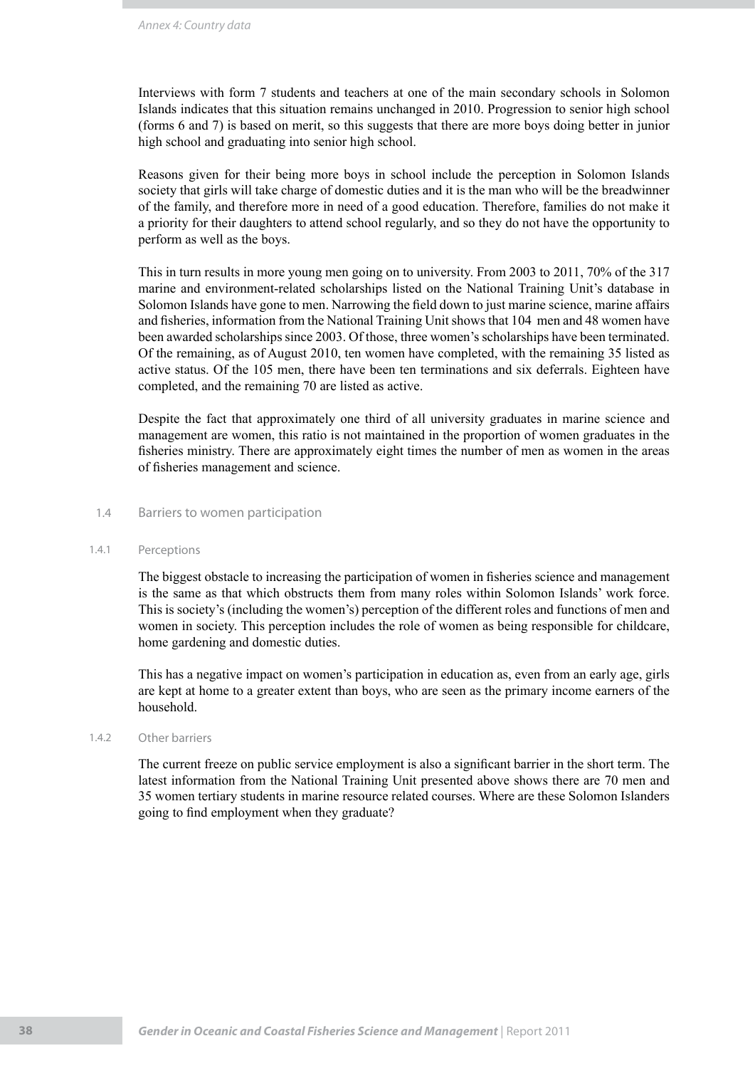Interviews with form 7 students and teachers at one of the main secondary schools in Solomon Islands indicates that this situation remains unchanged in 2010. Progression to senior high school (forms 6 and 7) is based on merit, so this suggests that there are more boys doing better in junior high school and graduating into senior high school.

Reasons given for their being more boys in school include the perception in Solomon Islands society that girls will take charge of domestic duties and it is the man who will be the breadwinner of the family, and therefore more in need of a good education. Therefore, families do not make it a priority for their daughters to attend school regularly, and so they do not have the opportunity to perform as well as the boys.

This in turn results in more young men going on to university. From 2003 to 2011, 70% of the 317 marine and environment-related scholarships listed on the National Training Unit's database in Solomon Islands have gone to men. Narrowing the field down to just marine science, marine affairs and fisheries, information from the National Training Unit shows that 104 men and 48 women have been awarded scholarships since 2003. Of those, three women's scholarships have been terminated. Of the remaining, as of August 2010, ten women have completed, with the remaining 35 listed as active status. Of the 105 men, there have been ten terminations and six deferrals. Eighteen have completed, and the remaining 70 are listed as active.

Despite the fact that approximately one third of all university graduates in marine science and management are women, this ratio is not maintained in the proportion of women graduates in the fisheries ministry. There are approximately eight times the number of men as women in the areas of fisheries management and science.

## 1.4 Barriers to women participation

### 1.4.1 Perceptions

The biggest obstacle to increasing the participation of women in fisheries science and management is the same as that which obstructs them from many roles within Solomon Islands' work force. This is society's (including the women's) perception of the different roles and functions of men and women in society. This perception includes the role of women as being responsible for childcare, home gardening and domestic duties.

This has a negative impact on women's participation in education as, even from an early age, girls are kept at home to a greater extent than boys, who are seen as the primary income earners of the household.

### 1.4.2 Other barriers

The current freeze on public service employment is also a significant barrier in the short term. The latest information from the National Training Unit presented above shows there are 70 men and 35 women tertiary students in marine resource related courses. Where are these Solomon Islanders going to find employment when they graduate?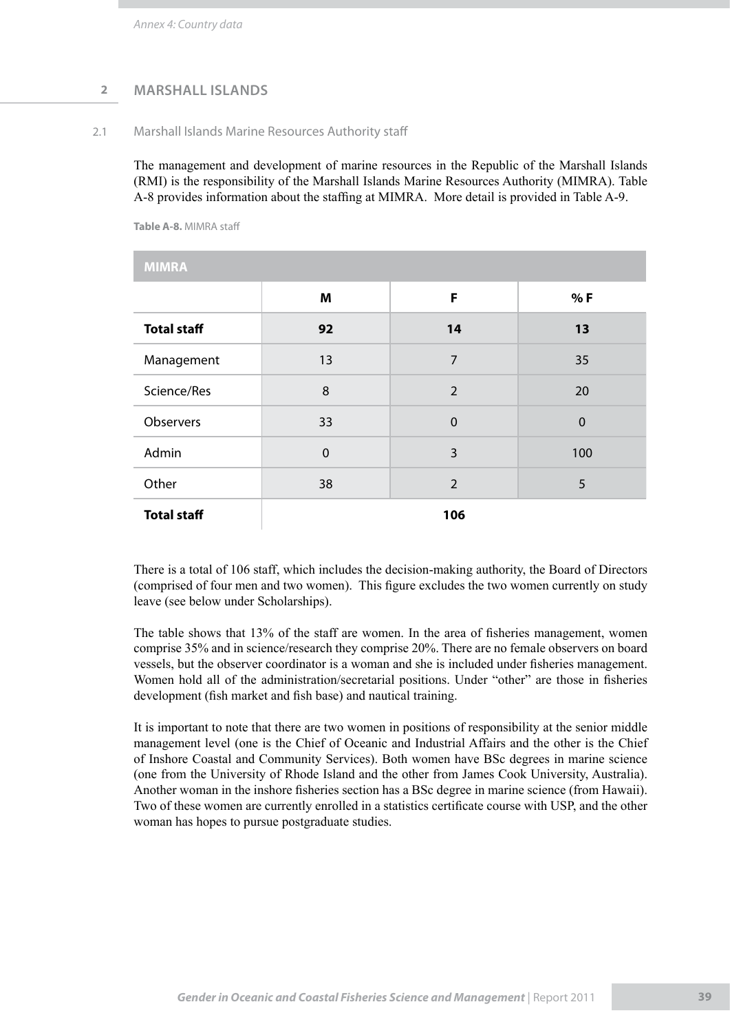## 2 MARSHALL ISLANDS

### 2.1 Marshall Islands Marine Resources Authority staff

The management and development of marine resources in the Republic of the Marshall Islands (RMI) is the responsibility of the Marshall Islands Marine Resources Authority (MIMRA). Table A-8 provides information about the staffing at MIMRA. More detail is provided in Table A-9.

**Table A-8.** MIMRA staff

| MIMRA | | | |
|---|---|---|---|
| | M | F | % F |
| **Total staff** | **92** | **14** | **13** |
| Management | 13 | 7 | 35 |
| Science/Res | 8 | 2 | 20 |
| Observers | 33 | 0 | 0 |
| Admin | 0 | 3 | 100 |
| Other | 38 | 2 | 5 |
| **Total staff** | **106** | | |

There is a total of 106 staff, which includes the decision-making authority, the Board of Directors (comprised of four men and two women). This figure excludes the two women currently on study leave (see below under Scholarships).

The table shows that 13% of the staff are women. In the area of fisheries management, women comprise 35% and in science/research they comprise 20%. There are no female observers on board vessels, but the observer coordinator is a woman and she is included under fisheries management. Women hold all of the administration/secretarial positions. Under "other" are those in fisheries development (fish market and fish base) and nautical training.

It is important to note that there are two women in positions of responsibility at the senior middle management level (one is the Chief of Oceanic and Industrial Affairs and the other is the Chief of Inshore Coastal and Community Services). Both women have BSc degrees in marine science (one from the University of Rhode Island and the other from James Cook University, Australia). Another woman in the inshore fisheries section has a BSc degree in marine science (from Hawaii). Two of these women are currently enrolled in a statistics certificate course with USP, and the other woman has hopes to pursue postgraduate studies.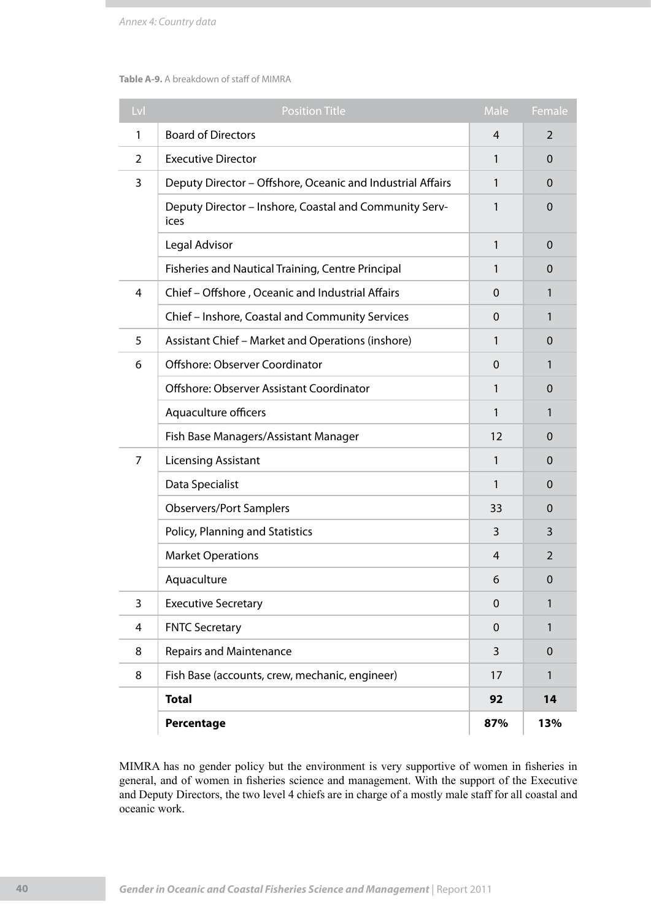**Table A-9.** A breakdown of staff of MIMRA

| Lvl | Position Title | Male | Female |
|---|---|---|---|
| 1 | Board of Directors | 4 | 2 |
| 2 | Executive Director | 1 | 0 |
| 3 | Deputy Director – Offshore, Oceanic and Industrial Affairs | 1 | 0 |
| | Deputy Director – Inshore, Coastal and Community Services | 1 | 0 |
| | Legal Advisor | 1 | 0 |
| | Fisheries and Nautical Training, Centre Principal | 1 | 0 |
| 4 | Chief – Offshore , Oceanic and Industrial Affairs | 0 | 1 |
| | Chief – Inshore, Coastal and Community Services | 0 | 1 |
| 5 | Assistant Chief – Market and Operations (inshore) | 1 | 0 |
| 6 | Offshore: Observer Coordinator | 0 | 1 |
| | Offshore: Observer Assistant Coordinator | 1 | 0 |
| | Aquaculture officers | 1 | 1 |
| | Fish Base Managers/Assistant Manager | 12 | 0 |
| 7 | Licensing Assistant | 1 | 0 |
| | Data Specialist | 1 | 0 |
| | Observers/Port Samplers | 33 | 0 |
| | Policy, Planning and Statistics | 3 | 3 |
| | Market Operations | 4 | 2 |
| | Aquaculture | 6 | 0 |
| 3 | Executive Secretary | 0 | 1 |
| 4 | FNTC Secretary | 0 | 1 |
| 8 | Repairs and Maintenance | 3 | 0 |
| 8 | Fish Base (accounts, crew, mechanic, engineer) | 17 | 1 |
| | **Total** | **92** | **14** |
| | **Percentage** | **87%** | **13%** |

MIMRA has no gender policy but the environment is very supportive of women in fisheries in general, and of women in fisheries science and management. With the support of the Executive and Deputy Directors, the two level 4 chiefs are in charge of a mostly male staff for all coastal and oceanic work.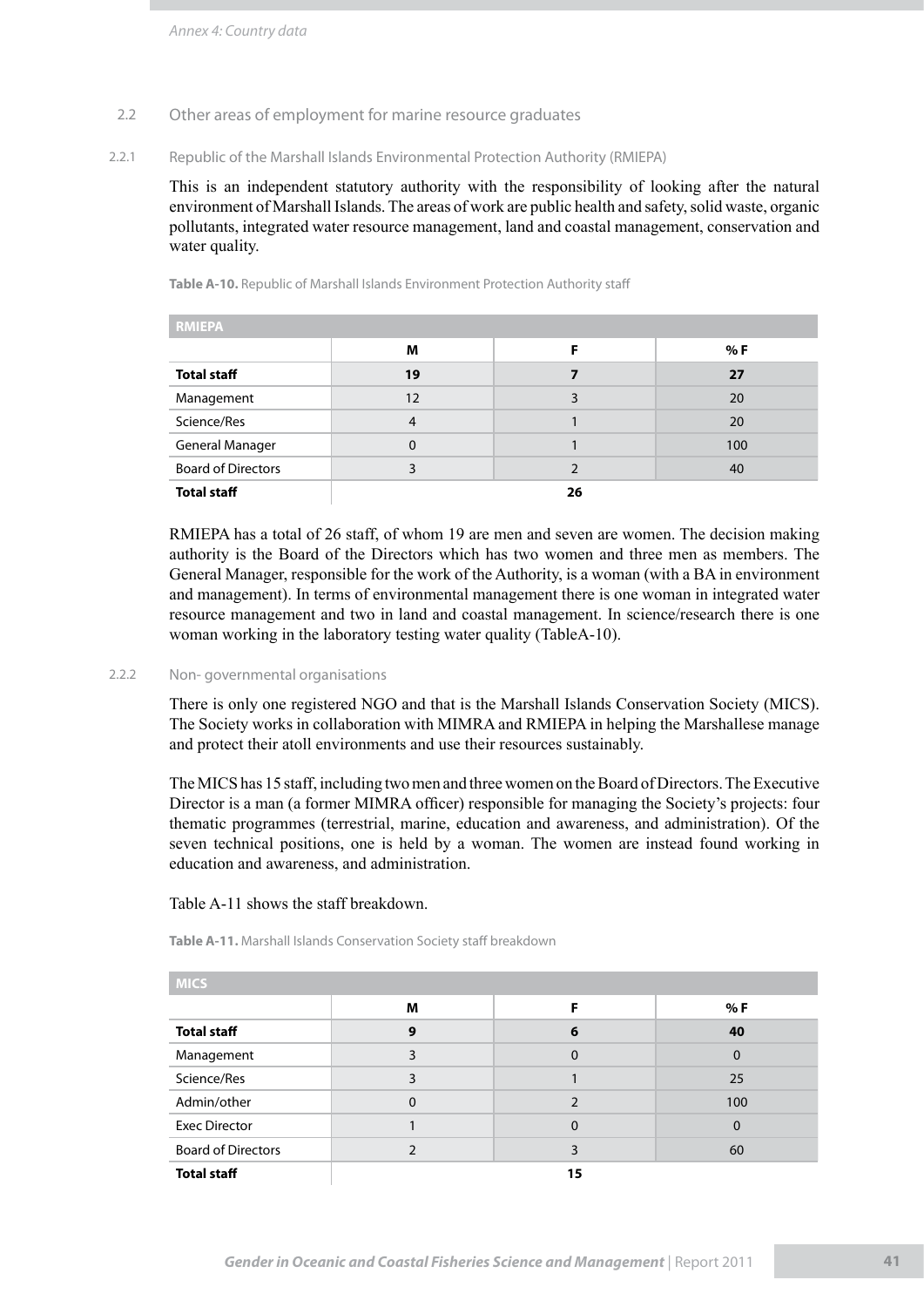## 2.2 Other areas of employment for marine resource graduates

### 2.2.1 Republic of the Marshall Islands Environmental Protection Authority (RMIEPA)

This is an independent statutory authority with the responsibility of looking after the natural environment of Marshall Islands. The areas of work are public health and safety, solid waste, organic pollutants, integrated water resource management, land and coastal management, conservation and water quality.

**Table A-10.** Republic of Marshall Islands Environment Protection Authority staff

| RMIEPA | | | |
|---|---|---|---|
| | M | F | % F |
| **Total staff** | **19** | **7** | **27** |
| Management | 12 | 3 | 20 |
| Science/Res | 4 | 1 | 20 |
| General Manager | 0 | 1 | 100 |
| Board of Directors | 3 | 2 | 40 |
| **Total staff** | | **26** | |

RMIEPA has a total of 26 staff, of whom 19 are men and seven are women. The decision making authority is the Board of the Directors which has two women and three men as members. The General Manager, responsible for the work of the Authority, is a woman (with a BA in environment and management). In terms of environmental management there is one woman in integrated water resource management and two in land and coastal management. In science/research there is one woman working in the laboratory testing water quality (TableA-10).

### 2.2.2 Non- governmental organisations

There is only one registered NGO and that is the Marshall Islands Conservation Society (MICS). The Society works in collaboration with MIMRA and RMIEPA in helping the Marshallese manage and protect their atoll environments and use their resources sustainably.

The MICS has 15 staff, including two men and three women on the Board of Directors. The Executive Director is a man (a former MIMRA officer) responsible for managing the Society's projects: four thematic programmes (terrestrial, marine, education and awareness, and administration). Of the seven technical positions, one is held by a woman. The women are instead found working in education and awareness, and administration.

Table A-11 shows the staff breakdown.

**Table A-11.** Marshall Islands Conservation Society staff breakdown

| MICS | | | |
|---|---|---|---|
| | M | F | % F |
| **Total staff** | **9** | **6** | **40** |
| Management | 3 | 0 | 0 |
| Science/Res | 3 | 1 | 25 |
| Admin/other | 0 | 2 | 100 |
| Exec Director | 1 | 0 | 0 |
| Board of Directors | 2 | 3 | 60 |
| **Total staff** | | **15** | |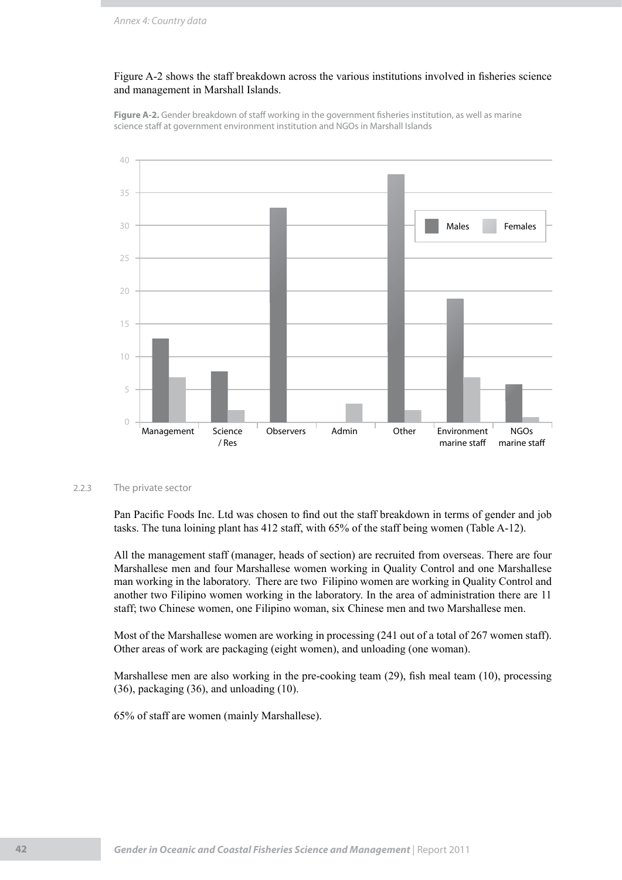Figure A-2 shows the staff breakdown across the various institutions involved in fisheries science and management in Marshall Islands.

**Figure A-2.** Gender breakdown of staff working in the government fisheries institution, as well as marine science staff at government environment institution and NGOs in Marshall Islands

### 2.2.3 The private sector

Pan Pacific Foods Inc. Ltd was chosen to find out the staff breakdown in terms of gender and job tasks. The tuna loining plant has 412 staff, with 65% of the staff being women (Table A-12).

All the management staff (manager, heads of section) are recruited from overseas. There are four Marshallese men and four Marshallese women working in Quality Control and one Marshallese man working in the laboratory. There are two Filipino women are working in Quality Control and another two Filipino women working in the laboratory. In the area of administration there are 11 staff; two Chinese women, one Filipino woman, six Chinese men and two Marshallese men.

Most of the Marshallese women are working in processing (241 out of a total of 267 women staff). Other areas of work are packaging (eight women), and unloading (one woman).

Marshallese men are also working in the pre-cooking team (29), fish meal team (10), processing (36), packaging (36), and unloading (10).

65% of staff are women (mainly Marshallese).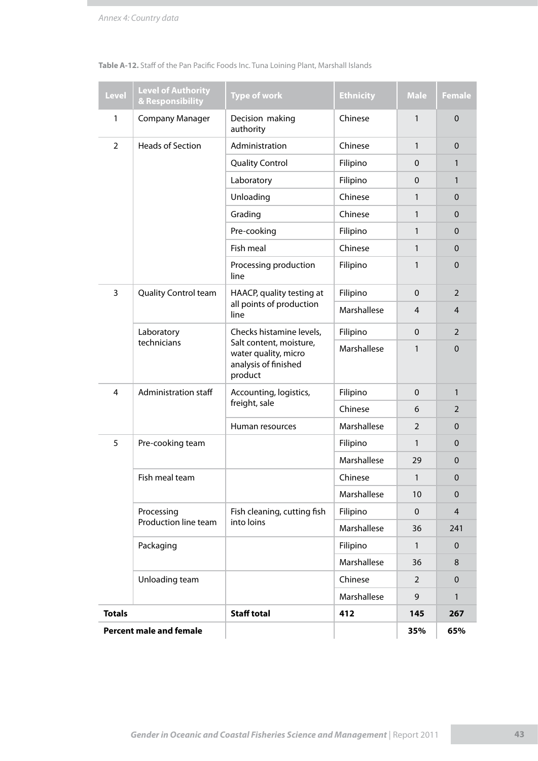**Table A-12.** Staff of the Pan Pacific Foods Inc. Tuna Loining Plant, Marshall Islands

| Level | Level of Authority & Responsibility | Type of work | Ethnicity | Male | Female |
|---|---|---|---|---|---|
| 1 | Company Manager | Decision making authority | Chinese | 1 | 0 |
| 2 | Heads of Section | Administration | Chinese | 1 | 0 |
| | | Quality Control | Filipino | 0 | 1 |
| | | Laboratory | Filipino | 0 | 1 |
| | | Unloading | Chinese | 1 | 0 |
| | | Grading | Chinese | 1 | 0 |
| | | Pre-cooking | Filipino | 1 | 0 |
| | | Fish meal | Chinese | 1 | 0 |
| | | Processing production line | Filipino | 1 | 0 |
| 3 | Quality Control team | HAACP, quality testing at all points of production line | Filipino | 0 | 2 |
| | | | Marshallese | 4 | 4 |
| | Laboratory technicians | Checks histamine levels, Salt content, moisture, water quality, micro analysis of finished product | Filipino | 0 | 2 |
| | | | Marshallese | 1 | 0 |
| 4 | Administration staff | Accounting, logistics, freight, sale | Filipino | 0 | 1 |
| | | | Chinese | 6 | 2 |
| | | Human resources | Marshallese | 2 | 0 |
| 5 | Pre-cooking team | | Filipino | 1 | 0 |
| | | | Marshallese | 29 | 0 |
| | Fish meal team | | Chinese | 1 | 0 |
| | | | Marshallese | 10 | 0 |
| | Processing Production line team | Fish cleaning, cutting fish into loins | Filipino | 0 | 4 |
| | | | Marshallese | 36 | 241 |
| | Packaging | | Filipino | 1 | 0 |
| | | | Marshallese | 36 | 8 |
| | Unloading team | | Chinese | 2 | 0 |
| | | | Marshallese | 9 | 1 |
| **Totals** | | **Staff total** | **412** | **145** | **267** |
| **Percent male and female** | | | | **35%** | **65%** |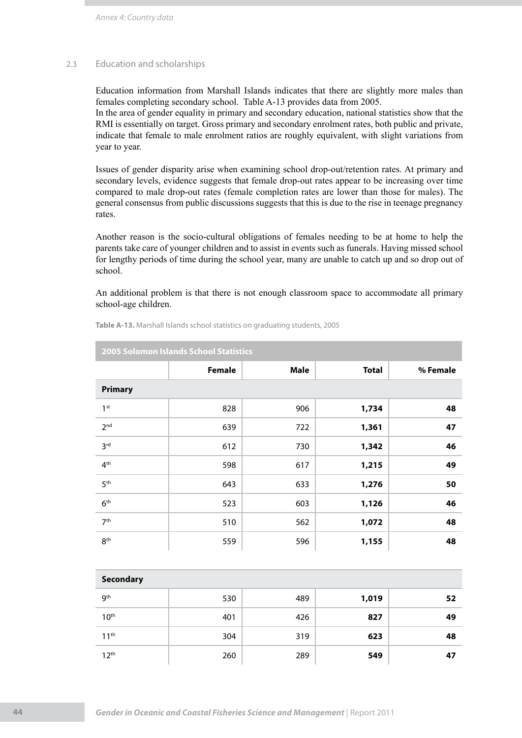## 2.3 Education and scholarships

Education information from Marshall Islands indicates that there are slightly more males than females completing secondary school. Table A-13 provides data from 2005.
In the area of gender equality in primary and secondary education, national statistics show that the RMI is essentially on target. Gross primary and secondary enrolment rates, both public and private, indicate that female to male enrolment ratios are roughly equivalent, with slight variations from year to year.

Issues of gender disparity arise when examining school drop-out/retention rates. At primary and secondary levels, evidence suggests that female drop-out rates appear to be increasing over time compared to male drop-out rates (female completion rates are lower than those for males). The general consensus from public discussions suggests that this is due to the rise in teenage pregnancy rates.

Another reason is the socio-cultural obligations of females needing to be at home to help the parents take care of younger children and to assist in events such as funerals. Having missed school for lengthy periods of time during the school year, many are unable to catch up and so drop out of school.

An additional problem is that there is not enough classroom space to accommodate all primary school-age children.

**Table A-13.** Marshall Islands school statistics on graduating students, 2005

| 2005 Solomon Islands School Statistics | | | | |
|---|---|---|---|---|
| | **Female** | **Male** | **Total** | **% Female** |
| **Primary** | | | | |
| 1st | 828 | 906 | **1,734** | **48** |
| 2nd | 639 | 722 | **1,361** | **47** |
| 3rd | 612 | 730 | **1,342** | **46** |
| 4th | 598 | 617 | **1,215** | **49** |
| 5th | 643 | 633 | **1,276** | **50** |
| 6th | 523 | 603 | **1,126** | **46** |
| 7th | 510 | 562 | **1,072** | **48** |
| 8th | 559 | 596 | **1,155** | **48** |
| **Secondary** | | | | |
| 9th | 530 | 489 | **1,019** | **52** |
| 10th | 401 | 426 | **827** | **49** |
| 11th | 304 | 319 | **623** | **48** |
| 12th | 260 | 289 | **549** | **47** |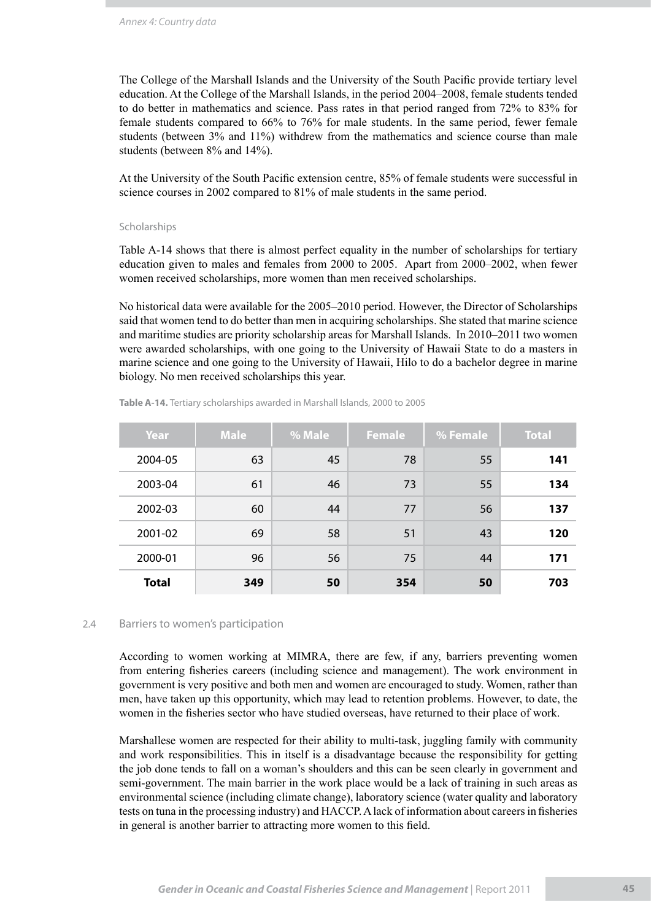The College of the Marshall Islands and the University of the South Pacific provide tertiary level education. At the College of the Marshall Islands, in the period 2004–2008, female students tended to do better in mathematics and science. Pass rates in that period ranged from 72% to 83% for female students compared to 66% to 76% for male students. In the same period, fewer female students (between 3% and 11%) withdrew from the mathematics and science course than male students (between 8% and 14%).

At the University of the South Pacific extension centre, 85% of female students were successful in science courses in 2002 compared to 81% of male students in the same period.

#### Scholarships

Table A-14 shows that there is almost perfect equality in the number of scholarships for tertiary education given to males and females from 2000 to 2005. Apart from 2000–2002, when fewer women received scholarships, more women than men received scholarships.

No historical data were available for the 2005–2010 period. However, the Director of Scholarships said that women tend to do better than men in acquiring scholarships. She stated that marine science and maritime studies are priority scholarship areas for Marshall Islands. In 2010–2011 two women were awarded scholarships, with one going to the University of Hawaii State to do a masters in marine science and one going to the University of Hawaii, Hilo to do a bachelor degree in marine biology. No men received scholarships this year.

**Table A-14.** Tertiary scholarships awarded in Marshall Islands, 2000 to 2005

| Year | Male | % Male | Female | % Female | Total |
|---|---|---|---|---|---|
| 2004-05 | 63 | 45 | 78 | 55 | **141** |
| 2003-04 | 61 | 46 | 73 | 55 | **134** |
| 2002-03 | 60 | 44 | 77 | 56 | **137** |
| 2001-02 | 69 | 58 | 51 | 43 | **120** |
| 2000-01 | 96 | 56 | 75 | 44 | **171** |
| **Total** | **349** | **50** | **354** | **50** | **703** |

### 2.4 Barriers to women's participation

According to women working at MIMRA, there are few, if any, barriers preventing women from entering fisheries careers (including science and management). The work environment in government is very positive and both men and women are encouraged to study. Women, rather than men, have taken up this opportunity, which may lead to retention problems. However, to date, the women in the fisheries sector who have studied overseas, have returned to their place of work.

Marshallese women are respected for their ability to multi-task, juggling family with community and work responsibilities. This in itself is a disadvantage because the responsibility for getting the job done tends to fall on a woman's shoulders and this can be seen clearly in government and semi-government. The main barrier in the work place would be a lack of training in such areas as environmental science (including climate change), laboratory science (water quality and laboratory tests on tuna in the processing industry) and HACCP. A lack of information about careers in fisheries in general is another barrier to attracting more women to this field.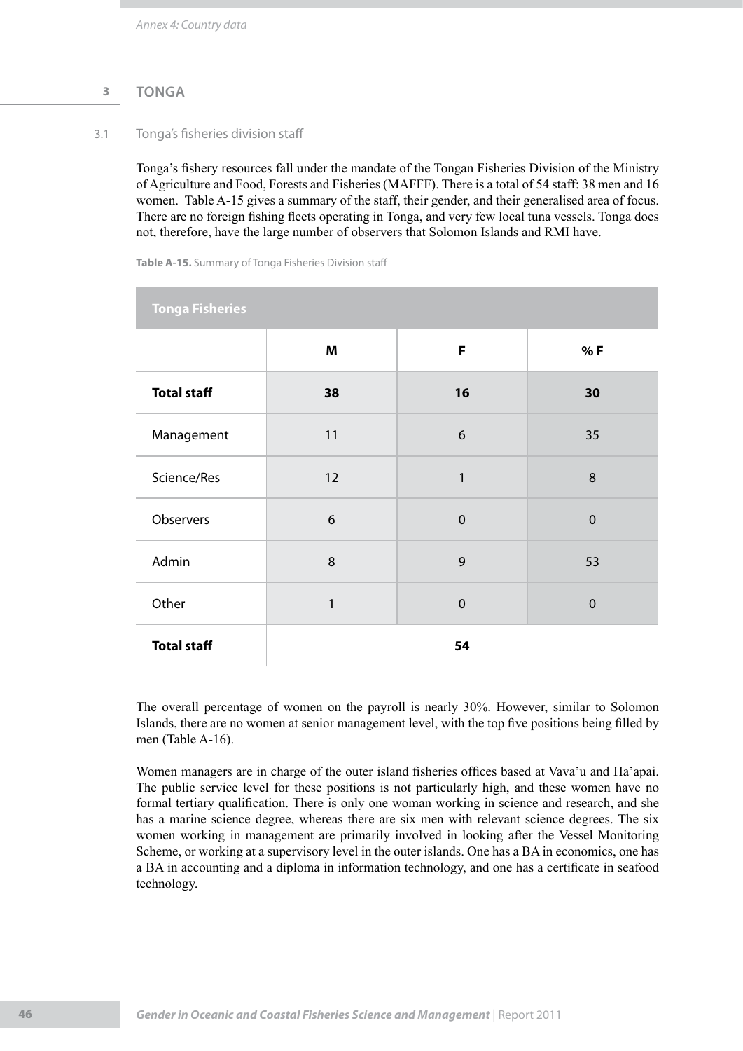## 3 TONGA

### 3.1 Tonga's fisheries division staff

Tonga's fishery resources fall under the mandate of the Tongan Fisheries Division of the Ministry of Agriculture and Food, Forests and Fisheries (MAFFF). There is a total of 54 staff: 38 men and 16 women. Table A-15 gives a summary of the staff, their gender, and their generalised area of focus. There are no foreign fishing fleets operating in Tonga, and very few local tuna vessels. Tonga does not, therefore, have the large number of observers that Solomon Islands and RMI have.

**Table A-15.** Summary of Tonga Fisheries Division staff

| Tonga Fisheries | | | |
|---|---|---|---|
| | **M** | **F** | **% F** |
| **Total staff** | **38** | **16** | **30** |
| Management | 11 | 6 | 35 |
| Science/Res | 12 | 1 | 8 |
| Observers | 6 | 0 | 0 |
| Admin | 8 | 9 | 53 |
| Other | 1 | 0 | 0 |
| **Total staff** | | **54** | |

The overall percentage of women on the payroll is nearly 30%. However, similar to Solomon Islands, there are no women at senior management level, with the top five positions being filled by men (Table A-16).

Women managers are in charge of the outer island fisheries offices based at Vava'u and Ha'apai. The public service level for these positions is not particularly high, and these women have no formal tertiary qualification. There is only one woman working in science and research, and she has a marine science degree, whereas there are six men with relevant science degrees. The six women working in management are primarily involved in looking after the Vessel Monitoring Scheme, or working at a supervisory level in the outer islands. One has a BA in economics, one has a BA in accounting and a diploma in information technology, and one has a certificate in seafood technology.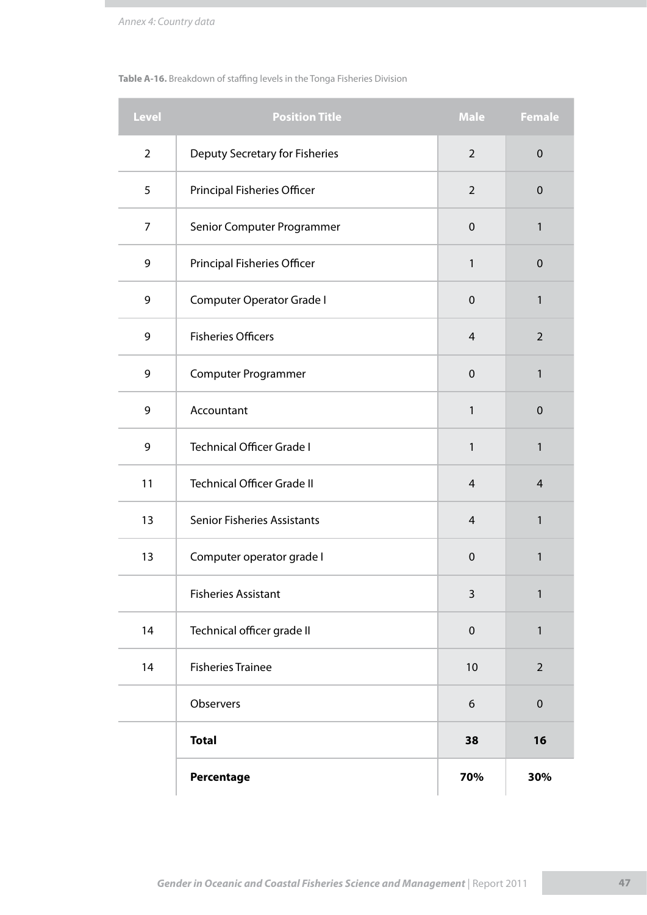**Table A-16.** Breakdown of staffing levels in the Tonga Fisheries Division

| Level | Position Title | Male | Female |
|---|---|---|---|
| 2 | Deputy Secretary for Fisheries | 2 | 0 |
| 5 | Principal Fisheries Officer | 2 | 0 |
| 7 | Senior Computer Programmer | 0 | 1 |
| 9 | Principal Fisheries Officer | 1 | 0 |
| 9 | Computer Operator Grade I | 0 | 1 |
| 9 | Fisheries Officers | 4 | 2 |
| 9 | Computer Programmer | 0 | 1 |
| 9 | Accountant | 1 | 0 |
| 9 | Technical Officer Grade I | 1 | 1 |
| 11 | Technical Officer Grade II | 4 | 4 |
| 13 | Senior Fisheries Assistants | 4 | 1 |
| 13 | Computer operator grade I | 0 | 1 |
| | Fisheries Assistant | 3 | 1 |
| 14 | Technical officer grade II | 0 | 1 |
| 14 | Fisheries Trainee | 10 | 2 |
| | Observers | 6 | 0 |
| | **Total** | **38** | **16** |
| | **Percentage** | **70%** | **30%** |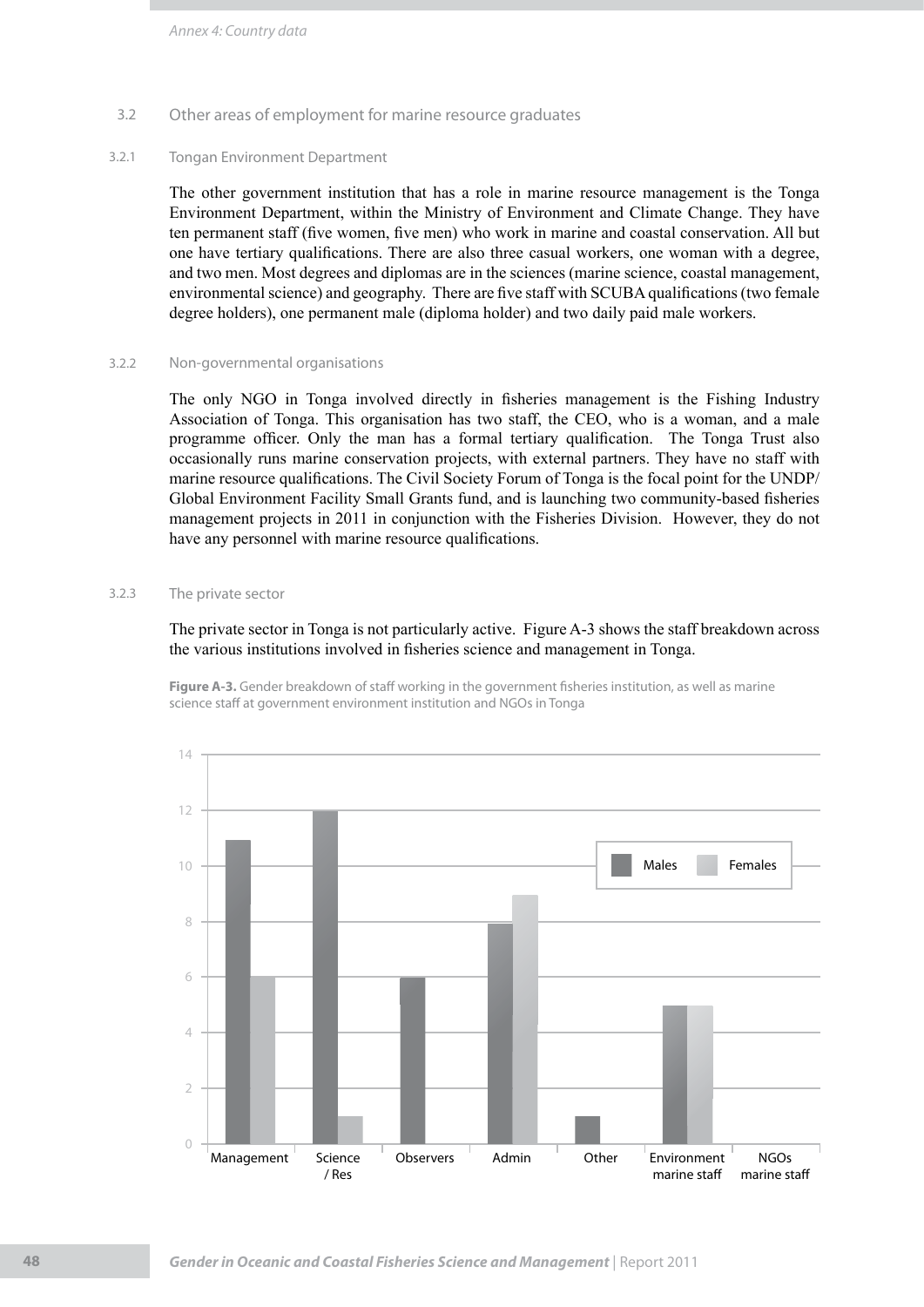## 3.2 Other areas of employment for marine resource graduates

### 3.2.1 Tongan Environment Department

The other government institution that has a role in marine resource management is the Tonga Environment Department, within the Ministry of Environment and Climate Change. They have ten permanent staff (five women, five men) who work in marine and coastal conservation. All but one have tertiary qualifications. There are also three casual workers, one woman with a degree, and two men. Most degrees and diplomas are in the sciences (marine science, coastal management, environmental science) and geography. There are five staff with SCUBA qualifications (two female degree holders), one permanent male (diploma holder) and two daily paid male workers.

### 3.2.2 Non-governmental organisations

The only NGO in Tonga involved directly in fisheries management is the Fishing Industry Association of Tonga. This organisation has two staff, the CEO, who is a woman, and a male programme officer. Only the man has a formal tertiary qualification. The Tonga Trust also occasionally runs marine conservation projects, with external partners. They have no staff with marine resource qualifications. The Civil Society Forum of Tonga is the focal point for the UNDP/ Global Environment Facility Small Grants fund, and is launching two community-based fisheries management projects in 2011 in conjunction with the Fisheries Division. However, they do not have any personnel with marine resource qualifications.

### 3.2.3 The private sector

The private sector in Tonga is not particularly active. Figure A-3 shows the staff breakdown across the various institutions involved in fisheries science and management in Tonga.

**Figure A-3.** Gender breakdown of staff working in the government fisheries institution, as well as marine science staff at government environment institution and NGOs in Tonga

| | Males | Females |
|---|---|---|
| Management | 11 | 6 |
| Science / Res | 12 | 1 |
| Observers | 6 | 0 |
| Admin | 8 | 9 |
| Other | 1 | 0 |
| Environment marine staff | 5 | 5 |
| NGOs marine staff | 0 | 0 |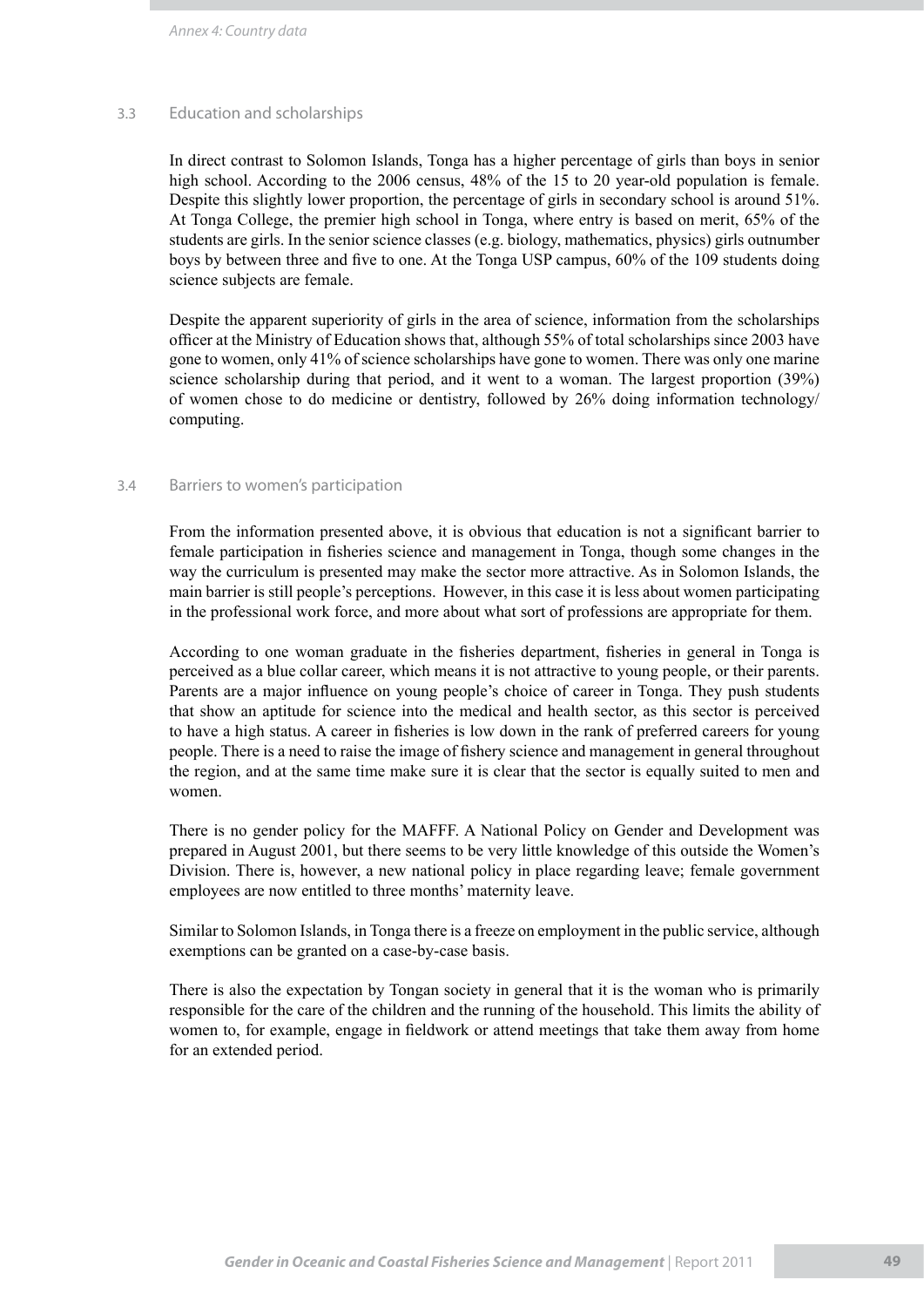### 3.3 Education and scholarships

In direct contrast to Solomon Islands, Tonga has a higher percentage of girls than boys in senior high school. According to the 2006 census, 48% of the 15 to 20 year-old population is female. Despite this slightly lower proportion, the percentage of girls in secondary school is around 51%. At Tonga College, the premier high school in Tonga, where entry is based on merit, 65% of the students are girls. In the senior science classes (e.g. biology, mathematics, physics) girls outnumber boys by between three and five to one. At the Tonga USP campus, 60% of the 109 students doing science subjects are female.

Despite the apparent superiority of girls in the area of science, information from the scholarships officer at the Ministry of Education shows that, although 55% of total scholarships since 2003 have gone to women, only 41% of science scholarships have gone to women. There was only one marine science scholarship during that period, and it went to a woman. The largest proportion (39%) of women chose to do medicine or dentistry, followed by 26% doing information technology/ computing.

### 3.4 Barriers to women's participation

From the information presented above, it is obvious that education is not a significant barrier to female participation in fisheries science and management in Tonga, though some changes in the way the curriculum is presented may make the sector more attractive. As in Solomon Islands, the main barrier is still people's perceptions. However, in this case it is less about women participating in the professional work force, and more about what sort of professions are appropriate for them.

According to one woman graduate in the fisheries department, fisheries in general in Tonga is perceived as a blue collar career, which means it is not attractive to young people, or their parents. Parents are a major influence on young people's choice of career in Tonga. They push students that show an aptitude for science into the medical and health sector, as this sector is perceived to have a high status. A career in fisheries is low down in the rank of preferred careers for young people. There is a need to raise the image of fishery science and management in general throughout the region, and at the same time make sure it is clear that the sector is equally suited to men and women.

There is no gender policy for the MAFFF. A National Policy on Gender and Development was prepared in August 2001, but there seems to be very little knowledge of this outside the Women's Division. There is, however, a new national policy in place regarding leave; female government employees are now entitled to three months' maternity leave.

Similar to Solomon Islands, in Tonga there is a freeze on employment in the public service, although exemptions can be granted on a case-by-case basis.

There is also the expectation by Tongan society in general that it is the woman who is primarily responsible for the care of the children and the running of the household. This limits the ability of women to, for example, engage in fieldwork or attend meetings that take them away from home for an extended period.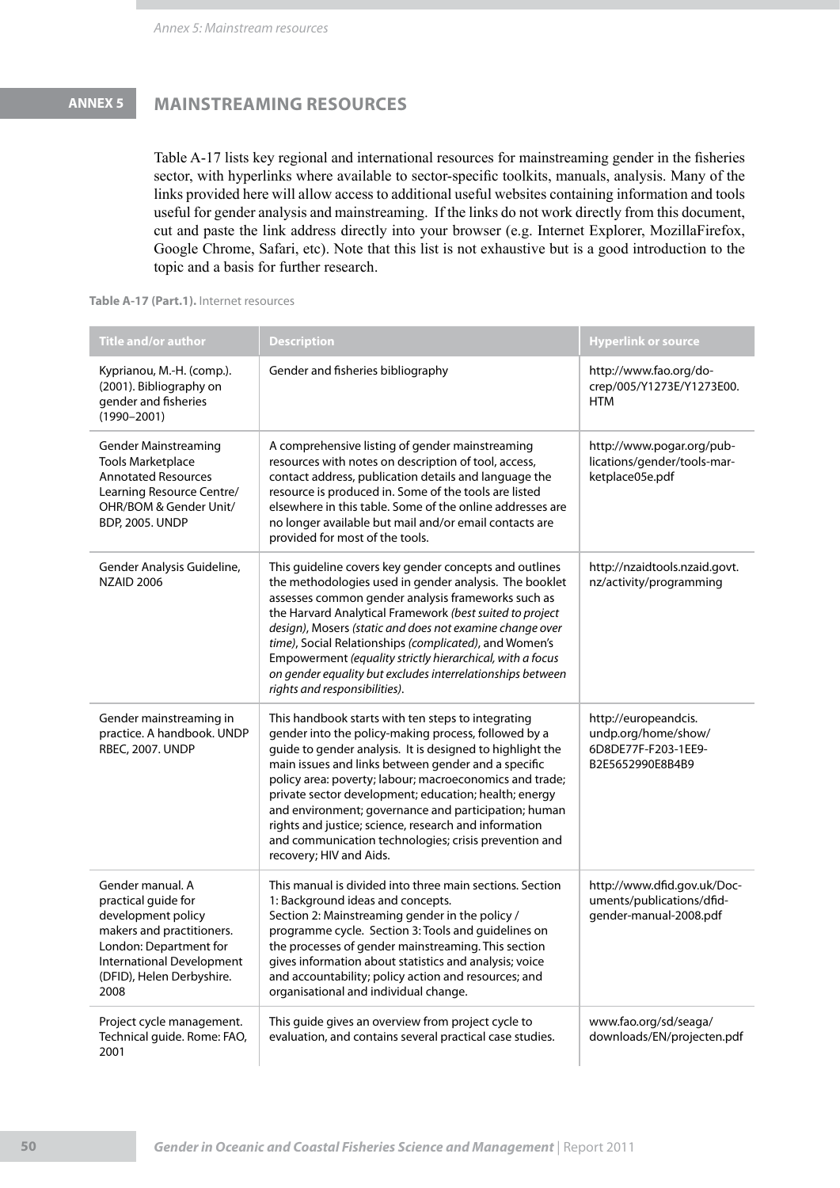# ANNEX 5 MAINSTREAMING RESOURCES

Table A-17 lists key regional and international resources for mainstreaming gender in the fisheries sector, with hyperlinks where available to sector-specific toolkits, manuals, analysis. Many of the links provided here will allow access to additional useful websites containing information and tools useful for gender analysis and mainstreaming. If the links do not work directly from this document, cut and paste the link address directly into your browser (e.g. Internet Explorer, MozillaFirefox, Google Chrome, Safari, etc). Note that this list is not exhaustive but is a good introduction to the topic and a basis for further research.

**Table A-17 (Part.1).** Internet resources

| Title and/or author | Description | Hyperlink or source |
|---|---|---|
| Kyprianou, M.-H. (comp.). (2001). Bibliography on gender and fisheries (1990–2001) | Gender and fisheries bibliography | http://www.fao.org/docrep/005/Y1273E/Y1273E00.HTM |
| Gender Mainstreaming Tools Marketplace Annotated Resources Learning Resource Centre/ OHR/BOM & Gender Unit/ BDP, 2005. UNDP | A comprehensive listing of gender mainstreaming resources with notes on description of tool, access, contact address, publication details and language the resource is produced in. Some of the tools are listed elsewhere in this table. Some of the online addresses are no longer available but mail and/or email contacts are provided for most of the tools. | http://www.pogar.org/publications/gender/tools-marketplace05e.pdf |
| Gender Analysis Guideline, NZAID 2006 | This guideline covers key gender concepts and outlines the methodologies used in gender analysis. The booklet assesses common gender analysis frameworks such as the Harvard Analytical Framework *(best suited to project design)*, Mosers *(static and does not examine change over time)*, Social Relationships *(complicated)*, and Women's Empowerment *(equality strictly hierarchical, with a focus on gender equality but excludes interrelationships between rights and responsibilities)*. | http://nzaidtools.nzaid.govt.nz/activity/programming |
| Gender mainstreaming in practice. A handbook. UNDP RBEC, 2007. UNDP | This handbook starts with ten steps to integrating gender into the policy-making process, followed by a guide to gender analysis. It is designed to highlight the main issues and links between gender and a specific policy area: poverty; labour; macroeconomics and trade; private sector development; education; health; energy and environment; governance and participation; human rights and justice; science, research and information and communication technologies; crisis prevention and recovery; HIV and Aids. | http://europeandcis.undp.org/home/show/6D8DE77F-F203-1EE9-B2E5652990E8B4B9 |
| Gender manual. A practical guide for development policy makers and practitioners. London: Department for International Development (DFID), Helen Derbyshire. 2008 | This manual is divided into three main sections. Section 1: Background ideas and concepts. Section 2: Mainstreaming gender in the policy / programme cycle. Section 3: Tools and guidelines on the processes of gender mainstreaming. This section gives information about statistics and analysis; voice and accountability; policy action and resources; and organisational and individual change. | http://www.dfid.gov.uk/Documents/publications/dfid-gender-manual-2008.pdf |
| Project cycle management. Technical guide. Rome: FAO, 2001 | This guide gives an overview from project cycle to evaluation, and contains several practical case studies. | www.fao.org/sd/seaga/downloads/EN/projecten.pdf |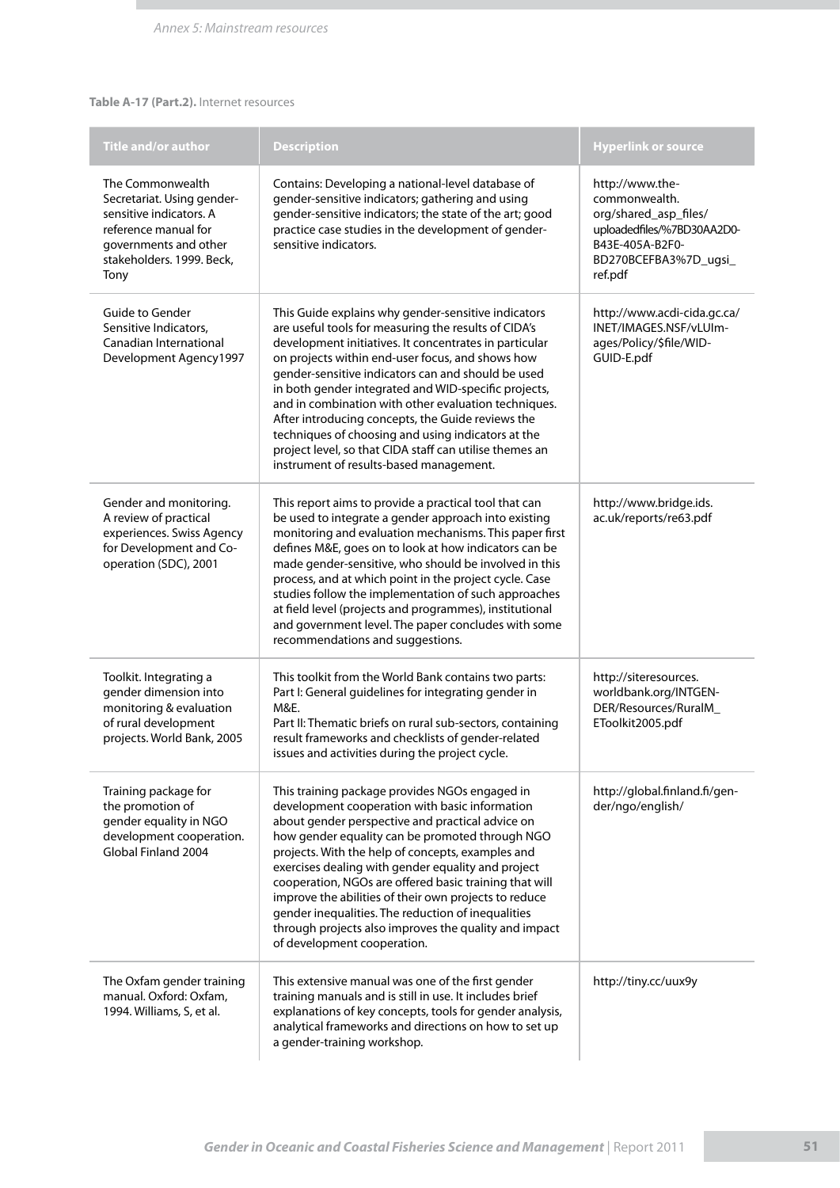**Table A-17 (Part.2).** Internet resources

| Title and/or author | Description | Hyperlink or source |
| --- | --- | --- |
| The Commonwealth Secretariat. Using gender-sensitive indicators. A reference manual for governments and other stakeholders. 1999. Beck, Tony | Contains: Developing a national-level database of gender-sensitive indicators; gathering and using gender-sensitive indicators; the state of the art; good practice case studies in the development of gender-sensitive indicators. | http://www.the-commonwealth.org/shared_asp_files/uploadedfiles/%7BD30AA2D0-B43E-405A-B2F0-BD270BCEFBA3%7D_ugsi_ref.pdf |
| Guide to Gender Sensitive Indicators, Canadian International Development Agency1997 | This Guide explains why gender-sensitive indicators are useful tools for measuring the results of CIDA's development initiatives. It concentrates in particular on projects within end-user focus, and shows how gender-sensitive indicators can and should be used in both gender integrated and WID-specific projects, and in combination with other evaluation techniques. After introducing concepts, the Guide reviews the techniques of choosing and using indicators at the project level, so that CIDA staff can utilise themes an instrument of results-based management. | http://www.acdi-cida.gc.ca/INET/IMAGES.NSF/vLUImages/Policy/$file/WID-GUID-E.pdf |
| Gender and monitoring. A review of practical experiences. Swiss Agency for Development and Co-operation (SDC), 2001 | This report aims to provide a practical tool that can be used to integrate a gender approach into existing monitoring and evaluation mechanisms. This paper first defines M&E, goes on to look at how indicators can be made gender-sensitive, who should be involved in this process, and at which point in the project cycle. Case studies follow the implementation of such approaches at field level (projects and programmes), institutional and government level. The paper concludes with some recommendations and suggestions. | http://www.bridge.ids.ac.uk/reports/re63.pdf |
| Toolkit. Integrating a gender dimension into monitoring & evaluation of rural development projects. World Bank, 2005 | This toolkit from the World Bank contains two parts:<br>Part I: General guidelines for integrating gender in M&E.<br>Part II: Thematic briefs on rural sub-sectors, containing result frameworks and checklists of gender-related issues and activities during the project cycle. | http://siteresources.worldbank.org/INTGENDER/Resources/RuralM_EToolkit2005.pdf |
| Training package for the promotion of gender equality in NGO development cooperation. Global Finland 2004 | This training package provides NGOs engaged in development cooperation with basic information about gender perspective and practical advice on how gender equality can be promoted through NGO projects. With the help of concepts, examples and exercises dealing with gender equality and project cooperation, NGOs are offered basic training that will improve the abilities of their own projects to reduce gender inequalities. The reduction of inequalities through projects also improves the quality and impact of development cooperation. | http://global.finland.fi/gender/ngo/english/ |
| The Oxfam gender training manual. Oxford: Oxfam, 1994. Williams, S, et al. | This extensive manual was one of the first gender training manuals and is still in use. It includes brief explanations of key concepts, tools for gender analysis, analytical frameworks and directions on how to set up a gender-training workshop. | http://tiny.cc/uux9y |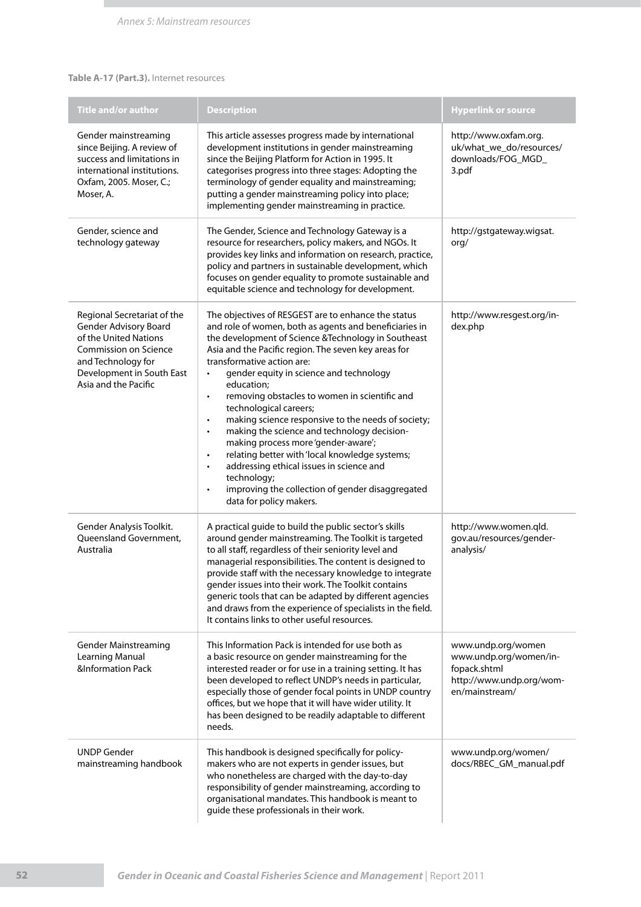**Table A-17 (Part.3).** Internet resources

| Title and/or author | Description | Hyperlink or source |
|---|---|---|
| Gender mainstreaming since Beijing. A review of success and limitations in international institutions. Oxfam, 2005. Moser, C.; Moser, A. | This article assesses progress made by international development institutions in gender mainstreaming since the Beijing Platform for Action in 1995. It categorises progress into three stages: Adopting the terminology of gender equality and mainstreaming; putting a gender mainstreaming policy into place; implementing gender mainstreaming in practice. | http://www.oxfam.org.uk/what_we_do/resources/downloads/FOG_MGD_3.pdf |
| Gender, science and technology gateway | The Gender, Science and Technology Gateway is a resource for researchers, policy makers, and NGOs. It provides key links and information on research, practice, policy and partners in sustainable development, which focuses on gender equality to promote sustainable and equitable science and technology for development. | http://gstgateway.wigsat.org/ |
| Regional Secretariat of the Gender Advisory Board of the United Nations Commission on Science and Technology for Development in South East Asia and the Pacific | The objectives of RESGEST are to enhance the status and role of women, both as agents and beneficiaries in the development of Science &Technology in Southeast Asia and the Pacific region. The seven key areas for transformative action are:<br>• gender equity in science and technology education;<br>• removing obstacles to women in scientific and technological careers;<br>• making science responsive to the needs of society;<br>• making the science and technology decision-making process more 'gender-aware';<br>• relating better with 'local knowledge systems;<br>• addressing ethical issues in science and technology;<br>• improving the collection of gender disaggregated data for policy makers. | http://www.resgest.org/index.php |
| Gender Analysis Toolkit. Queensland Government, Australia | A practical guide to build the public sector's skills around gender mainstreaming. The Toolkit is targeted to all staff, regardless of their seniority level and managerial responsibilities. The content is designed to provide staff with the necessary knowledge to integrate gender issues into their work. The Toolkit contains generic tools that can be adapted by different agencies and draws from the experience of specialists in the field. It contains links to other useful resources. | http://www.women.qld.gov.au/resources/gender-analysis/ |
| Gender Mainstreaming Learning Manual &Information Pack | This Information Pack is intended for use both as a basic resource on gender mainstreaming for the interested reader or for use in a training setting. It has been developed to reflect UNDP's needs in particular, especially those of gender focal points in UNDP country offices, but we hope that it will have wider utility. It has been designed to be readily adaptable to different needs. | www.undp.org/women<br>www.undp.org/women/infopack.shtml<br>http://www.undp.org/women/mainstream/ |
| UNDP Gender mainstreaming handbook | This handbook is designed specifically for policy-makers who are not experts in gender issues, but who nonetheless are charged with the day-to-day responsibility of gender mainstreaming, according to organisational mandates. This handbook is meant to guide these professionals in their work. | www.undp.org/women/docs/RBEC_GM_manual.pdf |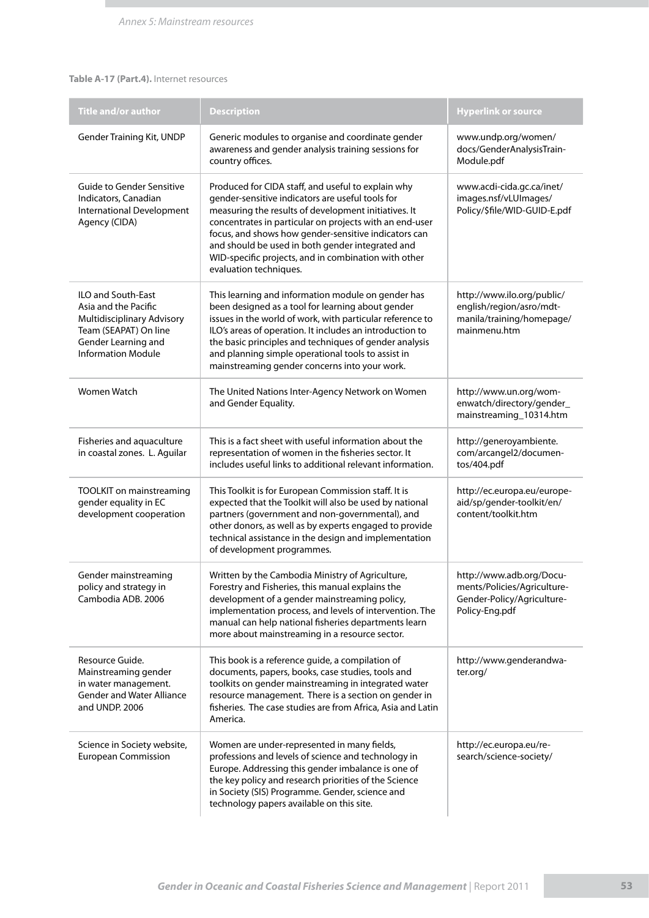**Table A-17 (Part.4).** Internet resources

| Title and/or author | Description | Hyperlink or source |
|---|---|---|
| Gender Training Kit, UNDP | Generic modules to organise and coordinate gender awareness and gender analysis training sessions for country offices. | www.undp.org/women/docs/GenderAnalysisTrainModule.pdf |
| Guide to Gender Sensitive Indicators, Canadian International Development Agency (CIDA) | Produced for CIDA staff, and useful to explain why gender-sensitive indicators are useful tools for measuring the results of development initiatives. It concentrates in particular on projects with an end-user focus, and shows how gender-sensitive indicators can and should be used in both gender integrated and WID-specific projects, and in combination with other evaluation techniques. | www.acdi-cida.gc.ca/inet/images.nsf/vLUImages/Policy/$file/WID-GUID-E.pdf |
| ILO and South-East Asia and the Pacific Multidisciplinary Advisory Team (SEAPAT) On line Gender Learning and Information Module | This learning and information module on gender has been designed as a tool for learning about gender issues in the world of work, with particular reference to ILO's areas of operation. It includes an introduction to the basic principles and techniques of gender analysis and planning simple operational tools to assist in mainstreaming gender concerns into your work. | http://www.ilo.org/public/english/region/asro/mdtmanila/training/homepage/mainmenu.htm |
| Women Watch | The United Nations Inter-Agency Network on Women and Gender Equality. | http://www.un.org/womenwatch/directory/gender_mainstreaming_10314.htm |
| Fisheries and aquaculture in coastal zones. L. Aguilar | This is a fact sheet with useful information about the representation of women in the fisheries sector. It includes useful links to additional relevant information. | http://generoyambiente.com/arcangel2/documentos/404.pdf |
| TOOLKIT on mainstreaming gender equality in EC development cooperation | This Toolkit is for European Commission staff. It is expected that the Toolkit will also be used by national partners (government and non-governmental), and other donors, as well as by experts engaged to provide technical assistance in the design and implementation of development programmes. | http://ec.europa.eu/europeaid/sp/gender-toolkit/en/content/toolkit.htm |
| Gender mainstreaming policy and strategy in Cambodia ADB. 2006 | Written by the Cambodia Ministry of Agriculture, Forestry and Fisheries, this manual explains the development of a gender mainstreaming policy, implementation process, and levels of intervention. The manual can help national fisheries departments learn more about mainstreaming in a resource sector. | http://www.adb.org/Documents/Policies/Agriculture-Gender-Policy/Agriculture-Policy-Eng.pdf |
| Resource Guide. Mainstreaming gender in water management. Gender and Water Alliance and UNDP. 2006 | This book is a reference guide, a compilation of documents, papers, books, case studies, tools and toolkits on gender mainstreaming in integrated water resource management. There is a section on gender in fisheries. The case studies are from Africa, Asia and Latin America. | http://www.genderandwater.org/ |
| Science in Society website, European Commission | Women are under-represented in many fields, professions and levels of science and technology in Europe. Addressing this gender imbalance is one of the key policy and research priorities of the Science in Society (SIS) Programme. Gender, science and technology papers available on this site. | http://ec.europa.eu/research/science-society/ |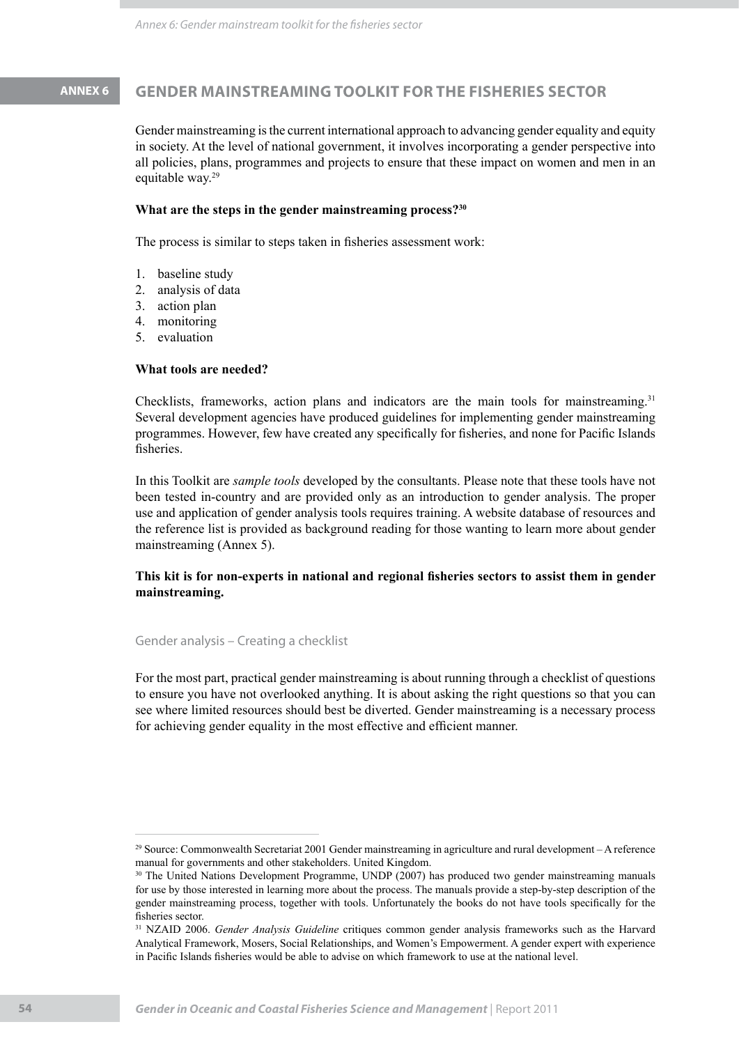# ANNEX 6 GENDER MAINSTREAMING TOOLKIT FOR THE FISHERIES SECTOR

Gender mainstreaming is the current international approach to advancing gender equality and equity in society. At the level of national government, it involves incorporating a gender perspective into all policies, plans, programmes and projects to ensure that these impact on women and men in an equitable way.[29]

**What are the steps in the gender mainstreaming process?[30]**

The process is similar to steps taken in fisheries assessment work:

1. baseline study
2. analysis of data
3. action plan
4. monitoring
5. evaluation

**What tools are needed?**

Checklists, frameworks, action plans and indicators are the main tools for mainstreaming.[31] Several development agencies have produced guidelines for implementing gender mainstreaming programmes. However, few have created any specifically for fisheries, and none for Pacific Islands fisheries.

In this Toolkit are *sample tools* developed by the consultants. Please note that these tools have not been tested in-country and are provided only as an introduction to gender analysis. The proper use and application of gender analysis tools requires training. A website database of resources and the reference list is provided as background reading for those wanting to learn more about gender mainstreaming (Annex 5).

**This kit is for non-experts in national and regional fisheries sectors to assist them in gender mainstreaming.**

## Gender analysis – Creating a checklist

For the most part, practical gender mainstreaming is about running through a checklist of questions to ensure you have not overlooked anything. It is about asking the right questions so that you can see where limited resources should best be diverted. Gender mainstreaming is a necessary process for achieving gender equality in the most effective and efficient manner.

---

[29] Source: Commonwealth Secretariat 2001 Gender mainstreaming in agriculture and rural development – A reference manual for governments and other stakeholders. United Kingdom.

[30] The United Nations Development Programme, UNDP (2007) has produced two gender mainstreaming manuals for use by those interested in learning more about the process. The manuals provide a step-by-step description of the gender mainstreaming process, together with tools. Unfortunately the books do not have tools specifically for the fisheries sector.

[31] NZAID 2006. *Gender Analysis Guideline* critiques common gender analysis frameworks such as the Harvard Analytical Framework, Mosers, Social Relationships, and Women's Empowerment. A gender expert with experience in Pacific Islands fisheries would be able to advise on which framework to use at the national level.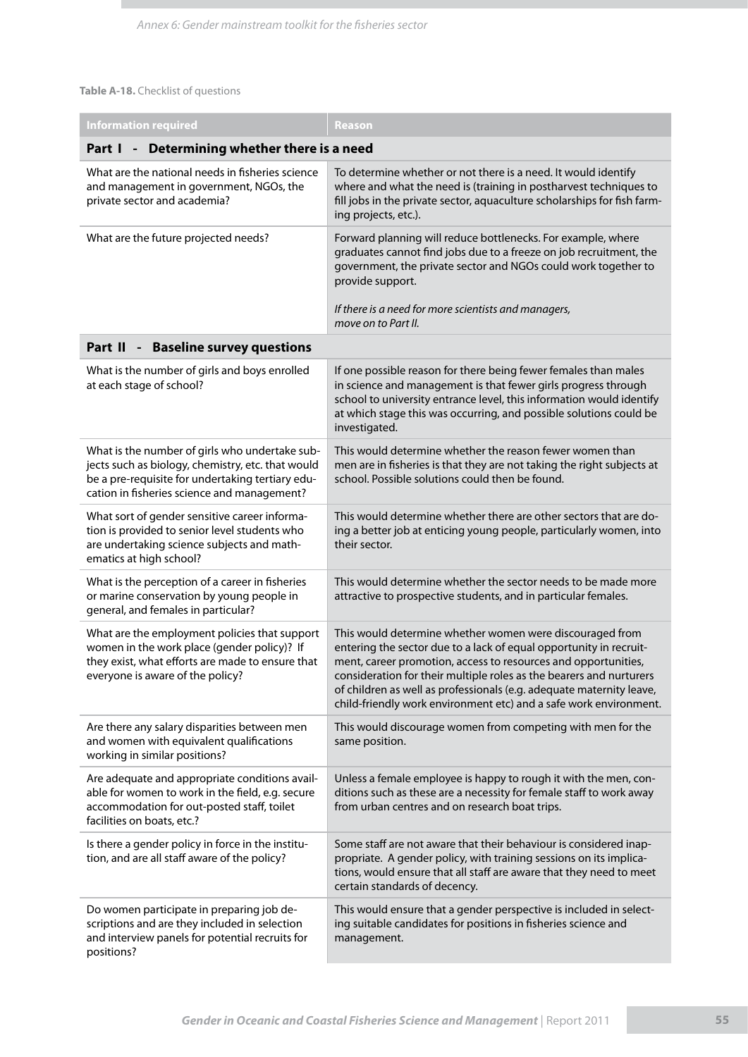**Table A-18.** Checklist of questions

| Information required | Reason |
|---|---|
| **Part I - Determining whether there is a need** | |
| What are the national needs in fisheries science and management in government, NGOs, the private sector and academia? | To determine whether or not there is a need. It would identify where and what the need is (training in postharvest techniques to fill jobs in the private sector, aquaculture scholarships for fish farming projects, etc.). |
| What are the future projected needs? | Forward planning will reduce bottlenecks. For example, where graduates cannot find jobs due to a freeze on job recruitment, the government, the private sector and NGOs could work together to provide support.<br><br>*If there is a need for more scientists and managers, move on to Part II.* |
| **Part II - Baseline survey questions** | |
| What is the number of girls and boys enrolled at each stage of school? | If one possible reason for there being fewer females than males in science and management is that fewer girls progress through school to university entrance level, this information would identify at which stage this was occurring, and possible solutions could be investigated. |
| What is the number of girls who undertake subjects such as biology, chemistry, etc. that would be a pre-requisite for undertaking tertiary education in fisheries science and management? | This would determine whether the reason fewer women than men are in fisheries is that they are not taking the right subjects at school. Possible solutions could then be found. |
| What sort of gender sensitive career information is provided to senior level students who are undertaking science subjects and mathematics at high school? | This would determine whether there are other sectors that are doing a better job at enticing young people, particularly women, into their sector. |
| What is the perception of a career in fisheries or marine conservation by young people in general, and females in particular? | This would determine whether the sector needs to be made more attractive to prospective students, and in particular females. |
| What are the employment policies that support women in the work place (gender policy)? If they exist, what efforts are made to ensure that everyone is aware of the policy? | This would determine whether women were discouraged from entering the sector due to a lack of equal opportunity in recruitment, career promotion, access to resources and opportunities, consideration for their multiple roles as the bearers and nurturers of children as well as professionals (e.g. adequate maternity leave, child-friendly work environment etc) and a safe work environment. |
| Are there any salary disparities between men and women with equivalent qualifications working in similar positions? | This would discourage women from competing with men for the same position. |
| Are adequate and appropriate conditions available for women to work in the field, e.g. secure accommodation for out-posted staff, toilet facilities on boats, etc.? | Unless a female employee is happy to rough it with the men, conditions such as these are a necessity for female staff to work away from urban centres and on research boat trips. |
| Is there a gender policy in force in the institution, and are all staff aware of the policy? | Some staff are not aware that their behaviour is considered inappropriate. A gender policy, with training sessions on its implications, would ensure that all staff are aware that they need to meet certain standards of decency. |
| Do women participate in preparing job descriptions and are they included in selection and interview panels for potential recruits for positions? | This would ensure that a gender perspective is included in selecting suitable candidates for positions in fisheries science and management. |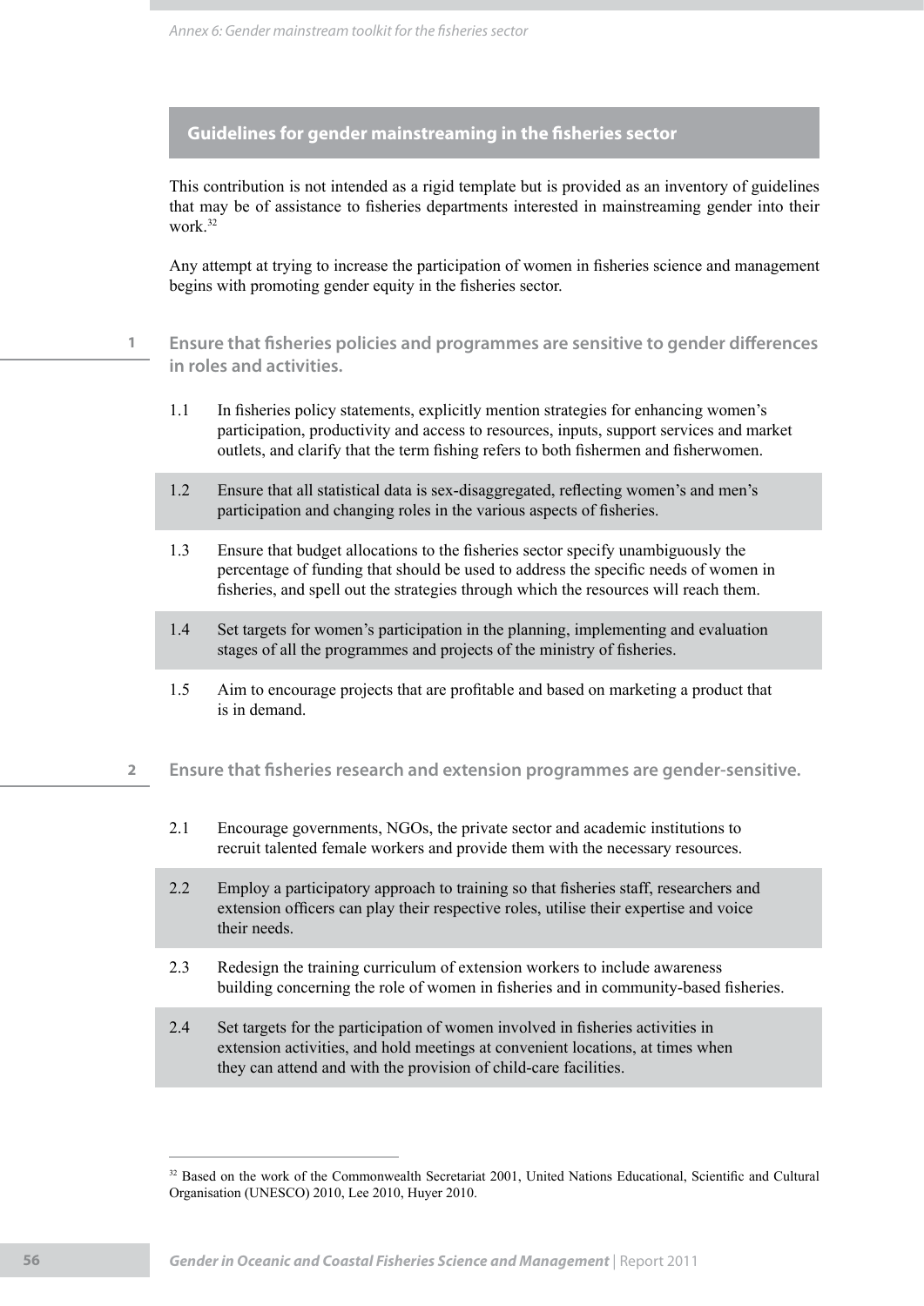## Guidelines for gender mainstreaming in the fisheries sector

This contribution is not intended as a rigid template but is provided as an inventory of guidelines that may be of assistance to fisheries departments interested in mainstreaming gender into their work.[32]

Any attempt at trying to increase the participation of women in fisheries science and management begins with promoting gender equity in the fisheries sector.

### 1 Ensure that fisheries policies and programmes are sensitive to gender differences in roles and activities.

1.1 In fisheries policy statements, explicitly mention strategies for enhancing women's participation, productivity and access to resources, inputs, support services and market outlets, and clarify that the term fishing refers to both fishermen and fisherwomen.

1.2 Ensure that all statistical data is sex-disaggregated, reflecting women's and men's participation and changing roles in the various aspects of fisheries.

1.3 Ensure that budget allocations to the fisheries sector specify unambiguously the percentage of funding that should be used to address the specific needs of women in fisheries, and spell out the strategies through which the resources will reach them.

1.4 Set targets for women's participation in the planning, implementing and evaluation stages of all the programmes and projects of the ministry of fisheries.

1.5 Aim to encourage projects that are profitable and based on marketing a product that is in demand.

### 2 Ensure that fisheries research and extension programmes are gender-sensitive.

2.1 Encourage governments, NGOs, the private sector and academic institutions to recruit talented female workers and provide them with the necessary resources.

2.2 Employ a participatory approach to training so that fisheries staff, researchers and extension officers can play their respective roles, utilise their expertise and voice their needs.

2.3 Redesign the training curriculum of extension workers to include awareness building concerning the role of women in fisheries and in community-based fisheries.

2.4 Set targets for the participation of women involved in fisheries activities in extension activities, and hold meetings at convenient locations, at times when they can attend and with the provision of child-care facilities.

---

[32] Based on the work of the Commonwealth Secretariat 2001, United Nations Educational, Scientific and Cultural Organisation (UNESCO) 2010, Lee 2010, Huyer 2010.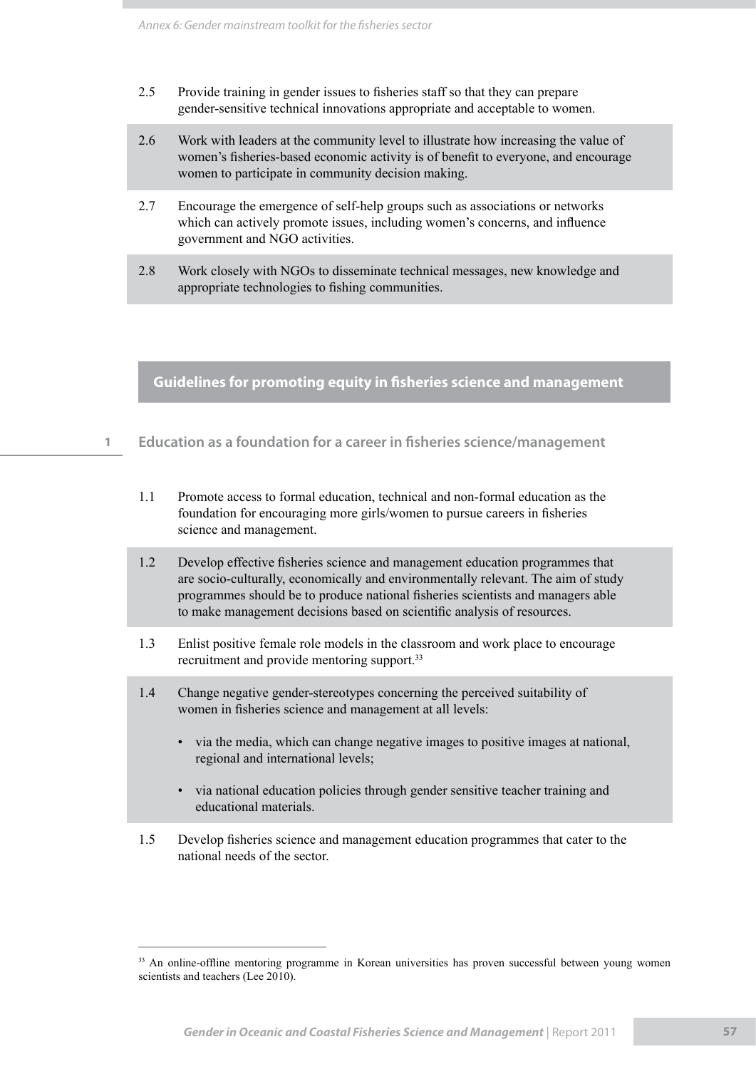2.5 Provide training in gender issues to fisheries staff so that they can prepare gender-sensitive technical innovations appropriate and acceptable to women.

2.6 Work with leaders at the community level to illustrate how increasing the value of women's fisheries-based economic activity is of benefit to everyone, and encourage women to participate in community decision making.

2.7 Encourage the emergence of self-help groups such as associations or networks which can actively promote issues, including women's concerns, and influence government and NGO activities.

2.8 Work closely with NGOs to disseminate technical messages, new knowledge and appropriate technologies to fishing communities.

## Guidelines for promoting equity in fisheries science and management

### 1 Education as a foundation for a career in fisheries science/management

1.1 Promote access to formal education, technical and non-formal education as the foundation for encouraging more girls/women to pursue careers in fisheries science and management.

1.2 Develop effective fisheries science and management education programmes that are socio-culturally, economically and environmentally relevant. The aim of study programmes should be to produce national fisheries scientists and managers able to make management decisions based on scientific analysis of resources.

1.3 Enlist positive female role models in the classroom and work place to encourage recruitment and provide mentoring support.[33]

1.4 Change negative gender-stereotypes concerning the perceived suitability of women in fisheries science and management at all levels:

- via the media, which can change negative images to positive images at national, regional and international levels;
- via national education policies through gender sensitive teacher training and educational materials.

1.5 Develop fisheries science and management education programmes that cater to the national needs of the sector.

[33] An online-offline mentoring programme in Korean universities has proven successful between young women scientists and teachers (Lee 2010).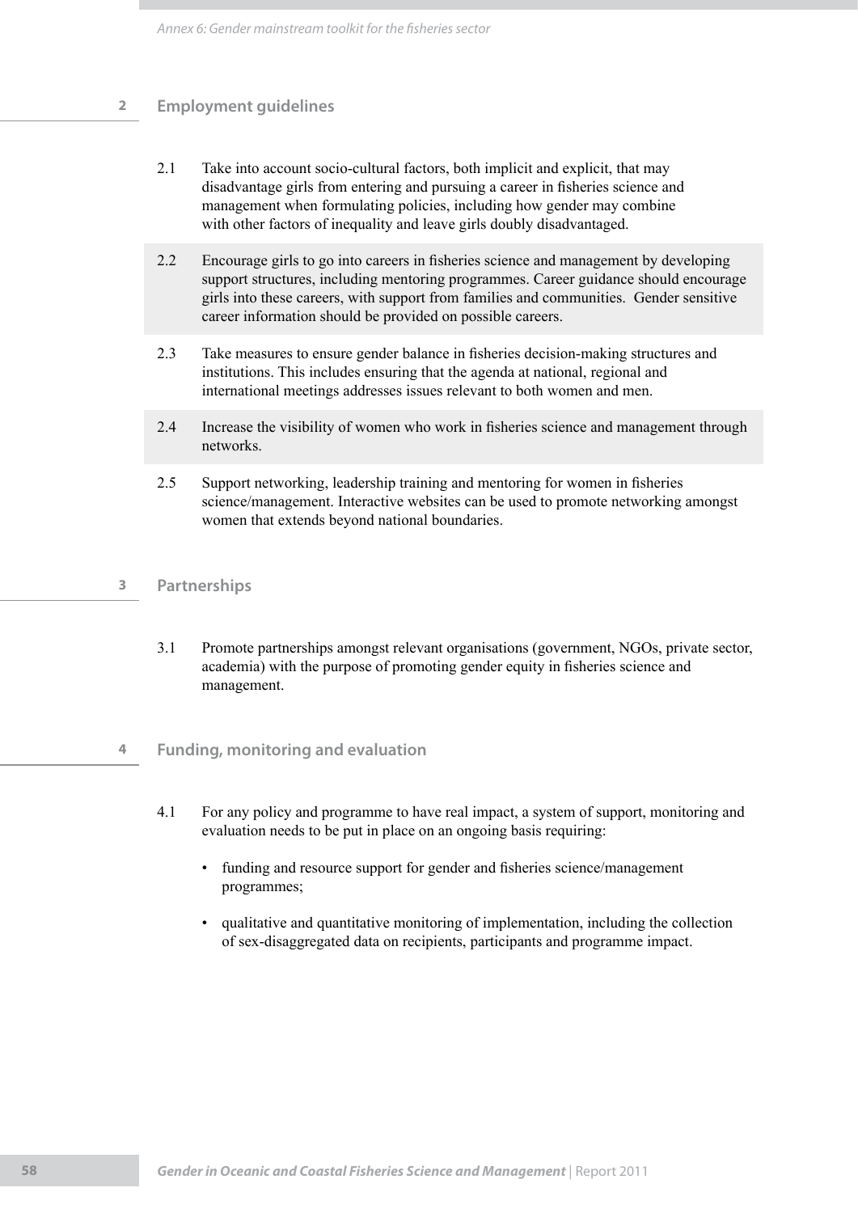## 2 Employment guidelines

2.1 Take into account socio-cultural factors, both implicit and explicit, that may disadvantage girls from entering and pursuing a career in fisheries science and management when formulating policies, including how gender may combine with other factors of inequality and leave girls doubly disadvantaged.

2.2 Encourage girls to go into careers in fisheries science and management by developing support structures, including mentoring programmes. Career guidance should encourage girls into these careers, with support from families and communities. Gender sensitive career information should be provided on possible careers.

2.3 Take measures to ensure gender balance in fisheries decision-making structures and institutions. This includes ensuring that the agenda at national, regional and international meetings addresses issues relevant to both women and men.

2.4 Increase the visibility of women who work in fisheries science and management through networks.

2.5 Support networking, leadership training and mentoring for women in fisheries science/management. Interactive websites can be used to promote networking amongst women that extends beyond national boundaries.

## 3 Partnerships

3.1 Promote partnerships amongst relevant organisations (government, NGOs, private sector, academia) with the purpose of promoting gender equity in fisheries science and management.

## 4 Funding, monitoring and evaluation

4.1 For any policy and programme to have real impact, a system of support, monitoring and evaluation needs to be put in place on an ongoing basis requiring:

- funding and resource support for gender and fisheries science/management programmes;
- qualitative and quantitative monitoring of implementation, including the collection of sex-disaggregated data on recipients, participants and programme impact.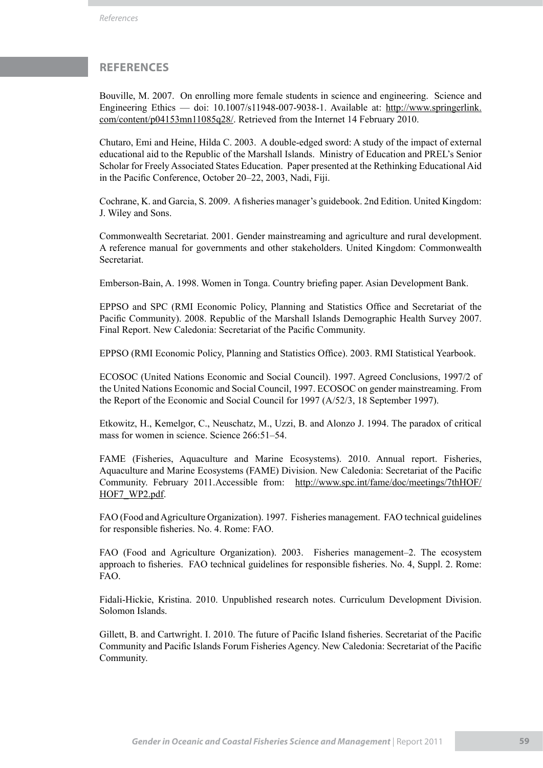## REFERENCES

Bouville, M. 2007. On enrolling more female students in science and engineering. Science and Engineering Ethics — doi: 10.1007/s11948-007-9038-1. Available at: http://www.springerlink.com/content/p04153mn11085q28/. Retrieved from the Internet 14 February 2010.

Chutaro, Emi and Heine, Hilda C. 2003. A double-edged sword: A study of the impact of external educational aid to the Republic of the Marshall Islands. Ministry of Education and PREL's Senior Scholar for Freely Associated States Education. Paper presented at the Rethinking Educational Aid in the Pacific Conference, October 20–22, 2003, Nadi, Fiji.

Cochrane, K. and Garcia, S. 2009. A fisheries manager's guidebook. 2nd Edition. United Kingdom: J. Wiley and Sons.

Commonwealth Secretariat. 2001. Gender mainstreaming and agriculture and rural development. A reference manual for governments and other stakeholders. United Kingdom: Commonwealth Secretariat.

Emberson-Bain, A. 1998. Women in Tonga. Country briefing paper. Asian Development Bank.

EPPSO and SPC (RMI Economic Policy, Planning and Statistics Office and Secretariat of the Pacific Community). 2008. Republic of the Marshall Islands Demographic Health Survey 2007. Final Report. New Caledonia: Secretariat of the Pacific Community.

EPPSO (RMI Economic Policy, Planning and Statistics Office). 2003. RMI Statistical Yearbook.

ECOSOC (United Nations Economic and Social Council). 1997. Agreed Conclusions, 1997/2 of the United Nations Economic and Social Council, 1997. ECOSOC on gender mainstreaming. From the Report of the Economic and Social Council for 1997 (A/52/3, 18 September 1997).

Etkowitz, H., Kemelgor, C., Neuschatz, M., Uzzi, B. and Alonzo J. 1994. The paradox of critical mass for women in science. Science 266:51–54.

FAME (Fisheries, Aquaculture and Marine Ecosystems). 2010. Annual report. Fisheries, Aquaculture and Marine Ecosystems (FAME) Division. New Caledonia: Secretariat of the Pacific Community. February 2011.Accessible from: http://www.spc.int/fame/doc/meetings/7thHOF/HOF7_WP2.pdf.

FAO (Food and Agriculture Organization). 1997. Fisheries management. FAO technical guidelines for responsible fisheries. No. 4. Rome: FAO.

FAO (Food and Agriculture Organization). 2003. Fisheries management–2. The ecosystem approach to fisheries. FAO technical guidelines for responsible fisheries. No. 4, Suppl. 2. Rome: FAO.

Fidali-Hickie, Kristina. 2010. Unpublished research notes. Curriculum Development Division. Solomon Islands.

Gillett, B. and Cartwright. I. 2010. The future of Pacific Island fisheries. Secretariat of the Pacific Community and Pacific Islands Forum Fisheries Agency. New Caledonia: Secretariat of the Pacific Community.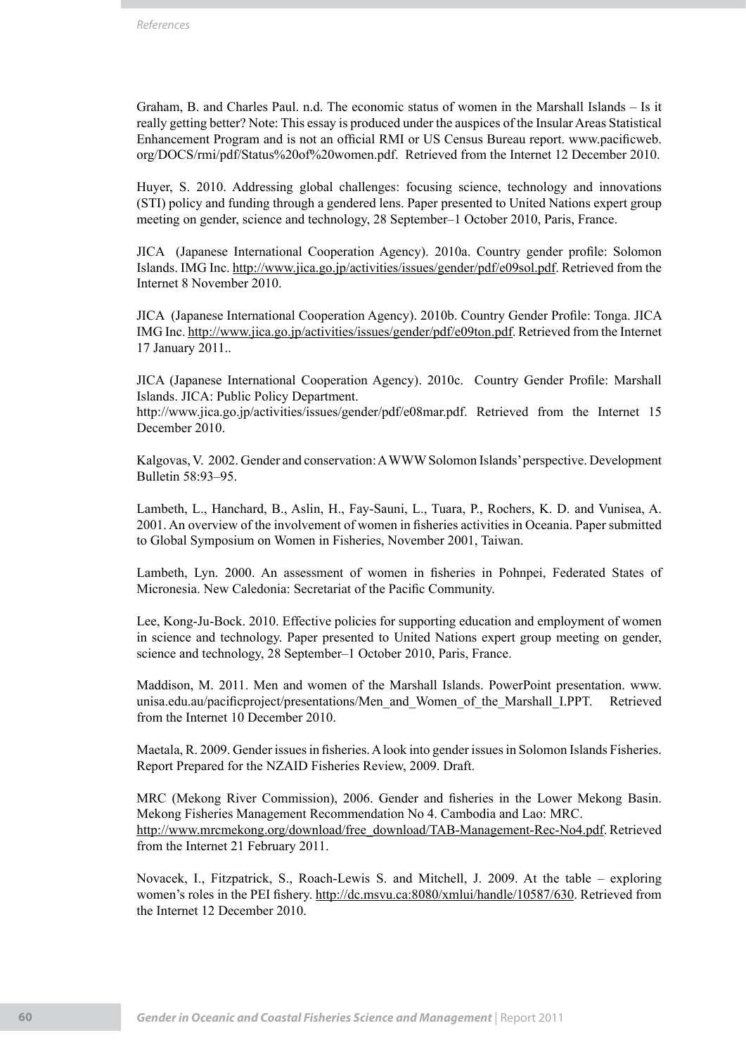Graham, B. and Charles Paul. n.d. The economic status of women in the Marshall Islands – Is it really getting better? Note: This essay is produced under the auspices of the Insular Areas Statistical Enhancement Program and is not an official RMI or US Census Bureau report. www.pacificweb.org/DOCS/rmi/pdf/Status%20of%20women.pdf. Retrieved from the Internet 12 December 2010.

Huyer, S. 2010. Addressing global challenges: focusing science, technology and innovations (STI) policy and funding through a gendered lens. Paper presented to United Nations expert group meeting on gender, science and technology, 28 September–1 October 2010, Paris, France.

JICA (Japanese International Cooperation Agency). 2010a. Country gender profile: Solomon Islands. IMG Inc. http://www.jica.go.jp/activities/issues/gender/pdf/e09sol.pdf. Retrieved from the Internet 8 November 2010.

JICA (Japanese International Cooperation Agency). 2010b. Country Gender Profile: Tonga. JICA IMG Inc. http://www.jica.go.jp/activities/issues/gender/pdf/e09ton.pdf. Retrieved from the Internet 17 January 2011..

JICA (Japanese International Cooperation Agency). 2010c. Country Gender Profile: Marshall Islands. JICA: Public Policy Department.
http://www.jica.go.jp/activities/issues/gender/pdf/e08mar.pdf. Retrieved from the Internet 15 December 2010.

Kalgovas, V. 2002. Gender and conservation: A WWW Solomon Islands' perspective. Development Bulletin 58:93–95.

Lambeth, L., Hanchard, B., Aslin, H., Fay-Sauni, L., Tuara, P., Rochers, K. D. and Vunisea, A. 2001. An overview of the involvement of women in fisheries activities in Oceania. Paper submitted to Global Symposium on Women in Fisheries, November 2001, Taiwan.

Lambeth, Lyn. 2000. An assessment of women in fisheries in Pohnpei, Federated States of Micronesia. New Caledonia: Secretariat of the Pacific Community.

Lee, Kong-Ju-Bock. 2010. Effective policies for supporting education and employment of women in science and technology. Paper presented to United Nations expert group meeting on gender, science and technology, 28 September–1 October 2010, Paris, France.

Maddison, M. 2011. Men and women of the Marshall Islands. PowerPoint presentation. www.unisa.edu.au/pacificproject/presentations/Men_and_Women_of_the_Marshall_I.PPT. Retrieved from the Internet 10 December 2010.

Maetala, R. 2009. Gender issues in fisheries. A look into gender issues in Solomon Islands Fisheries. Report Prepared for the NZAID Fisheries Review, 2009. Draft.

MRC (Mekong River Commission), 2006. Gender and fisheries in the Lower Mekong Basin. Mekong Fisheries Management Recommendation No 4. Cambodia and Lao: MRC.
http://www.mrcmekong.org/download/free_download/TAB-Management-Rec-No4.pdf. Retrieved from the Internet 21 February 2011.

Novacek, I., Fitzpatrick, S., Roach-Lewis S. and Mitchell, J. 2009. At the table – exploring women's roles in the PEI fishery. http://dc.msvu.ca:8080/xmlui/handle/10587/630. Retrieved from the Internet 12 December 2010.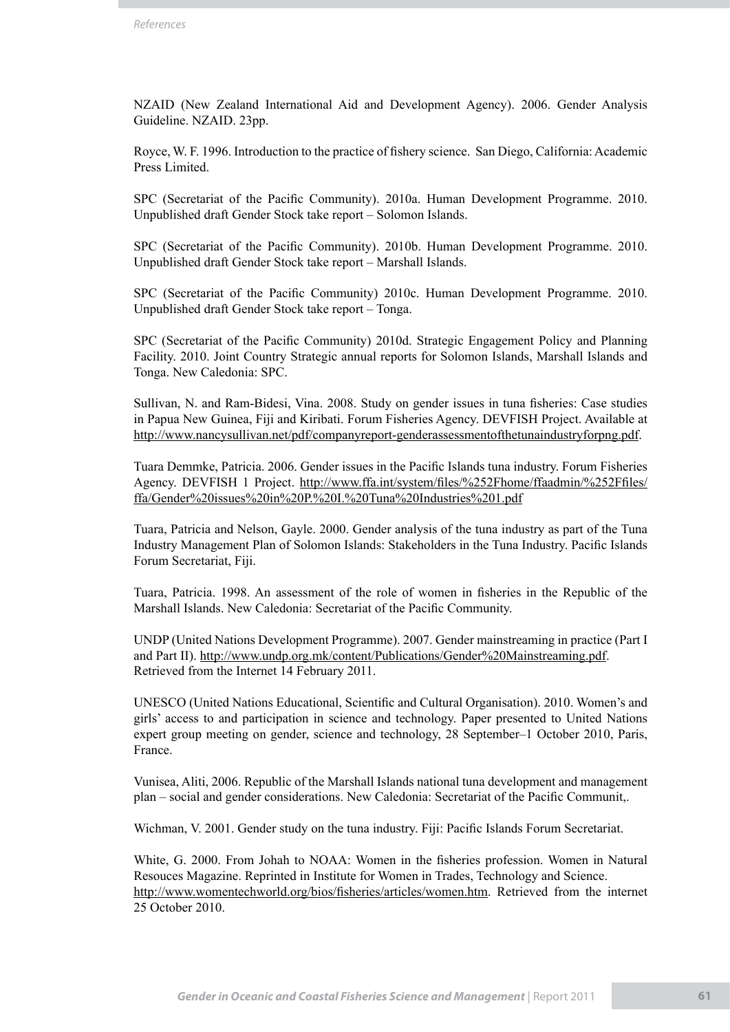NZAID (New Zealand International Aid and Development Agency). 2006. Gender Analysis Guideline. NZAID. 23pp.

Royce, W. F. 1996. Introduction to the practice of fishery science. San Diego, California: Academic Press Limited.

SPC (Secretariat of the Pacific Community). 2010a. Human Development Programme. 2010. Unpublished draft Gender Stock take report – Solomon Islands.

SPC (Secretariat of the Pacific Community). 2010b. Human Development Programme. 2010. Unpublished draft Gender Stock take report – Marshall Islands.

SPC (Secretariat of the Pacific Community) 2010c. Human Development Programme. 2010. Unpublished draft Gender Stock take report – Tonga.

SPC (Secretariat of the Pacific Community) 2010d. Strategic Engagement Policy and Planning Facility. 2010. Joint Country Strategic annual reports for Solomon Islands, Marshall Islands and Tonga. New Caledonia: SPC.

Sullivan, N. and Ram-Bidesi, Vina. 2008. Study on gender issues in tuna fisheries: Case studies in Papua New Guinea, Fiji and Kiribati. Forum Fisheries Agency. DEVFISH Project. Available at http://www.nancysullivan.net/pdf/companyreport-genderassessmentofthetunaindustryforpng.pdf.

Tuara Demmke, Patricia. 2006. Gender issues in the Pacific Islands tuna industry. Forum Fisheries Agency. DEVFISH 1 Project. http://www.ffa.int/system/files/%252Fhome/ffaadmin/%252Ffiles/ffa/Gender%20issues%20in%20P.%20I.%20Tuna%20Industries%201.pdf

Tuara, Patricia and Nelson, Gayle. 2000. Gender analysis of the tuna industry as part of the Tuna Industry Management Plan of Solomon Islands: Stakeholders in the Tuna Industry. Pacific Islands Forum Secretariat, Fiji.

Tuara, Patricia. 1998. An assessment of the role of women in fisheries in the Republic of the Marshall Islands. New Caledonia: Secretariat of the Pacific Community.

UNDP (United Nations Development Programme). 2007. Gender mainstreaming in practice (Part I and Part II). http://www.undp.org.mk/content/Publications/Gender%20Mainstreaming.pdf. Retrieved from the Internet 14 February 2011.

UNESCO (United Nations Educational, Scientific and Cultural Organisation). 2010. Women's and girls' access to and participation in science and technology. Paper presented to United Nations expert group meeting on gender, science and technology, 28 September–1 October 2010, Paris, France.

Vunisea, Aliti, 2006. Republic of the Marshall Islands national tuna development and management plan – social and gender considerations. New Caledonia: Secretariat of the Pacific Communit,.

Wichman, V. 2001. Gender study on the tuna industry. Fiji: Pacific Islands Forum Secretariat.

White, G. 2000. From Johah to NOAA: Women in the fisheries profession. Women in Natural Resouces Magazine. Reprinted in Institute for Women in Trades, Technology and Science. http://www.womentechworld.org/bios/fisheries/articles/women.htm. Retrieved from the internet 25 October 2010.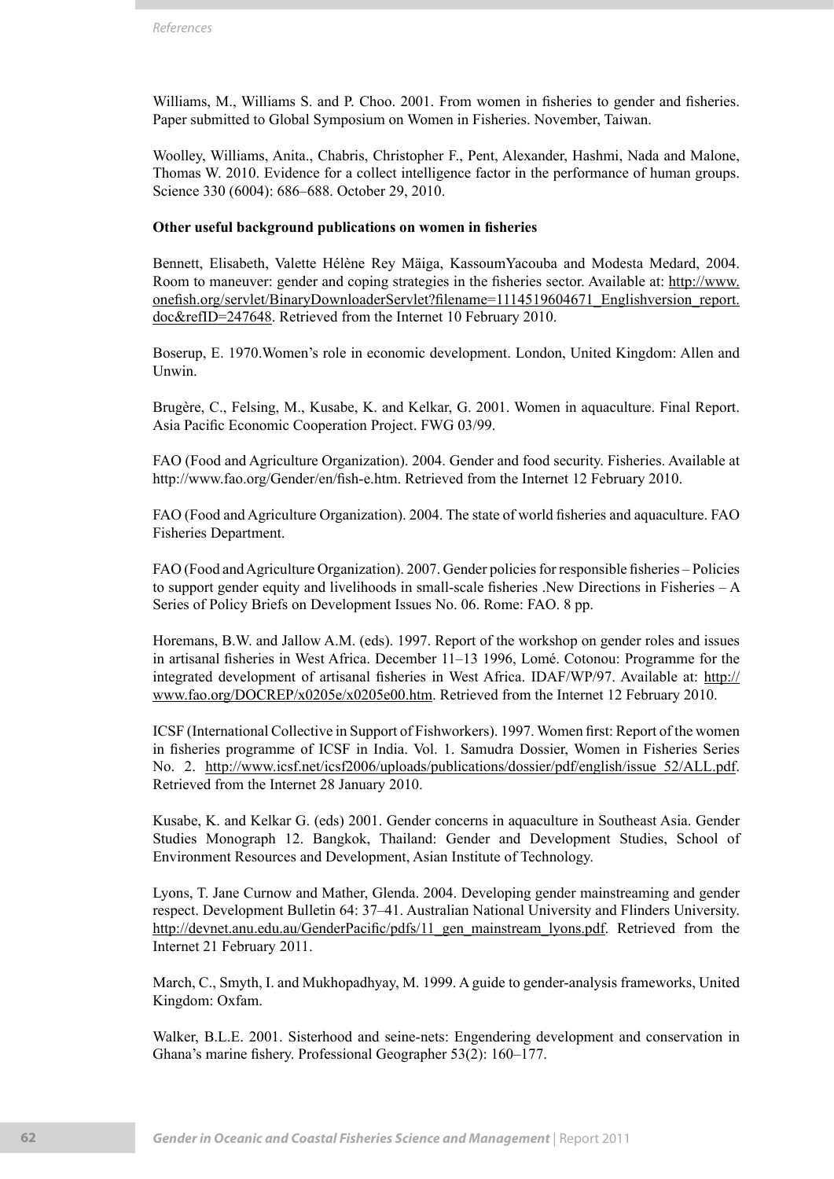Williams, M., Williams S. and P. Choo. 2001. From women in fisheries to gender and fisheries. Paper submitted to Global Symposium on Women in Fisheries. November, Taiwan.

Woolley, Williams, Anita., Chabris, Christopher F., Pent, Alexander, Hashmi, Nada and Malone, Thomas W. 2010. Evidence for a collect intelligence factor in the performance of human groups. Science 330 (6004): 686–688. October 29, 2010.

**Other useful background publications on women in fisheries**

Bennett, Elisabeth, Valette Hélène Rey Mäiga, KassoumYacouba and Modesta Medard, 2004. Room to maneuver: gender and coping strategies in the fisheries sector. Available at: http://www.onefish.org/servlet/BinaryDownloaderServlet?filename=1114519604671_Englishversion_report.doc&refID=247648. Retrieved from the Internet 10 February 2010.

Boserup, E. 1970.Women's role in economic development. London, United Kingdom: Allen and Unwin.

Brugère, C., Felsing, M., Kusabe, K. and Kelkar, G. 2001. Women in aquaculture. Final Report. Asia Pacific Economic Cooperation Project. FWG 03/99.

FAO (Food and Agriculture Organization). 2004. Gender and food security. Fisheries. Available at http://www.fao.org/Gender/en/fish-e.htm. Retrieved from the Internet 12 February 2010.

FAO (Food and Agriculture Organization). 2004. The state of world fisheries and aquaculture. FAO Fisheries Department.

FAO (Food and Agriculture Organization). 2007. Gender policies for responsible fisheries – Policies to support gender equity and livelihoods in small-scale fisheries .New Directions in Fisheries – A Series of Policy Briefs on Development Issues No. 06. Rome: FAO. 8 pp.

Horemans, B.W. and Jallow A.M. (eds). 1997. Report of the workshop on gender roles and issues in artisanal fisheries in West Africa. December 11–13 1996, Lomé. Cotonou: Programme for the integrated development of artisanal fisheries in West Africa. IDAF/WP/97. Available at: http://www.fao.org/DOCREP/x0205e/x0205e00.htm. Retrieved from the Internet 12 February 2010.

ICSF (International Collective in Support of Fishworkers). 1997. Women first: Report of the women in fisheries programme of ICSF in India. Vol. 1. Samudra Dossier, Women in Fisheries Series No. 2. http://www.icsf.net/icsf2006/uploads/publications/dossier/pdf/english/issue_52/ALL.pdf. Retrieved from the Internet 28 January 2010.

Kusabe, K. and Kelkar G. (eds) 2001. Gender concerns in aquaculture in Southeast Asia. Gender Studies Monograph 12. Bangkok, Thailand: Gender and Development Studies, School of Environment Resources and Development, Asian Institute of Technology.

Lyons, T. Jane Curnow and Mather, Glenda. 2004. Developing gender mainstreaming and gender respect. Development Bulletin 64: 37–41. Australian National University and Flinders University. http://devnet.anu.edu.au/GenderPacific/pdfs/11_gen_mainstream_lyons.pdf. Retrieved from the Internet 21 February 2011.

March, C., Smyth, I. and Mukhopadhyay, M. 1999. A guide to gender-analysis frameworks, United Kingdom: Oxfam.

Walker, B.L.E. 2001. Sisterhood and seine-nets: Engendering development and conservation in Ghana's marine fishery. Professional Geographer 53(2): 160–177.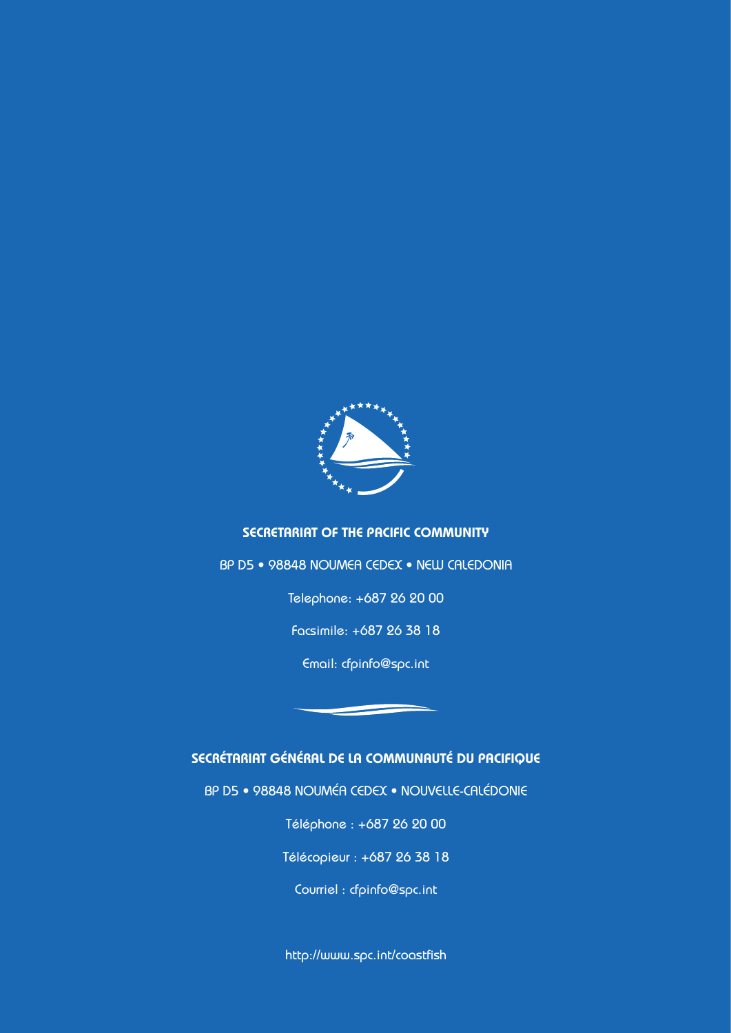**SECRETARIAT OF THE PACIFIC COMMUNITY**

BP D5 • 98848 NOUMEA CEDEX • NEW CALEDONIA

Telephone: +687 26 20 00

Facsimile: +687 26 38 18

Email: cfpinfo@spc.int

**SECRÉTARIAT GÉNÉRAL DE LA COMMUNAUTÉ DU PACIFIQUE**

BP D5 • 98848 NOUMÉA CEDEX • NOUVELLE-CALÉDONIE

Téléphone : +687 26 20 00

Télécopieur : +687 26 38 18

Courriel : cfpinfo@spc.int

http://www.spc.int/coastfish